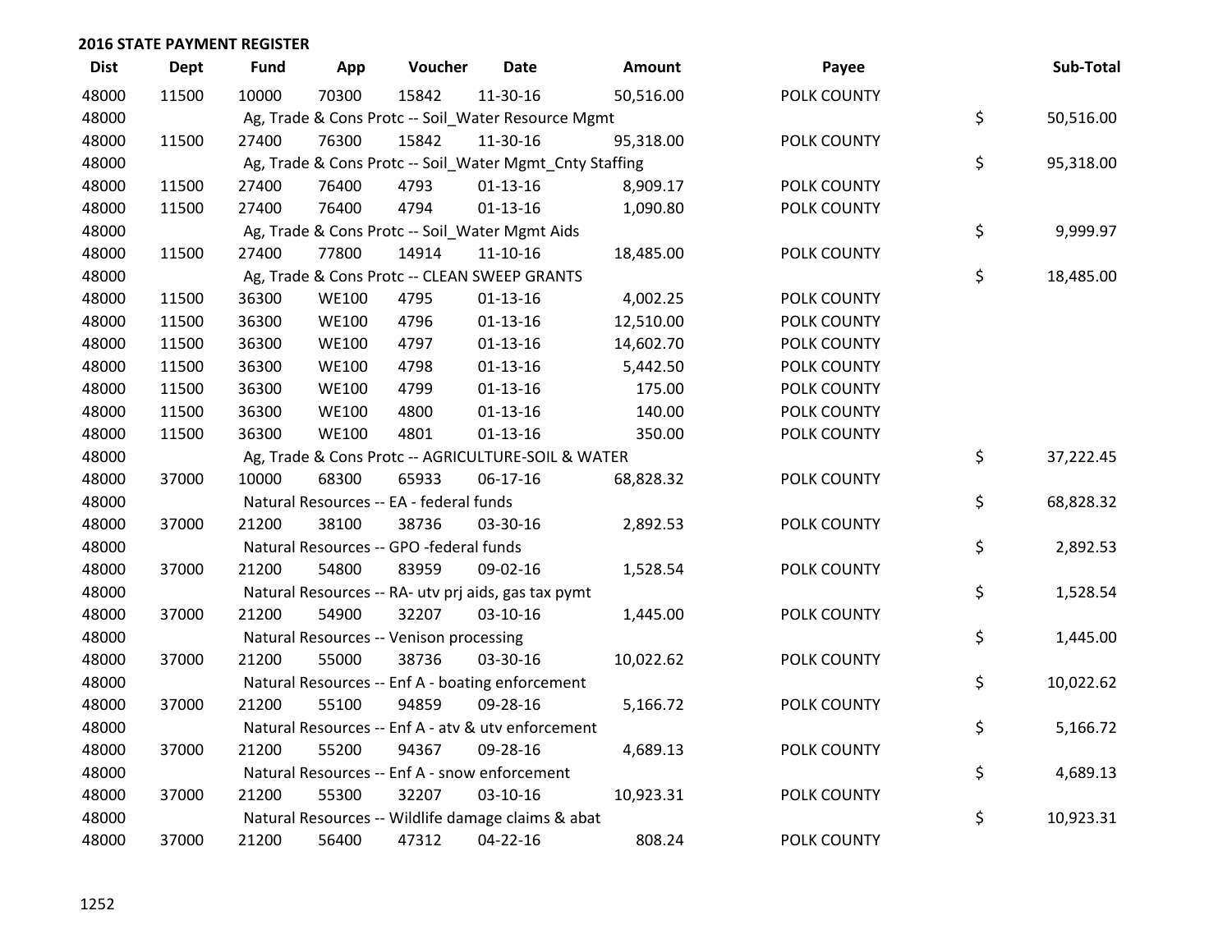## 2016 STATE PAYMENT REGISTER

| Dist | Dept | Fund | App | Voucher | Date | Amount | Payee | Sub-Total |
|---|---|---|---|---|---|---|---|---|
| 48000 | 11500 | 10000 | 70300 | 15842 | 11-30-16 | 50,516.00 | POLK COUNTY | |
| 48000 | | Ag, Trade & Cons Protc -- Soil_Water Resource Mgmt | | | | | | $ 50,516.00 |
| 48000 | 11500 | 27400 | 76300 | 15842 | 11-30-16 | 95,318.00 | POLK COUNTY | |
| 48000 | | Ag, Trade & Cons Protc -- Soil_Water Mgmt_Cnty Staffing | | | | | | $ 95,318.00 |
| 48000 | 11500 | 27400 | 76400 | 4793 | 01-13-16 | 8,909.17 | POLK COUNTY | |
| 48000 | 11500 | 27400 | 76400 | 4794 | 01-13-16 | 1,090.80 | POLK COUNTY | |
| 48000 | | Ag, Trade & Cons Protc -- Soil_Water Mgmt Aids | | | | | | $ 9,999.97 |
| 48000 | 11500 | 27400 | 77800 | 14914 | 11-10-16 | 18,485.00 | POLK COUNTY | |
| 48000 | | Ag, Trade & Cons Protc -- CLEAN SWEEP GRANTS | | | | | | $ 18,485.00 |
| 48000 | 11500 | 36300 | WE100 | 4795 | 01-13-16 | 4,002.25 | POLK COUNTY | |
| 48000 | 11500 | 36300 | WE100 | 4796 | 01-13-16 | 12,510.00 | POLK COUNTY | |
| 48000 | 11500 | 36300 | WE100 | 4797 | 01-13-16 | 14,602.70 | POLK COUNTY | |
| 48000 | 11500 | 36300 | WE100 | 4798 | 01-13-16 | 5,442.50 | POLK COUNTY | |
| 48000 | 11500 | 36300 | WE100 | 4799 | 01-13-16 | 175.00 | POLK COUNTY | |
| 48000 | 11500 | 36300 | WE100 | 4800 | 01-13-16 | 140.00 | POLK COUNTY | |
| 48000 | 11500 | 36300 | WE100 | 4801 | 01-13-16 | 350.00 | POLK COUNTY | |
| 48000 | | Ag, Trade & Cons Protc -- AGRICULTURE-SOIL & WATER | | | | | | $ 37,222.45 |
| 48000 | 37000 | 10000 | 68300 | 65933 | 06-17-16 | 68,828.32 | POLK COUNTY | |
| 48000 | | Natural Resources -- EA - federal funds | | | | | | $ 68,828.32 |
| 48000 | 37000 | 21200 | 38100 | 38736 | 03-30-16 | 2,892.53 | POLK COUNTY | |
| 48000 | | Natural Resources -- GPO -federal funds | | | | | | $ 2,892.53 |
| 48000 | 37000 | 21200 | 54800 | 83959 | 09-02-16 | 1,528.54 | POLK COUNTY | |
| 48000 | | Natural Resources -- RA- utv prj aids, gas tax pymt | | | | | | $ 1,528.54 |
| 48000 | 37000 | 21200 | 54900 | 32207 | 03-10-16 | 1,445.00 | POLK COUNTY | |
| 48000 | | Natural Resources -- Venison processing | | | | | | $ 1,445.00 |
| 48000 | 37000 | 21200 | 55000 | 38736 | 03-30-16 | 10,022.62 | POLK COUNTY | |
| 48000 | | Natural Resources -- Enf A - boating enforcement | | | | | | $ 10,022.62 |
| 48000 | 37000 | 21200 | 55100 | 94859 | 09-28-16 | 5,166.72 | POLK COUNTY | |
| 48000 | | Natural Resources -- Enf A - atv & utv enforcement | | | | | | $ 5,166.72 |
| 48000 | 37000 | 21200 | 55200 | 94367 | 09-28-16 | 4,689.13 | POLK COUNTY | |
| 48000 | | Natural Resources -- Enf A - snow enforcement | | | | | | $ 4,689.13 |
| 48000 | 37000 | 21200 | 55300 | 32207 | 03-10-16 | 10,923.31 | POLK COUNTY | |
| 48000 | | Natural Resources -- Wildlife damage claims & abat | | | | | | $ 10,923.31 |
| 48000 | 37000 | 21200 | 56400 | 47312 | 04-22-16 | 808.24 | POLK COUNTY | |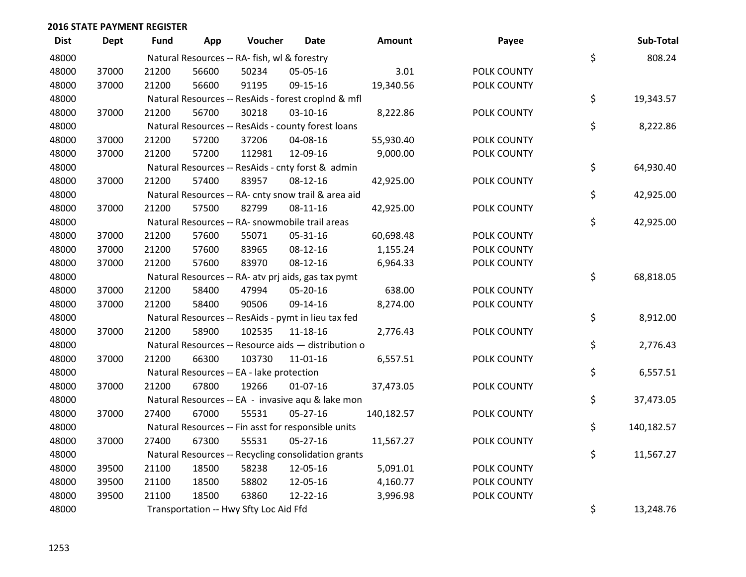## 2016 STATE PAYMENT REGISTER

| Dist | Dept | Fund | App | Voucher | Date | Amount | Payee | | Sub-Total |
|---|---|---|---|---|---|---|---|---|---|
| 48000 | | Natural Resources -- RA- fish, wl & forestry | | | | | | $ | 808.24 |
| 48000 | 37000 | 21200 | 56600 | 50234 | 05-05-16 | 3.01 | POLK COUNTY | | |
| 48000 | 37000 | 21200 | 56600 | 91195 | 09-15-16 | 19,340.56 | POLK COUNTY | | |
| 48000 | | Natural Resources -- ResAids - forest croplnd & mfl | | | | | | $ | 19,343.57 |
| 48000 | 37000 | 21200 | 56700 | 30218 | 03-10-16 | 8,222.86 | POLK COUNTY | | |
| 48000 | | Natural Resources -- ResAids - county forest loans | | | | | | $ | 8,222.86 |
| 48000 | 37000 | 21200 | 57200 | 37206 | 04-08-16 | 55,930.40 | POLK COUNTY | | |
| 48000 | 37000 | 21200 | 57200 | 112981 | 12-09-16 | 9,000.00 | POLK COUNTY | | |
| 48000 | | Natural Resources -- ResAids - cnty forst & admin | | | | | | $ | 64,930.40 |
| 48000 | 37000 | 21200 | 57400 | 83957 | 08-12-16 | 42,925.00 | POLK COUNTY | | |
| 48000 | | Natural Resources -- RA- cnty snow trail & area aid | | | | | | $ | 42,925.00 |
| 48000 | 37000 | 21200 | 57500 | 82799 | 08-11-16 | 42,925.00 | POLK COUNTY | | |
| 48000 | | Natural Resources -- RA- snowmobile trail areas | | | | | | $ | 42,925.00 |
| 48000 | 37000 | 21200 | 57600 | 55071 | 05-31-16 | 60,698.48 | POLK COUNTY | | |
| 48000 | 37000 | 21200 | 57600 | 83965 | 08-12-16 | 1,155.24 | POLK COUNTY | | |
| 48000 | 37000 | 21200 | 57600 | 83970 | 08-12-16 | 6,964.33 | POLK COUNTY | | |
| 48000 | | Natural Resources -- RA- atv prj aids, gas tax pymt | | | | | | $ | 68,818.05 |
| 48000 | 37000 | 21200 | 58400 | 47994 | 05-20-16 | 638.00 | POLK COUNTY | | |
| 48000 | 37000 | 21200 | 58400 | 90506 | 09-14-16 | 8,274.00 | POLK COUNTY | | |
| 48000 | | Natural Resources -- ResAids - pymt in lieu tax fed | | | | | | $ | 8,912.00 |
| 48000 | 37000 | 21200 | 58900 | 102535 | 11-18-16 | 2,776.43 | POLK COUNTY | | |
| 48000 | | Natural Resources -- Resource aids — distribution o | | | | | | $ | 2,776.43 |
| 48000 | 37000 | 21200 | 66300 | 103730 | 11-01-16 | 6,557.51 | POLK COUNTY | | |
| 48000 | | Natural Resources -- EA - lake protection | | | | | | $ | 6,557.51 |
| 48000 | 37000 | 21200 | 67800 | 19266 | 01-07-16 | 37,473.05 | POLK COUNTY | | |
| 48000 | | Natural Resources -- EA - invasive aqu & lake mon | | | | | | $ | 37,473.05 |
| 48000 | 37000 | 27400 | 67000 | 55531 | 05-27-16 | 140,182.57 | POLK COUNTY | | |
| 48000 | | Natural Resources -- Fin asst for responsible units | | | | | | $ | 140,182.57 |
| 48000 | 37000 | 27400 | 67300 | 55531 | 05-27-16 | 11,567.27 | POLK COUNTY | | |
| 48000 | | Natural Resources -- Recycling consolidation grants | | | | | | $ | 11,567.27 |
| 48000 | 39500 | 21100 | 18500 | 58238 | 12-05-16 | 5,091.01 | POLK COUNTY | | |
| 48000 | 39500 | 21100 | 18500 | 58802 | 12-05-16 | 4,160.77 | POLK COUNTY | | |
| 48000 | 39500 | 21100 | 18500 | 63860 | 12-22-16 | 3,996.98 | POLK COUNTY | | |
| 48000 | | Transportation -- Hwy Sfty Loc Aid Ffd | | | | | | $ | 13,248.76 |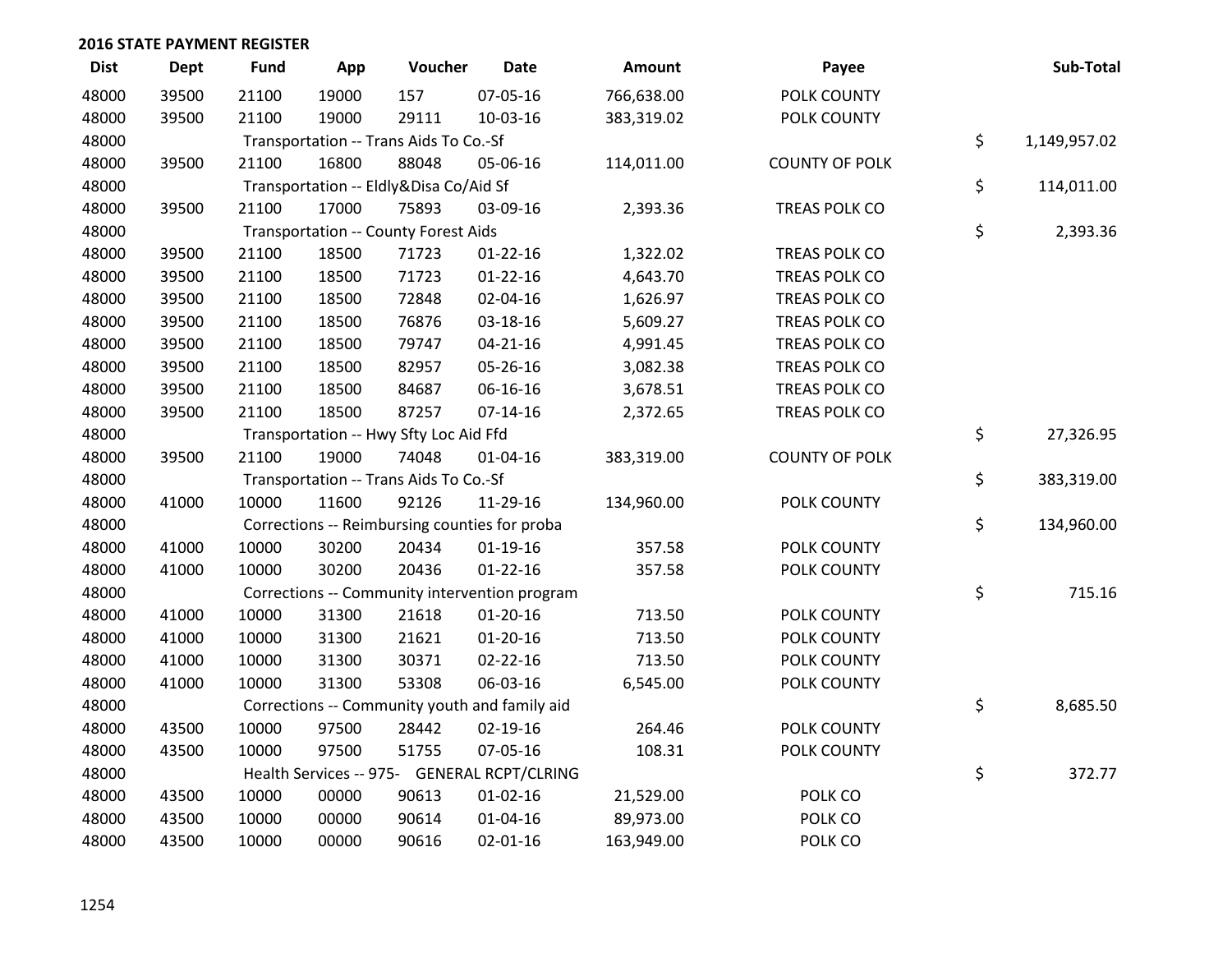## 2016 STATE PAYMENT REGISTER

| Dist | Dept | Fund | App | Voucher | Date | Amount | Payee | Sub-Total |
|---|---|---|---|---|---|---|---|---|
| 48000 | 39500 | 21100 | 19000 | 157 | 07-05-16 | 766,638.00 | POLK COUNTY | |
| 48000 | 39500 | 21100 | 19000 | 29111 | 10-03-16 | 383,319.02 | POLK COUNTY | |
| 48000 | | Transportation -- Trans Aids To Co.-Sf | | | | | | $ 1,149,957.02 |
| 48000 | 39500 | 21100 | 16800 | 88048 | 05-06-16 | 114,011.00 | COUNTY OF POLK | |
| 48000 | | Transportation -- Eldly&Disa Co/Aid Sf | | | | | | $ 114,011.00 |
| 48000 | 39500 | 21100 | 17000 | 75893 | 03-09-16 | 2,393.36 | TREAS POLK CO | |
| 48000 | | Transportation -- County Forest Aids | | | | | | $ 2,393.36 |
| 48000 | 39500 | 21100 | 18500 | 71723 | 01-22-16 | 1,322.02 | TREAS POLK CO | |
| 48000 | 39500 | 21100 | 18500 | 71723 | 01-22-16 | 4,643.70 | TREAS POLK CO | |
| 48000 | 39500 | 21100 | 18500 | 72848 | 02-04-16 | 1,626.97 | TREAS POLK CO | |
| 48000 | 39500 | 21100 | 18500 | 76876 | 03-18-16 | 5,609.27 | TREAS POLK CO | |
| 48000 | 39500 | 21100 | 18500 | 79747 | 04-21-16 | 4,991.45 | TREAS POLK CO | |
| 48000 | 39500 | 21100 | 18500 | 82957 | 05-26-16 | 3,082.38 | TREAS POLK CO | |
| 48000 | 39500 | 21100 | 18500 | 84687 | 06-16-16 | 3,678.51 | TREAS POLK CO | |
| 48000 | 39500 | 21100 | 18500 | 87257 | 07-14-16 | 2,372.65 | TREAS POLK CO | |
| 48000 | | Transportation -- Hwy Sfty Loc Aid Ffd | | | | | | $ 27,326.95 |
| 48000 | 39500 | 21100 | 19000 | 74048 | 01-04-16 | 383,319.00 | COUNTY OF POLK | |
| 48000 | | Transportation -- Trans Aids To Co.-Sf | | | | | | $ 383,319.00 |
| 48000 | 41000 | 10000 | 11600 | 92126 | 11-29-16 | 134,960.00 | POLK COUNTY | |
| 48000 | | Corrections -- Reimbursing counties for proba | | | | | | $ 134,960.00 |
| 48000 | 41000 | 10000 | 30200 | 20434 | 01-19-16 | 357.58 | POLK COUNTY | |
| 48000 | 41000 | 10000 | 30200 | 20436 | 01-22-16 | 357.58 | POLK COUNTY | |
| 48000 | | Corrections -- Community intervention program | | | | | | $ 715.16 |
| 48000 | 41000 | 10000 | 31300 | 21618 | 01-20-16 | 713.50 | POLK COUNTY | |
| 48000 | 41000 | 10000 | 31300 | 21621 | 01-20-16 | 713.50 | POLK COUNTY | |
| 48000 | 41000 | 10000 | 31300 | 30371 | 02-22-16 | 713.50 | POLK COUNTY | |
| 48000 | 41000 | 10000 | 31300 | 53308 | 06-03-16 | 6,545.00 | POLK COUNTY | |
| 48000 | | Corrections -- Community youth and family aid | | | | | | $ 8,685.50 |
| 48000 | 43500 | 10000 | 97500 | 28442 | 02-19-16 | 264.46 | POLK COUNTY | |
| 48000 | 43500 | 10000 | 97500 | 51755 | 07-05-16 | 108.31 | POLK COUNTY | |
| 48000 | | Health Services -- 975- GENERAL RCPT/CLRING | | | | | | $ 372.77 |
| 48000 | 43500 | 10000 | 00000 | 90613 | 01-02-16 | 21,529.00 | POLK CO | |
| 48000 | 43500 | 10000 | 00000 | 90614 | 01-04-16 | 89,973.00 | POLK CO | |
| 48000 | 43500 | 10000 | 00000 | 90616 | 02-01-16 | 163,949.00 | POLK CO | |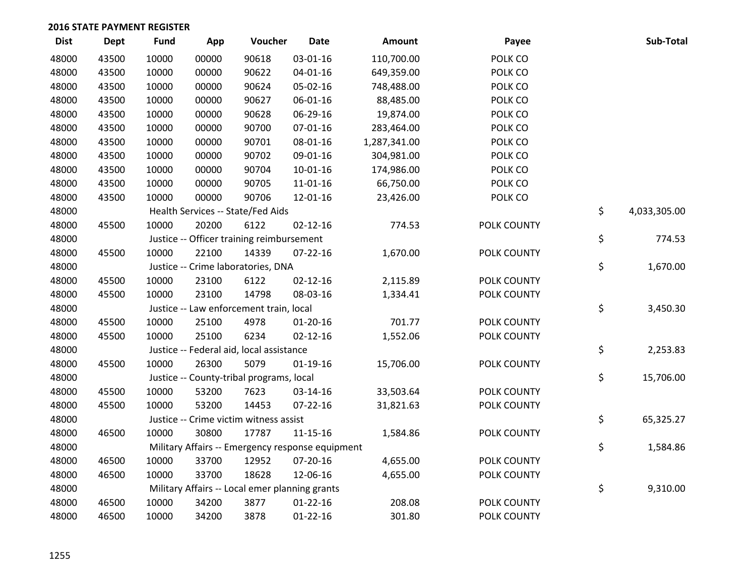## 2016 STATE PAYMENT REGISTER

| Dist | Dept | Fund | App | Voucher | Date | Amount | Payee | Sub-Total |
|---|---|---|---|---|---|---|---|---|
| 48000 | 43500 | 10000 | 00000 | 90618 | 03-01-16 | 110,700.00 | POLK CO | |
| 48000 | 43500 | 10000 | 00000 | 90622 | 04-01-16 | 649,359.00 | POLK CO | |
| 48000 | 43500 | 10000 | 00000 | 90624 | 05-02-16 | 748,488.00 | POLK CO | |
| 48000 | 43500 | 10000 | 00000 | 90627 | 06-01-16 | 88,485.00 | POLK CO | |
| 48000 | 43500 | 10000 | 00000 | 90628 | 06-29-16 | 19,874.00 | POLK CO | |
| 48000 | 43500 | 10000 | 00000 | 90700 | 07-01-16 | 283,464.00 | POLK CO | |
| 48000 | 43500 | 10000 | 00000 | 90701 | 08-01-16 | 1,287,341.00 | POLK CO | |
| 48000 | 43500 | 10000 | 00000 | 90702 | 09-01-16 | 304,981.00 | POLK CO | |
| 48000 | 43500 | 10000 | 00000 | 90704 | 10-01-16 | 174,986.00 | POLK CO | |
| 48000 | 43500 | 10000 | 00000 | 90705 | 11-01-16 | 66,750.00 | POLK CO | |
| 48000 | 43500 | 10000 | 00000 | 90706 | 12-01-16 | 23,426.00 | POLK CO | |
| 48000 | | Health Services -- State/Fed Aids | | | | | | $ 4,033,305.00 |
| 48000 | 45500 | 10000 | 20200 | 6122 | 02-12-16 | 774.53 | POLK COUNTY | |
| 48000 | | Justice -- Officer training reimbursement | | | | | | $ 774.53 |
| 48000 | 45500 | 10000 | 22100 | 14339 | 07-22-16 | 1,670.00 | POLK COUNTY | |
| 48000 | | Justice -- Crime laboratories, DNA | | | | | | $ 1,670.00 |
| 48000 | 45500 | 10000 | 23100 | 6122 | 02-12-16 | 2,115.89 | POLK COUNTY | |
| 48000 | 45500 | 10000 | 23100 | 14798 | 08-03-16 | 1,334.41 | POLK COUNTY | |
| 48000 | | Justice -- Law enforcement train, local | | | | | | $ 3,450.30 |
| 48000 | 45500 | 10000 | 25100 | 4978 | 01-20-16 | 701.77 | POLK COUNTY | |
| 48000 | 45500 | 10000 | 25100 | 6234 | 02-12-16 | 1,552.06 | POLK COUNTY | |
| 48000 | | Justice -- Federal aid, local assistance | | | | | | $ 2,253.83 |
| 48000 | 45500 | 10000 | 26300 | 5079 | 01-19-16 | 15,706.00 | POLK COUNTY | |
| 48000 | | Justice -- County-tribal programs, local | | | | | | $ 15,706.00 |
| 48000 | 45500 | 10000 | 53200 | 7623 | 03-14-16 | 33,503.64 | POLK COUNTY | |
| 48000 | 45500 | 10000 | 53200 | 14453 | 07-22-16 | 31,821.63 | POLK COUNTY | |
| 48000 | | Justice -- Crime victim witness assist | | | | | | $ 65,325.27 |
| 48000 | 46500 | 10000 | 30800 | 17787 | 11-15-16 | 1,584.86 | POLK COUNTY | |
| 48000 | | Military Affairs -- Emergency response equipment | | | | | | $ 1,584.86 |
| 48000 | 46500 | 10000 | 33700 | 12952 | 07-20-16 | 4,655.00 | POLK COUNTY | |
| 48000 | 46500 | 10000 | 33700 | 18628 | 12-06-16 | 4,655.00 | POLK COUNTY | |
| 48000 | | Military Affairs -- Local emer planning grants | | | | | | $ 9,310.00 |
| 48000 | 46500 | 10000 | 34200 | 3877 | 01-22-16 | 208.08 | POLK COUNTY | |
| 48000 | 46500 | 10000 | 34200 | 3878 | 01-22-16 | 301.80 | POLK COUNTY | |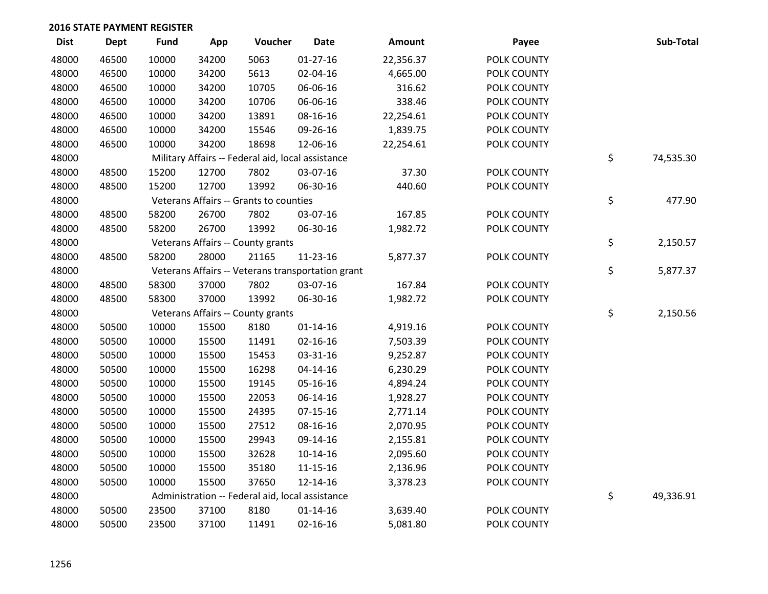## 2016 STATE PAYMENT REGISTER

| Dist | Dept | Fund | App | Voucher | Date | Amount | Payee | Sub-Total |
|---|---|---|---|---|---|---|---|---|
| 48000 | 46500 | 10000 | 34200 | 5063 | 01-27-16 | 22,356.37 | POLK COUNTY | |
| 48000 | 46500 | 10000 | 34200 | 5613 | 02-04-16 | 4,665.00 | POLK COUNTY | |
| 48000 | 46500 | 10000 | 34200 | 10705 | 06-06-16 | 316.62 | POLK COUNTY | |
| 48000 | 46500 | 10000 | 34200 | 10706 | 06-06-16 | 338.46 | POLK COUNTY | |
| 48000 | 46500 | 10000 | 34200 | 13891 | 08-16-16 | 22,254.61 | POLK COUNTY | |
| 48000 | 46500 | 10000 | 34200 | 15546 | 09-26-16 | 1,839.75 | POLK COUNTY | |
| 48000 | 46500 | 10000 | 34200 | 18698 | 12-06-16 | 22,254.61 | POLK COUNTY | |
| 48000 | | Military Affairs -- Federal aid, local assistance | | | | | | $ 74,535.30 |
| 48000 | 48500 | 15200 | 12700 | 7802 | 03-07-16 | 37.30 | POLK COUNTY | |
| 48000 | 48500 | 15200 | 12700 | 13992 | 06-30-16 | 440.60 | POLK COUNTY | |
| 48000 | | Veterans Affairs -- Grants to counties | | | | | | $ 477.90 |
| 48000 | 48500 | 58200 | 26700 | 7802 | 03-07-16 | 167.85 | POLK COUNTY | |
| 48000 | 48500 | 58200 | 26700 | 13992 | 06-30-16 | 1,982.72 | POLK COUNTY | |
| 48000 | | Veterans Affairs -- County grants | | | | | | $ 2,150.57 |
| 48000 | 48500 | 58200 | 28000 | 21165 | 11-23-16 | 5,877.37 | POLK COUNTY | |
| 48000 | | Veterans Affairs -- Veterans transportation grant | | | | | | $ 5,877.37 |
| 48000 | 48500 | 58300 | 37000 | 7802 | 03-07-16 | 167.84 | POLK COUNTY | |
| 48000 | 48500 | 58300 | 37000 | 13992 | 06-30-16 | 1,982.72 | POLK COUNTY | |
| 48000 | | Veterans Affairs -- County grants | | | | | | $ 2,150.56 |
| 48000 | 50500 | 10000 | 15500 | 8180 | 01-14-16 | 4,919.16 | POLK COUNTY | |
| 48000 | 50500 | 10000 | 15500 | 11491 | 02-16-16 | 7,503.39 | POLK COUNTY | |
| 48000 | 50500 | 10000 | 15500 | 15453 | 03-31-16 | 9,252.87 | POLK COUNTY | |
| 48000 | 50500 | 10000 | 15500 | 16298 | 04-14-16 | 6,230.29 | POLK COUNTY | |
| 48000 | 50500 | 10000 | 15500 | 19145 | 05-16-16 | 4,894.24 | POLK COUNTY | |
| 48000 | 50500 | 10000 | 15500 | 22053 | 06-14-16 | 1,928.27 | POLK COUNTY | |
| 48000 | 50500 | 10000 | 15500 | 24395 | 07-15-16 | 2,771.14 | POLK COUNTY | |
| 48000 | 50500 | 10000 | 15500 | 27512 | 08-16-16 | 2,070.95 | POLK COUNTY | |
| 48000 | 50500 | 10000 | 15500 | 29943 | 09-14-16 | 2,155.81 | POLK COUNTY | |
| 48000 | 50500 | 10000 | 15500 | 32628 | 10-14-16 | 2,095.60 | POLK COUNTY | |
| 48000 | 50500 | 10000 | 15500 | 35180 | 11-15-16 | 2,136.96 | POLK COUNTY | |
| 48000 | 50500 | 10000 | 15500 | 37650 | 12-14-16 | 3,378.23 | POLK COUNTY | |
| 48000 | | Administration -- Federal aid, local assistance | | | | | | $ 49,336.91 |
| 48000 | 50500 | 23500 | 37100 | 8180 | 01-14-16 | 3,639.40 | POLK COUNTY | |
| 48000 | 50500 | 23500 | 37100 | 11491 | 02-16-16 | 5,081.80 | POLK COUNTY | |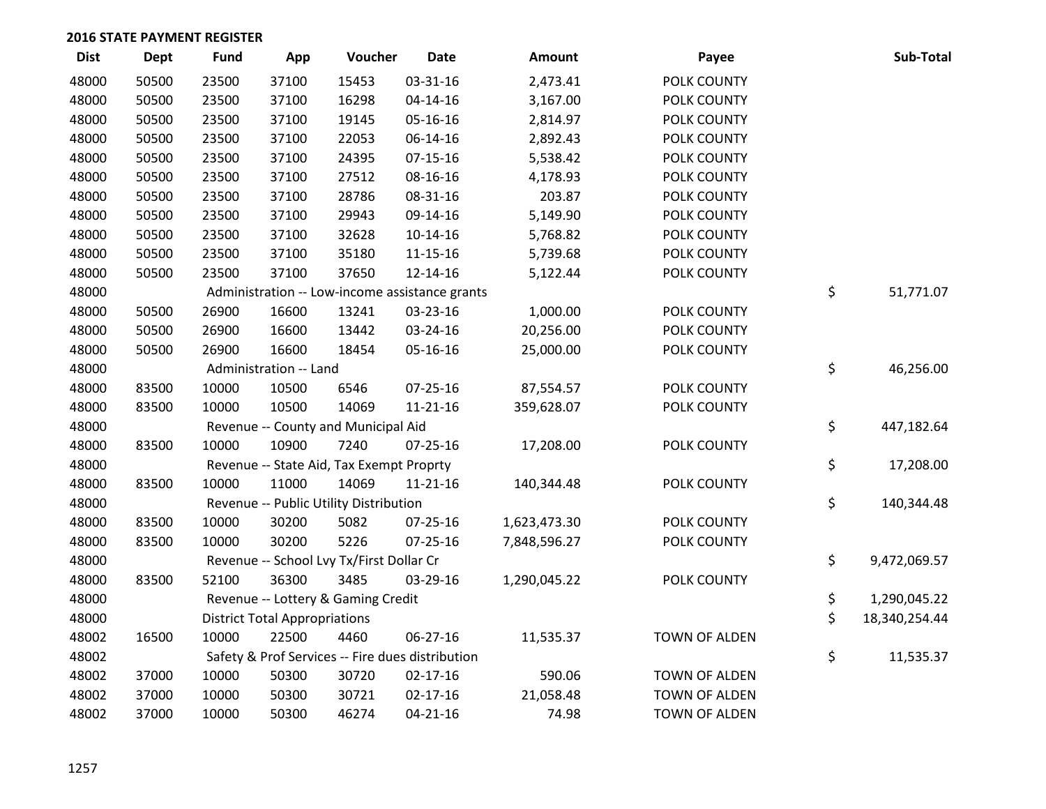## 2016 STATE PAYMENT REGISTER

| Dist | Dept | Fund | App | Voucher | Date | Amount | Payee | | Sub-Total |
|---|---|---|---|---|---|---|---|---|---|
| 48000 | 50500 | 23500 | 37100 | 15453 | 03-31-16 | 2,473.41 | POLK COUNTY | | |
| 48000 | 50500 | 23500 | 37100 | 16298 | 04-14-16 | 3,167.00 | POLK COUNTY | | |
| 48000 | 50500 | 23500 | 37100 | 19145 | 05-16-16 | 2,814.97 | POLK COUNTY | | |
| 48000 | 50500 | 23500 | 37100 | 22053 | 06-14-16 | 2,892.43 | POLK COUNTY | | |
| 48000 | 50500 | 23500 | 37100 | 24395 | 07-15-16 | 5,538.42 | POLK COUNTY | | |
| 48000 | 50500 | 23500 | 37100 | 27512 | 08-16-16 | 4,178.93 | POLK COUNTY | | |
| 48000 | 50500 | 23500 | 37100 | 28786 | 08-31-16 | 203.87 | POLK COUNTY | | |
| 48000 | 50500 | 23500 | 37100 | 29943 | 09-14-16 | 5,149.90 | POLK COUNTY | | |
| 48000 | 50500 | 23500 | 37100 | 32628 | 10-14-16 | 5,768.82 | POLK COUNTY | | |
| 48000 | 50500 | 23500 | 37100 | 35180 | 11-15-16 | 5,739.68 | POLK COUNTY | | |
| 48000 | 50500 | 23500 | 37100 | 37650 | 12-14-16 | 5,122.44 | POLK COUNTY | | |
| 48000 | | Administration -- Low-income assistance grants | | | | | | $ | 51,771.07 |
| 48000 | 50500 | 26900 | 16600 | 13241 | 03-23-16 | 1,000.00 | POLK COUNTY | | |
| 48000 | 50500 | 26900 | 16600 | 13442 | 03-24-16 | 20,256.00 | POLK COUNTY | | |
| 48000 | 50500 | 26900 | 16600 | 18454 | 05-16-16 | 25,000.00 | POLK COUNTY | | |
| 48000 | | Administration -- Land | | | | | | $ | 46,256.00 |
| 48000 | 83500 | 10000 | 10500 | 6546 | 07-25-16 | 87,554.57 | POLK COUNTY | | |
| 48000 | 83500 | 10000 | 10500 | 14069 | 11-21-16 | 359,628.07 | POLK COUNTY | | |
| 48000 | | Revenue -- County and Municipal Aid | | | | | | $ | 447,182.64 |
| 48000 | 83500 | 10000 | 10900 | 7240 | 07-25-16 | 17,208.00 | POLK COUNTY | | |
| 48000 | | Revenue -- State Aid, Tax Exempt Proprty | | | | | | $ | 17,208.00 |
| 48000 | 83500 | 10000 | 11000 | 14069 | 11-21-16 | 140,344.48 | POLK COUNTY | | |
| 48000 | | Revenue -- Public Utility Distribution | | | | | | $ | 140,344.48 |
| 48000 | 83500 | 10000 | 30200 | 5082 | 07-25-16 | 1,623,473.30 | POLK COUNTY | | |
| 48000 | 83500 | 10000 | 30200 | 5226 | 07-25-16 | 7,848,596.27 | POLK COUNTY | | |
| 48000 | | Revenue -- School Lvy Tx/First Dollar Cr | | | | | | $ | 9,472,069.57 |
| 48000 | 83500 | 52100 | 36300 | 3485 | 03-29-16 | 1,290,045.22 | POLK COUNTY | | |
| 48000 | | Revenue -- Lottery & Gaming Credit | | | | | | $ | 1,290,045.22 |
| 48000 | | District Total Appropriations | | | | | | $ | 18,340,254.44 |
| 48002 | 16500 | 10000 | 22500 | 4460 | 06-27-16 | 11,535.37 | TOWN OF ALDEN | | |
| 48002 | | Safety & Prof Services -- Fire dues distribution | | | | | | $ | 11,535.37 |
| 48002 | 37000 | 10000 | 50300 | 30720 | 02-17-16 | 590.06 | TOWN OF ALDEN | | |
| 48002 | 37000 | 10000 | 50300 | 30721 | 02-17-16 | 21,058.48 | TOWN OF ALDEN | | |
| 48002 | 37000 | 10000 | 50300 | 46274 | 04-21-16 | 74.98 | TOWN OF ALDEN | | |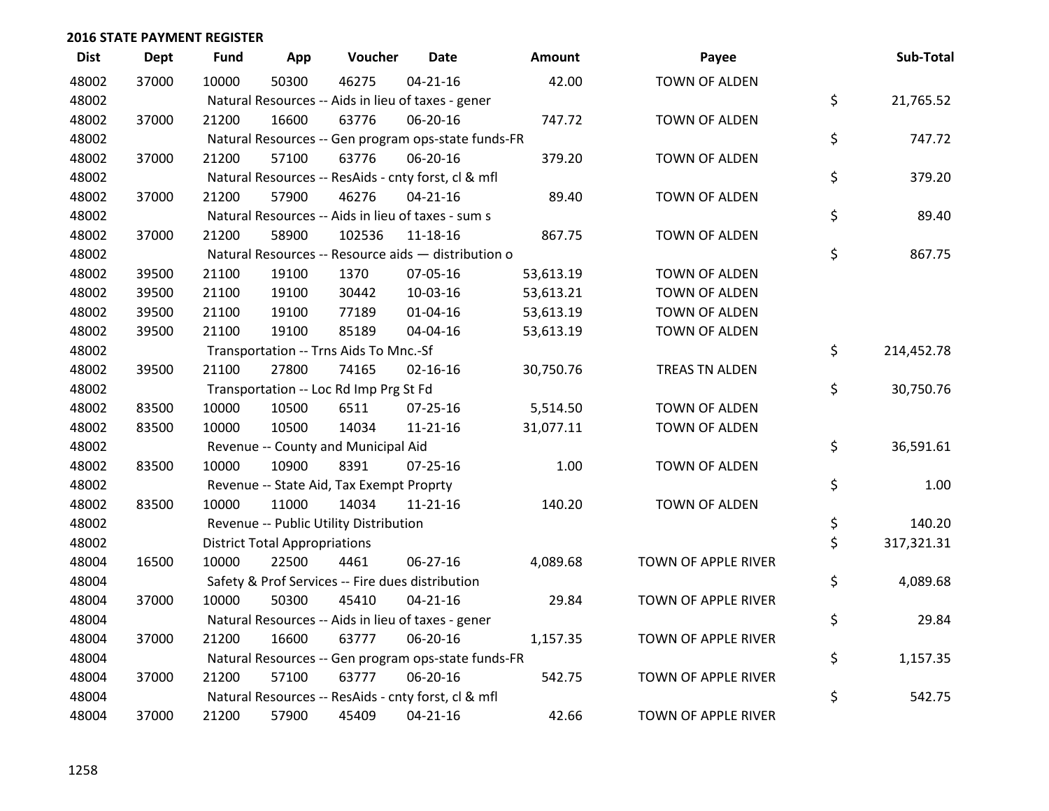## 2016 STATE PAYMENT REGISTER

| Dist | Dept | Fund | App | Voucher | Date | Amount | Payee | Sub-Total |
|---|---|---|---|---|---|---|---|---|
| 48002 | 37000 | 10000 | 50300 | 46275 | 04-21-16 | 42.00 | TOWN OF ALDEN | |
| 48002 | | Natural Resources -- Aids in lieu of taxes - gener | | | | | | $ 21,765.52 |
| 48002 | 37000 | 21200 | 16600 | 63776 | 06-20-16 | 747.72 | TOWN OF ALDEN | |
| 48002 | | Natural Resources -- Gen program ops-state funds-FR | | | | | | $ 747.72 |
| 48002 | 37000 | 21200 | 57100 | 63776 | 06-20-16 | 379.20 | TOWN OF ALDEN | |
| 48002 | | Natural Resources -- ResAids - cnty forst, cl & mfl | | | | | | $ 379.20 |
| 48002 | 37000 | 21200 | 57900 | 46276 | 04-21-16 | 89.40 | TOWN OF ALDEN | |
| 48002 | | Natural Resources -- Aids in lieu of taxes - sum s | | | | | | $ 89.40 |
| 48002 | 37000 | 21200 | 58900 | 102536 | 11-18-16 | 867.75 | TOWN OF ALDEN | |
| 48002 | | Natural Resources -- Resource aids — distribution o | | | | | | $ 867.75 |
| 48002 | 39500 | 21100 | 19100 | 1370 | 07-05-16 | 53,613.19 | TOWN OF ALDEN | |
| 48002 | 39500 | 21100 | 19100 | 30442 | 10-03-16 | 53,613.21 | TOWN OF ALDEN | |
| 48002 | 39500 | 21100 | 19100 | 77189 | 01-04-16 | 53,613.19 | TOWN OF ALDEN | |
| 48002 | 39500 | 21100 | 19100 | 85189 | 04-04-16 | 53,613.19 | TOWN OF ALDEN | |
| 48002 | | Transportation -- Trns Aids To Mnc.-Sf | | | | | | $ 214,452.78 |
| 48002 | 39500 | 21100 | 27800 | 74165 | 02-16-16 | 30,750.76 | TREAS TN ALDEN | |
| 48002 | | Transportation -- Loc Rd Imp Prg St Fd | | | | | | $ 30,750.76 |
| 48002 | 83500 | 10000 | 10500 | 6511 | 07-25-16 | 5,514.50 | TOWN OF ALDEN | |
| 48002 | 83500 | 10000 | 10500 | 14034 | 11-21-16 | 31,077.11 | TOWN OF ALDEN | |
| 48002 | | Revenue -- County and Municipal Aid | | | | | | $ 36,591.61 |
| 48002 | 83500 | 10000 | 10900 | 8391 | 07-25-16 | 1.00 | TOWN OF ALDEN | |
| 48002 | | Revenue -- State Aid, Tax Exempt Proprty | | | | | | $ 1.00 |
| 48002 | 83500 | 10000 | 11000 | 14034 | 11-21-16 | 140.20 | TOWN OF ALDEN | |
| 48002 | | Revenue -- Public Utility Distribution | | | | | | $ 140.20 |
| 48002 | | District Total Appropriations | | | | | | $ 317,321.31 |
| 48004 | 16500 | 10000 | 22500 | 4461 | 06-27-16 | 4,089.68 | TOWN OF APPLE RIVER | |
| 48004 | | Safety & Prof Services -- Fire dues distribution | | | | | | $ 4,089.68 |
| 48004 | 37000 | 10000 | 50300 | 45410 | 04-21-16 | 29.84 | TOWN OF APPLE RIVER | |
| 48004 | | Natural Resources -- Aids in lieu of taxes - gener | | | | | | $ 29.84 |
| 48004 | 37000 | 21200 | 16600 | 63777 | 06-20-16 | 1,157.35 | TOWN OF APPLE RIVER | |
| 48004 | | Natural Resources -- Gen program ops-state funds-FR | | | | | | $ 1,157.35 |
| 48004 | 37000 | 21200 | 57100 | 63777 | 06-20-16 | 542.75 | TOWN OF APPLE RIVER | |
| 48004 | | Natural Resources -- ResAids - cnty forst, cl & mfl | | | | | | $ 542.75 |
| 48004 | 37000 | 21200 | 57900 | 45409 | 04-21-16 | 42.66 | TOWN OF APPLE RIVER | |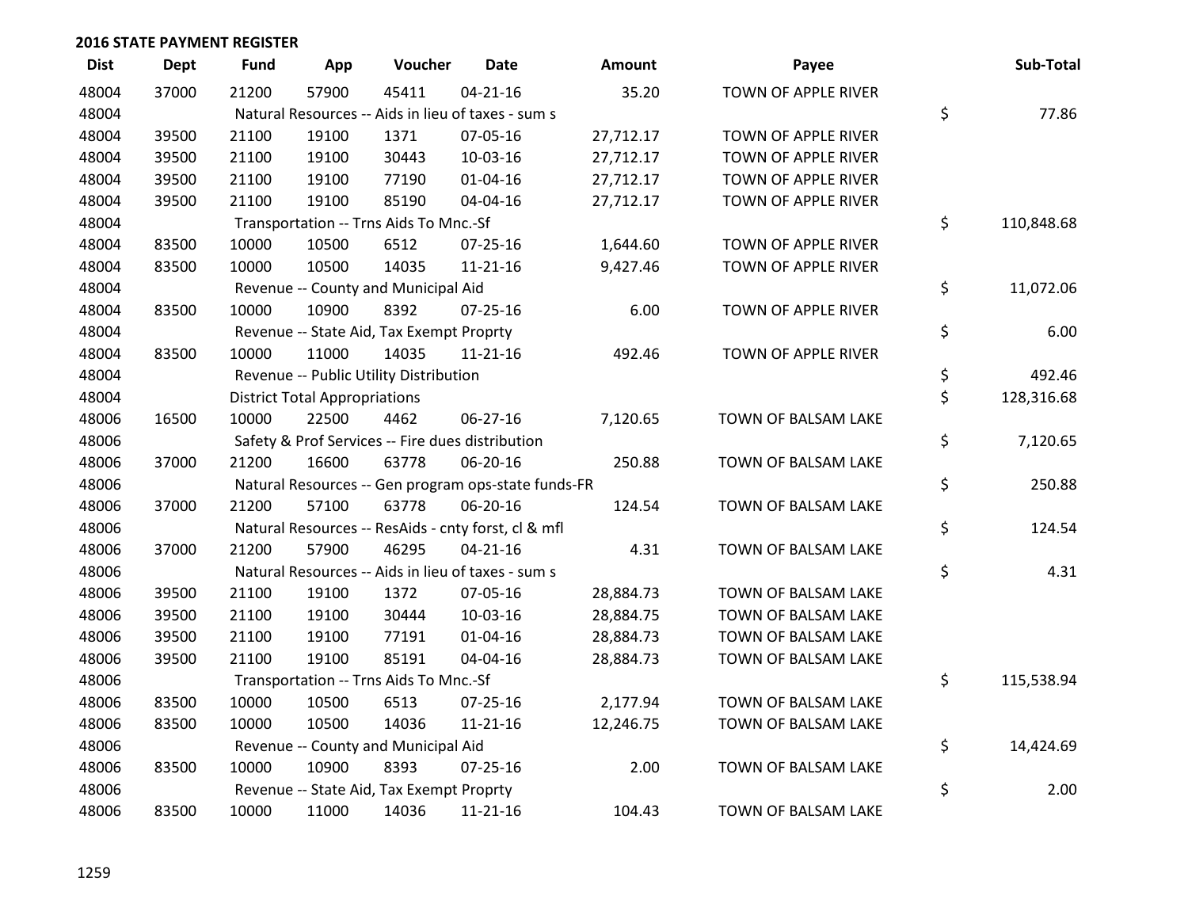## 2016 STATE PAYMENT REGISTER

| Dist | Dept | Fund | App | Voucher | Date | Amount | Payee | Sub-Total |
|---|---|---|---|---|---|---|---|---|
| 48004 | 37000 | 21200 | 57900 | 45411 | 04-21-16 | 35.20 | TOWN OF APPLE RIVER | |
| 48004 | | Natural Resources -- Aids in lieu of taxes - sum s | | | | | | $ 77.86 |
| 48004 | 39500 | 21100 | 19100 | 1371 | 07-05-16 | 27,712.17 | TOWN OF APPLE RIVER | |
| 48004 | 39500 | 21100 | 19100 | 30443 | 10-03-16 | 27,712.17 | TOWN OF APPLE RIVER | |
| 48004 | 39500 | 21100 | 19100 | 77190 | 01-04-16 | 27,712.17 | TOWN OF APPLE RIVER | |
| 48004 | 39500 | 21100 | 19100 | 85190 | 04-04-16 | 27,712.17 | TOWN OF APPLE RIVER | |
| 48004 | | Transportation -- Trns Aids To Mnc.-Sf | | | | | | $ 110,848.68 |
| 48004 | 83500 | 10000 | 10500 | 6512 | 07-25-16 | 1,644.60 | TOWN OF APPLE RIVER | |
| 48004 | 83500 | 10000 | 10500 | 14035 | 11-21-16 | 9,427.46 | TOWN OF APPLE RIVER | |
| 48004 | | Revenue -- County and Municipal Aid | | | | | | $ 11,072.06 |
| 48004 | 83500 | 10000 | 10900 | 8392 | 07-25-16 | 6.00 | TOWN OF APPLE RIVER | |
| 48004 | | Revenue -- State Aid, Tax Exempt Proprty | | | | | | $ 6.00 |
| 48004 | 83500 | 10000 | 11000 | 14035 | 11-21-16 | 492.46 | TOWN OF APPLE RIVER | |
| 48004 | | Revenue -- Public Utility Distribution | | | | | | $ 492.46 |
| 48004 | | District Total Appropriations | | | | | | $ 128,316.68 |
| 48006 | 16500 | 10000 | 22500 | 4462 | 06-27-16 | 7,120.65 | TOWN OF BALSAM LAKE | |
| 48006 | | Safety & Prof Services -- Fire dues distribution | | | | | | $ 7,120.65 |
| 48006 | 37000 | 21200 | 16600 | 63778 | 06-20-16 | 250.88 | TOWN OF BALSAM LAKE | |
| 48006 | | Natural Resources -- Gen program ops-state funds-FR | | | | | | $ 250.88 |
| 48006 | 37000 | 21200 | 57100 | 63778 | 06-20-16 | 124.54 | TOWN OF BALSAM LAKE | |
| 48006 | | Natural Resources -- ResAids - cnty forst, cl & mfl | | | | | | $ 124.54 |
| 48006 | 37000 | 21200 | 57900 | 46295 | 04-21-16 | 4.31 | TOWN OF BALSAM LAKE | |
| 48006 | | Natural Resources -- Aids in lieu of taxes - sum s | | | | | | $ 4.31 |
| 48006 | 39500 | 21100 | 19100 | 1372 | 07-05-16 | 28,884.73 | TOWN OF BALSAM LAKE | |
| 48006 | 39500 | 21100 | 19100 | 30444 | 10-03-16 | 28,884.75 | TOWN OF BALSAM LAKE | |
| 48006 | 39500 | 21100 | 19100 | 77191 | 01-04-16 | 28,884.73 | TOWN OF BALSAM LAKE | |
| 48006 | 39500 | 21100 | 19100 | 85191 | 04-04-16 | 28,884.73 | TOWN OF BALSAM LAKE | |
| 48006 | | Transportation -- Trns Aids To Mnc.-Sf | | | | | | $ 115,538.94 |
| 48006 | 83500 | 10000 | 10500 | 6513 | 07-25-16 | 2,177.94 | TOWN OF BALSAM LAKE | |
| 48006 | 83500 | 10000 | 10500 | 14036 | 11-21-16 | 12,246.75 | TOWN OF BALSAM LAKE | |
| 48006 | | Revenue -- County and Municipal Aid | | | | | | $ 14,424.69 |
| 48006 | 83500 | 10000 | 10900 | 8393 | 07-25-16 | 2.00 | TOWN OF BALSAM LAKE | |
| 48006 | | Revenue -- State Aid, Tax Exempt Proprty | | | | | | $ 2.00 |
| 48006 | 83500 | 10000 | 11000 | 14036 | 11-21-16 | 104.43 | TOWN OF BALSAM LAKE | |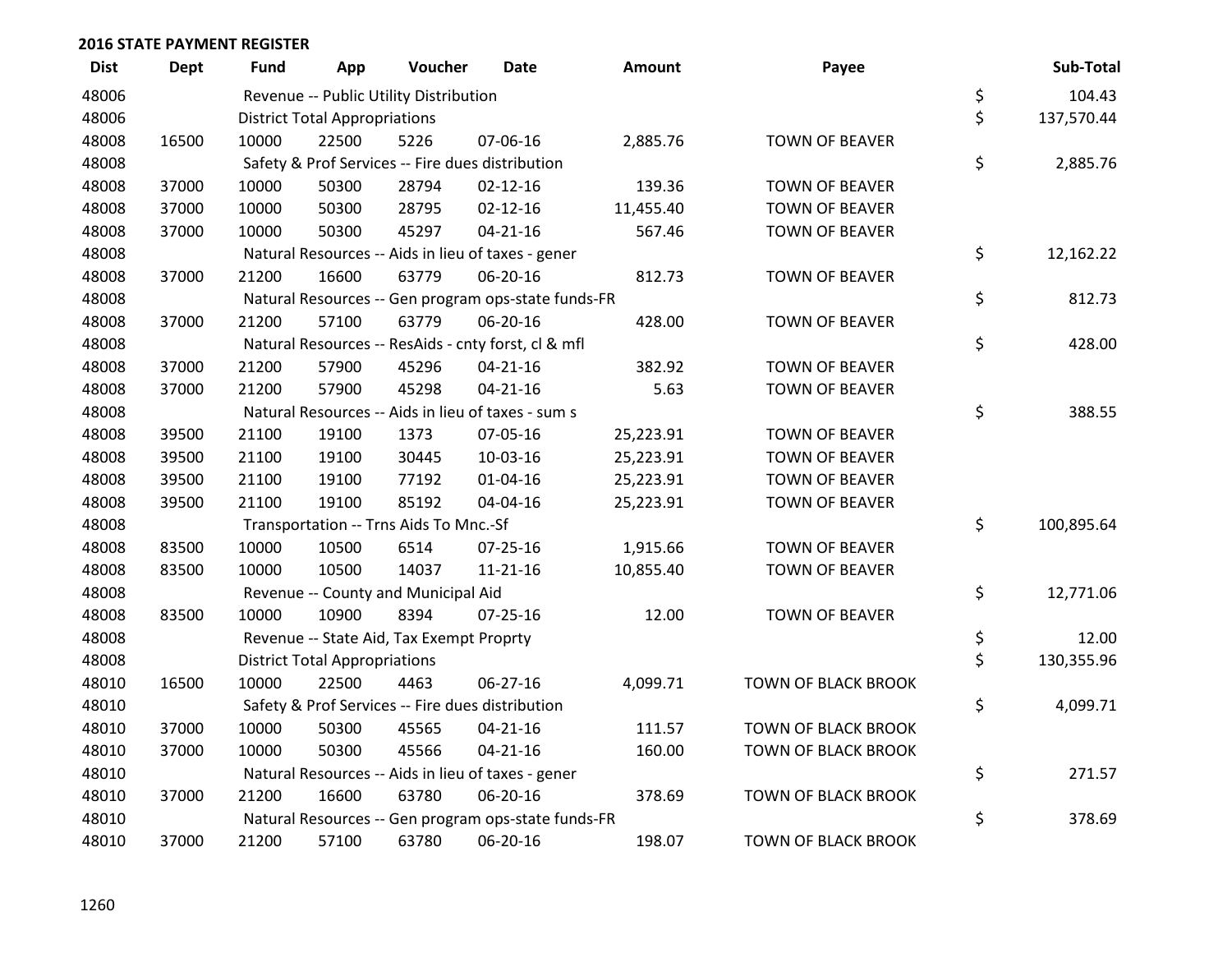**2016 STATE PAYMENT REGISTER**

| Dist | Dept | Fund | App | Voucher | Date | Amount | Payee | Sub-Total |
|---|---|---|---|---|---|---|---|---|
| 48006 | | Revenue -- Public Utility Distribution | | | | | | $ 104.43 |
| 48006 | | District Total Appropriations | | | | | | $ 137,570.44 |
| 48008 | 16500 | 10000 | 22500 | 5226 | 07-06-16 | 2,885.76 | TOWN OF BEAVER | |
| 48008 | | Safety & Prof Services -- Fire dues distribution | | | | | | $ 2,885.76 |
| 48008 | 37000 | 10000 | 50300 | 28794 | 02-12-16 | 139.36 | TOWN OF BEAVER | |
| 48008 | 37000 | 10000 | 50300 | 28795 | 02-12-16 | 11,455.40 | TOWN OF BEAVER | |
| 48008 | 37000 | 10000 | 50300 | 45297 | 04-21-16 | 567.46 | TOWN OF BEAVER | |
| 48008 | | Natural Resources -- Aids in lieu of taxes - gener | | | | | | $ 12,162.22 |
| 48008 | 37000 | 21200 | 16600 | 63779 | 06-20-16 | 812.73 | TOWN OF BEAVER | |
| 48008 | | Natural Resources -- Gen program ops-state funds-FR | | | | | | $ 812.73 |
| 48008 | 37000 | 21200 | 57100 | 63779 | 06-20-16 | 428.00 | TOWN OF BEAVER | |
| 48008 | | Natural Resources -- ResAids - cnty forst, cl & mfl | | | | | | $ 428.00 |
| 48008 | 37000 | 21200 | 57900 | 45296 | 04-21-16 | 382.92 | TOWN OF BEAVER | |
| 48008 | 37000 | 21200 | 57900 | 45298 | 04-21-16 | 5.63 | TOWN OF BEAVER | |
| 48008 | | Natural Resources -- Aids in lieu of taxes - sum s | | | | | | $ 388.55 |
| 48008 | 39500 | 21100 | 19100 | 1373 | 07-05-16 | 25,223.91 | TOWN OF BEAVER | |
| 48008 | 39500 | 21100 | 19100 | 30445 | 10-03-16 | 25,223.91 | TOWN OF BEAVER | |
| 48008 | 39500 | 21100 | 19100 | 77192 | 01-04-16 | 25,223.91 | TOWN OF BEAVER | |
| 48008 | 39500 | 21100 | 19100 | 85192 | 04-04-16 | 25,223.91 | TOWN OF BEAVER | |
| 48008 | | Transportation -- Trns Aids To Mnc.-Sf | | | | | | $ 100,895.64 |
| 48008 | 83500 | 10000 | 10500 | 6514 | 07-25-16 | 1,915.66 | TOWN OF BEAVER | |
| 48008 | 83500 | 10000 | 10500 | 14037 | 11-21-16 | 10,855.40 | TOWN OF BEAVER | |
| 48008 | | Revenue -- County and Municipal Aid | | | | | | $ 12,771.06 |
| 48008 | 83500 | 10000 | 10900 | 8394 | 07-25-16 | 12.00 | TOWN OF BEAVER | |
| 48008 | | Revenue -- State Aid, Tax Exempt Proprty | | | | | | $ 12.00 |
| 48008 | | District Total Appropriations | | | | | | $ 130,355.96 |
| 48010 | 16500 | 10000 | 22500 | 4463 | 06-27-16 | 4,099.71 | TOWN OF BLACK BROOK | |
| 48010 | | Safety & Prof Services -- Fire dues distribution | | | | | | $ 4,099.71 |
| 48010 | 37000 | 10000 | 50300 | 45565 | 04-21-16 | 111.57 | TOWN OF BLACK BROOK | |
| 48010 | 37000 | 10000 | 50300 | 45566 | 04-21-16 | 160.00 | TOWN OF BLACK BROOK | |
| 48010 | | Natural Resources -- Aids in lieu of taxes - gener | | | | | | $ 271.57 |
| 48010 | 37000 | 21200 | 16600 | 63780 | 06-20-16 | 378.69 | TOWN OF BLACK BROOK | |
| 48010 | | Natural Resources -- Gen program ops-state funds-FR | | | | | | $ 378.69 |
| 48010 | 37000 | 21200 | 57100 | 63780 | 06-20-16 | 198.07 | TOWN OF BLACK BROOK | |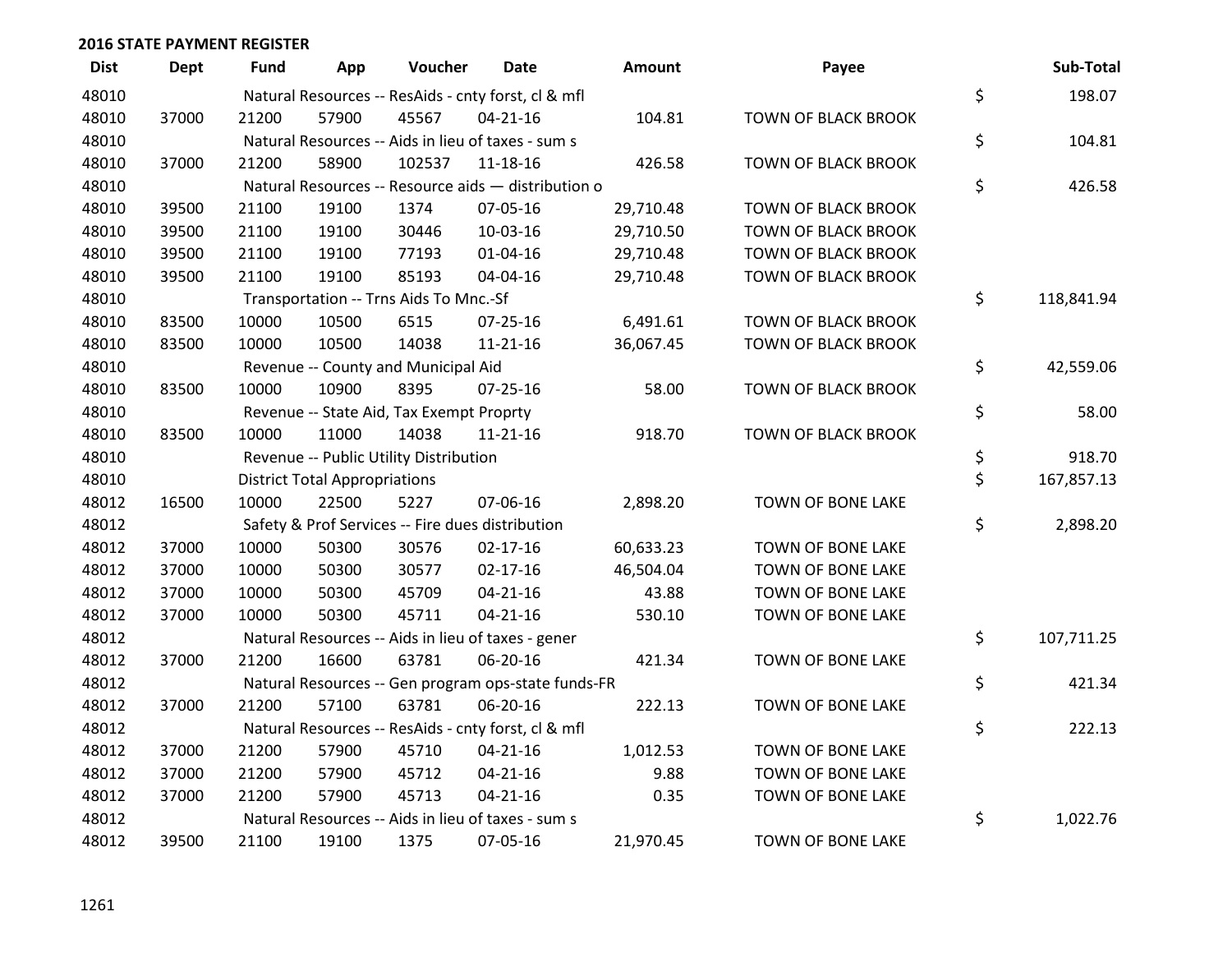## 2016 STATE PAYMENT REGISTER

| Dist | Dept | Fund | App | Voucher | Date | Amount | Payee | | Sub-Total |
|---|---|---|---|---|---|---|---|---|---|
| 48010 | | Natural Resources -- ResAids - cnty forst, cl & mfl | | | | | | $ | 198.07 |
| 48010 | 37000 | 21200 | 57900 | 45567 | 04-21-16 | 104.81 | TOWN OF BLACK BROOK | | |
| 48010 | | Natural Resources -- Aids in lieu of taxes - sum s | | | | | | $ | 104.81 |
| 48010 | 37000 | 21200 | 58900 | 102537 | 11-18-16 | 426.58 | TOWN OF BLACK BROOK | | |
| 48010 | | Natural Resources -- Resource aids — distribution o | | | | | | $ | 426.58 |
| 48010 | 39500 | 21100 | 19100 | 1374 | 07-05-16 | 29,710.48 | TOWN OF BLACK BROOK | | |
| 48010 | 39500 | 21100 | 19100 | 30446 | 10-03-16 | 29,710.50 | TOWN OF BLACK BROOK | | |
| 48010 | 39500 | 21100 | 19100 | 77193 | 01-04-16 | 29,710.48 | TOWN OF BLACK BROOK | | |
| 48010 | 39500 | 21100 | 19100 | 85193 | 04-04-16 | 29,710.48 | TOWN OF BLACK BROOK | | |
| 48010 | | Transportation -- Trns Aids To Mnc.-Sf | | | | | | $ | 118,841.94 |
| 48010 | 83500 | 10000 | 10500 | 6515 | 07-25-16 | 6,491.61 | TOWN OF BLACK BROOK | | |
| 48010 | 83500 | 10000 | 10500 | 14038 | 11-21-16 | 36,067.45 | TOWN OF BLACK BROOK | | |
| 48010 | | Revenue -- County and Municipal Aid | | | | | | $ | 42,559.06 |
| 48010 | 83500 | 10000 | 10900 | 8395 | 07-25-16 | 58.00 | TOWN OF BLACK BROOK | | |
| 48010 | | Revenue -- State Aid, Tax Exempt Proprty | | | | | | $ | 58.00 |
| 48010 | 83500 | 10000 | 11000 | 14038 | 11-21-16 | 918.70 | TOWN OF BLACK BROOK | | |
| 48010 | | Revenue -- Public Utility Distribution | | | | | | $ | 918.70 |
| 48010 | | District Total Appropriations | | | | | | $ | 167,857.13 |
| 48012 | 16500 | 10000 | 22500 | 5227 | 07-06-16 | 2,898.20 | TOWN OF BONE LAKE | | |
| 48012 | | Safety & Prof Services -- Fire dues distribution | | | | | | $ | 2,898.20 |
| 48012 | 37000 | 10000 | 50300 | 30576 | 02-17-16 | 60,633.23 | TOWN OF BONE LAKE | | |
| 48012 | 37000 | 10000 | 50300 | 30577 | 02-17-16 | 46,504.04 | TOWN OF BONE LAKE | | |
| 48012 | 37000 | 10000 | 50300 | 45709 | 04-21-16 | 43.88 | TOWN OF BONE LAKE | | |
| 48012 | 37000 | 10000 | 50300 | 45711 | 04-21-16 | 530.10 | TOWN OF BONE LAKE | | |
| 48012 | | Natural Resources -- Aids in lieu of taxes - gener | | | | | | $ | 107,711.25 |
| 48012 | 37000 | 21200 | 16600 | 63781 | 06-20-16 | 421.34 | TOWN OF BONE LAKE | | |
| 48012 | | Natural Resources -- Gen program ops-state funds-FR | | | | | | $ | 421.34 |
| 48012 | 37000 | 21200 | 57100 | 63781 | 06-20-16 | 222.13 | TOWN OF BONE LAKE | | |
| 48012 | | Natural Resources -- ResAids - cnty forst, cl & mfl | | | | | | $ | 222.13 |
| 48012 | 37000 | 21200 | 57900 | 45710 | 04-21-16 | 1,012.53 | TOWN OF BONE LAKE | | |
| 48012 | 37000 | 21200 | 57900 | 45712 | 04-21-16 | 9.88 | TOWN OF BONE LAKE | | |
| 48012 | 37000 | 21200 | 57900 | 45713 | 04-21-16 | 0.35 | TOWN OF BONE LAKE | | |
| 48012 | | Natural Resources -- Aids in lieu of taxes - sum s | | | | | | $ | 1,022.76 |
| 48012 | 39500 | 21100 | 19100 | 1375 | 07-05-16 | 21,970.45 | TOWN OF BONE LAKE | | |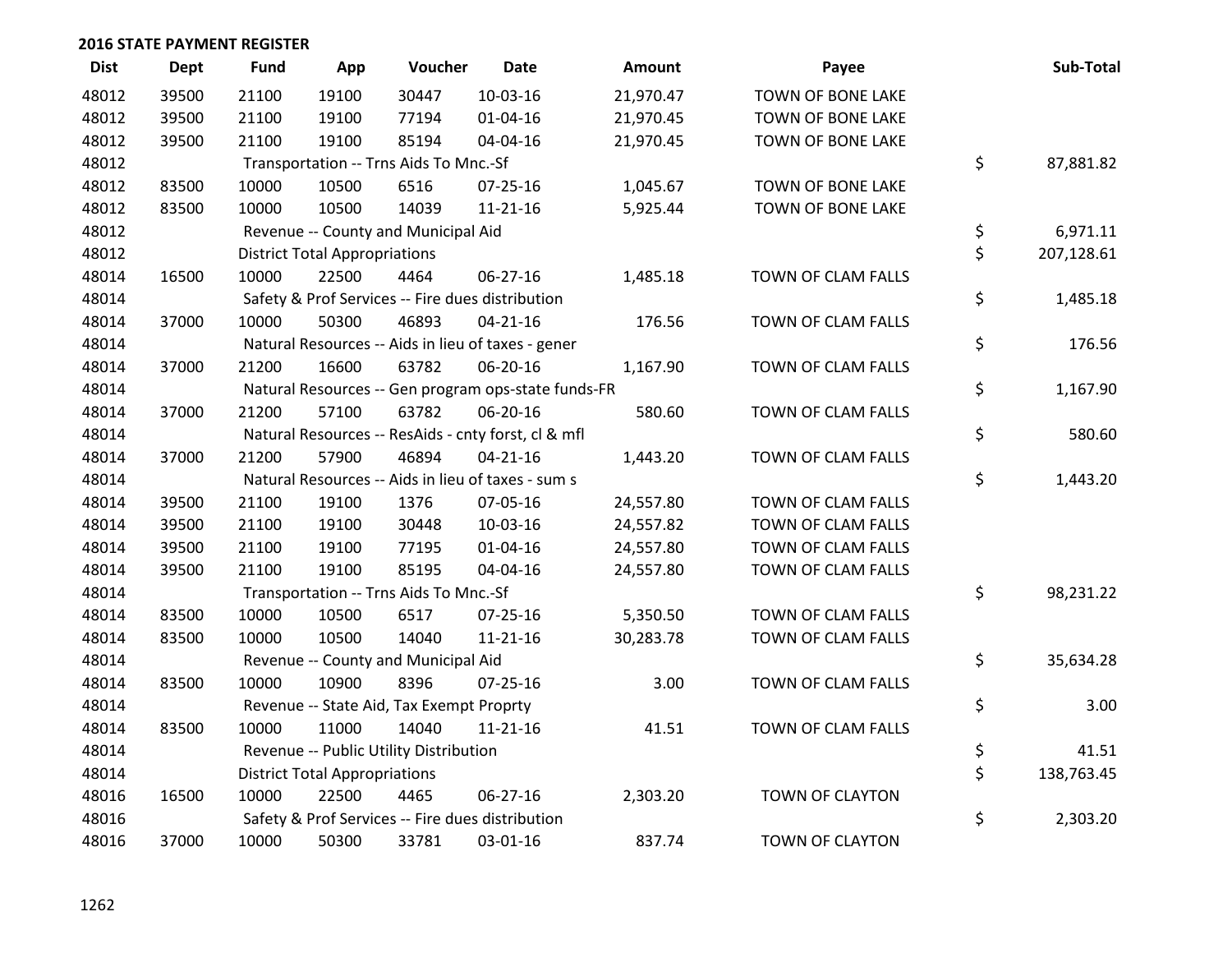**2016 STATE PAYMENT REGISTER**

| Dist | Dept | Fund | App | Voucher | Date | Amount | Payee | | Sub-Total |
|---|---|---|---|---|---|---|---|---|---|
| 48012 | 39500 | 21100 | 19100 | 30447 | 10-03-16 | 21,970.47 | TOWN OF BONE LAKE | | |
| 48012 | 39500 | 21100 | 19100 | 77194 | 01-04-16 | 21,970.45 | TOWN OF BONE LAKE | | |
| 48012 | 39500 | 21100 | 19100 | 85194 | 04-04-16 | 21,970.45 | TOWN OF BONE LAKE | | |
| 48012 | | Transportation -- Trns Aids To Mnc.-Sf | | | | | | $ | 87,881.82 |
| 48012 | 83500 | 10000 | 10500 | 6516 | 07-25-16 | 1,045.67 | TOWN OF BONE LAKE | | |
| 48012 | 83500 | 10000 | 10500 | 14039 | 11-21-16 | 5,925.44 | TOWN OF BONE LAKE | | |
| 48012 | | Revenue -- County and Municipal Aid | | | | | | $ | 6,971.11 |
| 48012 | | District Total Appropriations | | | | | | $ | 207,128.61 |
| 48014 | 16500 | 10000 | 22500 | 4464 | 06-27-16 | 1,485.18 | TOWN OF CLAM FALLS | | |
| 48014 | | Safety & Prof Services -- Fire dues distribution | | | | | | $ | 1,485.18 |
| 48014 | 37000 | 10000 | 50300 | 46893 | 04-21-16 | 176.56 | TOWN OF CLAM FALLS | | |
| 48014 | | Natural Resources -- Aids in lieu of taxes - gener | | | | | | $ | 176.56 |
| 48014 | 37000 | 21200 | 16600 | 63782 | 06-20-16 | 1,167.90 | TOWN OF CLAM FALLS | | |
| 48014 | | Natural Resources -- Gen program ops-state funds-FR | | | | | | $ | 1,167.90 |
| 48014 | 37000 | 21200 | 57100 | 63782 | 06-20-16 | 580.60 | TOWN OF CLAM FALLS | | |
| 48014 | | Natural Resources -- ResAids - cnty forst, cl & mfl | | | | | | $ | 580.60 |
| 48014 | 37000 | 21200 | 57900 | 46894 | 04-21-16 | 1,443.20 | TOWN OF CLAM FALLS | | |
| 48014 | | Natural Resources -- Aids in lieu of taxes - sum s | | | | | | $ | 1,443.20 |
| 48014 | 39500 | 21100 | 19100 | 1376 | 07-05-16 | 24,557.80 | TOWN OF CLAM FALLS | | |
| 48014 | 39500 | 21100 | 19100 | 30448 | 10-03-16 | 24,557.82 | TOWN OF CLAM FALLS | | |
| 48014 | 39500 | 21100 | 19100 | 77195 | 01-04-16 | 24,557.80 | TOWN OF CLAM FALLS | | |
| 48014 | 39500 | 21100 | 19100 | 85195 | 04-04-16 | 24,557.80 | TOWN OF CLAM FALLS | | |
| 48014 | | Transportation -- Trns Aids To Mnc.-Sf | | | | | | $ | 98,231.22 |
| 48014 | 83500 | 10000 | 10500 | 6517 | 07-25-16 | 5,350.50 | TOWN OF CLAM FALLS | | |
| 48014 | 83500 | 10000 | 10500 | 14040 | 11-21-16 | 30,283.78 | TOWN OF CLAM FALLS | | |
| 48014 | | Revenue -- County and Municipal Aid | | | | | | $ | 35,634.28 |
| 48014 | 83500 | 10000 | 10900 | 8396 | 07-25-16 | 3.00 | TOWN OF CLAM FALLS | | |
| 48014 | | Revenue -- State Aid, Tax Exempt Proprty | | | | | | $ | 3.00 |
| 48014 | 83500 | 10000 | 11000 | 14040 | 11-21-16 | 41.51 | TOWN OF CLAM FALLS | | |
| 48014 | | Revenue -- Public Utility Distribution | | | | | | $ | 41.51 |
| 48014 | | District Total Appropriations | | | | | | $ | 138,763.45 |
| 48016 | 16500 | 10000 | 22500 | 4465 | 06-27-16 | 2,303.20 | TOWN OF CLAYTON | | |
| 48016 | | Safety & Prof Services -- Fire dues distribution | | | | | | $ | 2,303.20 |
| 48016 | 37000 | 10000 | 50300 | 33781 | 03-01-16 | 837.74 | TOWN OF CLAYTON | | |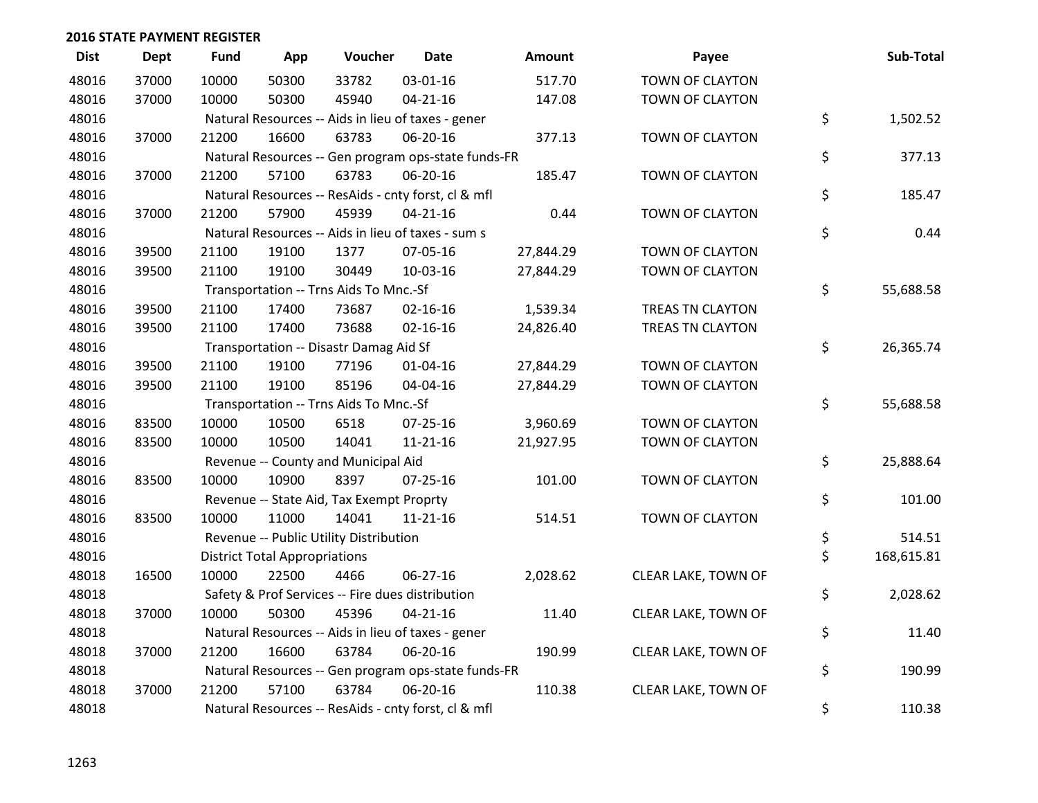## 2016 STATE PAYMENT REGISTER

| Dist | Dept | Fund | App | Voucher | Date | Amount | Payee | Sub-Total |
|---|---|---|---|---|---|---|---|---|
| 48016 | 37000 | 10000 | 50300 | 33782 | 03-01-16 | 517.70 | TOWN OF CLAYTON | |
| 48016 | 37000 | 10000 | 50300 | 45940 | 04-21-16 | 147.08 | TOWN OF CLAYTON | |
| 48016 | | Natural Resources -- Aids in lieu of taxes - gener | | | | | | $ 1,502.52 |
| 48016 | 37000 | 21200 | 16600 | 63783 | 06-20-16 | 377.13 | TOWN OF CLAYTON | |
| 48016 | | Natural Resources -- Gen program ops-state funds-FR | | | | | | $ 377.13 |
| 48016 | 37000 | 21200 | 57100 | 63783 | 06-20-16 | 185.47 | TOWN OF CLAYTON | |
| 48016 | | Natural Resources -- ResAids - cnty forst, cl & mfl | | | | | | $ 185.47 |
| 48016 | 37000 | 21200 | 57900 | 45939 | 04-21-16 | 0.44 | TOWN OF CLAYTON | |
| 48016 | | Natural Resources -- Aids in lieu of taxes - sum s | | | | | | $ 0.44 |
| 48016 | 39500 | 21100 | 19100 | 1377 | 07-05-16 | 27,844.29 | TOWN OF CLAYTON | |
| 48016 | 39500 | 21100 | 19100 | 30449 | 10-03-16 | 27,844.29 | TOWN OF CLAYTON | |
| 48016 | | Transportation -- Trns Aids To Mnc.-Sf | | | | | | $ 55,688.58 |
| 48016 | 39500 | 21100 | 17400 | 73687 | 02-16-16 | 1,539.34 | TREAS TN CLAYTON | |
| 48016 | 39500 | 21100 | 17400 | 73688 | 02-16-16 | 24,826.40 | TREAS TN CLAYTON | |
| 48016 | | Transportation -- Disastr Damag Aid Sf | | | | | | $ 26,365.74 |
| 48016 | 39500 | 21100 | 19100 | 77196 | 01-04-16 | 27,844.29 | TOWN OF CLAYTON | |
| 48016 | 39500 | 21100 | 19100 | 85196 | 04-04-16 | 27,844.29 | TOWN OF CLAYTON | |
| 48016 | | Transportation -- Trns Aids To Mnc.-Sf | | | | | | $ 55,688.58 |
| 48016 | 83500 | 10000 | 10500 | 6518 | 07-25-16 | 3,960.69 | TOWN OF CLAYTON | |
| 48016 | 83500 | 10000 | 10500 | 14041 | 11-21-16 | 21,927.95 | TOWN OF CLAYTON | |
| 48016 | | Revenue -- County and Municipal Aid | | | | | | $ 25,888.64 |
| 48016 | 83500 | 10000 | 10900 | 8397 | 07-25-16 | 101.00 | TOWN OF CLAYTON | |
| 48016 | | Revenue -- State Aid, Tax Exempt Proprty | | | | | | $ 101.00 |
| 48016 | 83500 | 10000 | 11000 | 14041 | 11-21-16 | 514.51 | TOWN OF CLAYTON | |
| 48016 | | Revenue -- Public Utility Distribution | | | | | | $ 514.51 |
| 48016 | | District Total Appropriations | | | | | | $ 168,615.81 |
| 48018 | 16500 | 10000 | 22500 | 4466 | 06-27-16 | 2,028.62 | CLEAR LAKE, TOWN OF | |
| 48018 | | Safety & Prof Services -- Fire dues distribution | | | | | | $ 2,028.62 |
| 48018 | 37000 | 10000 | 50300 | 45396 | 04-21-16 | 11.40 | CLEAR LAKE, TOWN OF | |
| 48018 | | Natural Resources -- Aids in lieu of taxes - gener | | | | | | $ 11.40 |
| 48018 | 37000 | 21200 | 16600 | 63784 | 06-20-16 | 190.99 | CLEAR LAKE, TOWN OF | |
| 48018 | | Natural Resources -- Gen program ops-state funds-FR | | | | | | $ 190.99 |
| 48018 | 37000 | 21200 | 57100 | 63784 | 06-20-16 | 110.38 | CLEAR LAKE, TOWN OF | |
| 48018 | | Natural Resources -- ResAids - cnty forst, cl & mfl | | | | | | $ 110.38 |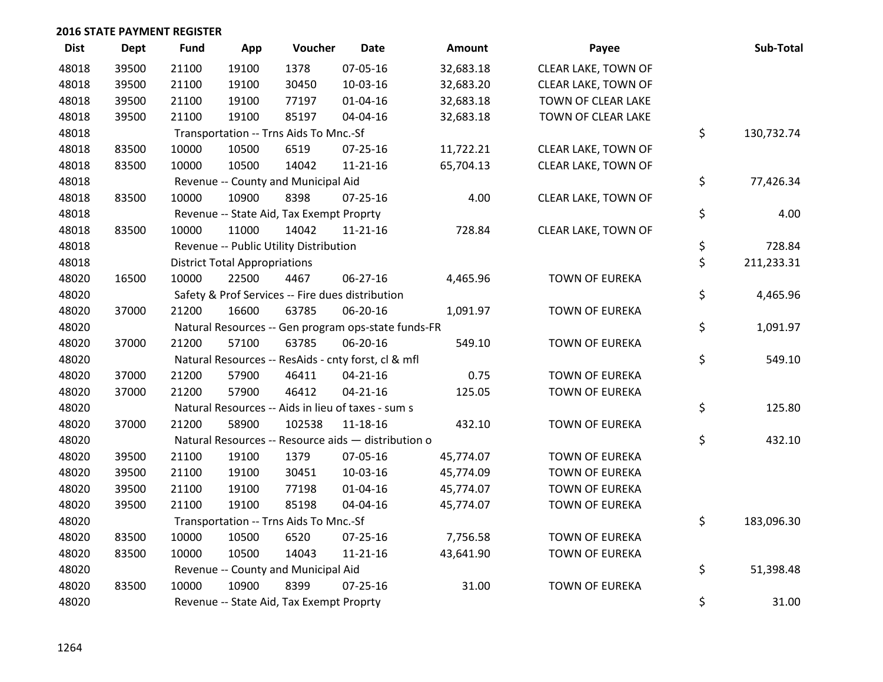## 2016 STATE PAYMENT REGISTER

| Dist | Dept | Fund | App | Voucher | Date | Amount | Payee | Sub-Total |
|---|---|---|---|---|---|---|---|---|
| 48018 | 39500 | 21100 | 19100 | 1378 | 07-05-16 | 32,683.18 | CLEAR LAKE, TOWN OF | |
| 48018 | 39500 | 21100 | 19100 | 30450 | 10-03-16 | 32,683.20 | CLEAR LAKE, TOWN OF | |
| 48018 | 39500 | 21100 | 19100 | 77197 | 01-04-16 | 32,683.18 | TOWN OF CLEAR LAKE | |
| 48018 | 39500 | 21100 | 19100 | 85197 | 04-04-16 | 32,683.18 | TOWN OF CLEAR LAKE | |
| 48018 | | Transportation -- Trns Aids To Mnc.-Sf | | | | | | $ 130,732.74 |
| 48018 | 83500 | 10000 | 10500 | 6519 | 07-25-16 | 11,722.21 | CLEAR LAKE, TOWN OF | |
| 48018 | 83500 | 10000 | 10500 | 14042 | 11-21-16 | 65,704.13 | CLEAR LAKE, TOWN OF | |
| 48018 | | Revenue -- County and Municipal Aid | | | | | | $ 77,426.34 |
| 48018 | 83500 | 10000 | 10900 | 8398 | 07-25-16 | 4.00 | CLEAR LAKE, TOWN OF | |
| 48018 | | Revenue -- State Aid, Tax Exempt Proprty | | | | | | $ 4.00 |
| 48018 | 83500 | 10000 | 11000 | 14042 | 11-21-16 | 728.84 | CLEAR LAKE, TOWN OF | |
| 48018 | | Revenue -- Public Utility Distribution | | | | | | $ 728.84 |
| 48018 | | District Total Appropriations | | | | | | $ 211,233.31 |
| 48020 | 16500 | 10000 | 22500 | 4467 | 06-27-16 | 4,465.96 | TOWN OF EUREKA | |
| 48020 | | Safety & Prof Services -- Fire dues distribution | | | | | | $ 4,465.96 |
| 48020 | 37000 | 21200 | 16600 | 63785 | 06-20-16 | 1,091.97 | TOWN OF EUREKA | |
| 48020 | | Natural Resources -- Gen program ops-state funds-FR | | | | | | $ 1,091.97 |
| 48020 | 37000 | 21200 | 57100 | 63785 | 06-20-16 | 549.10 | TOWN OF EUREKA | |
| 48020 | | Natural Resources -- ResAids - cnty forst, cl & mfl | | | | | | $ 549.10 |
| 48020 | 37000 | 21200 | 57900 | 46411 | 04-21-16 | 0.75 | TOWN OF EUREKA | |
| 48020 | 37000 | 21200 | 57900 | 46412 | 04-21-16 | 125.05 | TOWN OF EUREKA | |
| 48020 | | Natural Resources -- Aids in lieu of taxes - sum s | | | | | | $ 125.80 |
| 48020 | 37000 | 21200 | 58900 | 102538 | 11-18-16 | 432.10 | TOWN OF EUREKA | |
| 48020 | | Natural Resources -- Resource aids — distribution o | | | | | | $ 432.10 |
| 48020 | 39500 | 21100 | 19100 | 1379 | 07-05-16 | 45,774.07 | TOWN OF EUREKA | |
| 48020 | 39500 | 21100 | 19100 | 30451 | 10-03-16 | 45,774.09 | TOWN OF EUREKA | |
| 48020 | 39500 | 21100 | 19100 | 77198 | 01-04-16 | 45,774.07 | TOWN OF EUREKA | |
| 48020 | 39500 | 21100 | 19100 | 85198 | 04-04-16 | 45,774.07 | TOWN OF EUREKA | |
| 48020 | | Transportation -- Trns Aids To Mnc.-Sf | | | | | | $ 183,096.30 |
| 48020 | 83500 | 10000 | 10500 | 6520 | 07-25-16 | 7,756.58 | TOWN OF EUREKA | |
| 48020 | 83500 | 10000 | 10500 | 14043 | 11-21-16 | 43,641.90 | TOWN OF EUREKA | |
| 48020 | | Revenue -- County and Municipal Aid | | | | | | $ 51,398.48 |
| 48020 | 83500 | 10000 | 10900 | 8399 | 07-25-16 | 31.00 | TOWN OF EUREKA | |
| 48020 | | Revenue -- State Aid, Tax Exempt Proprty | | | | | | $ 31.00 |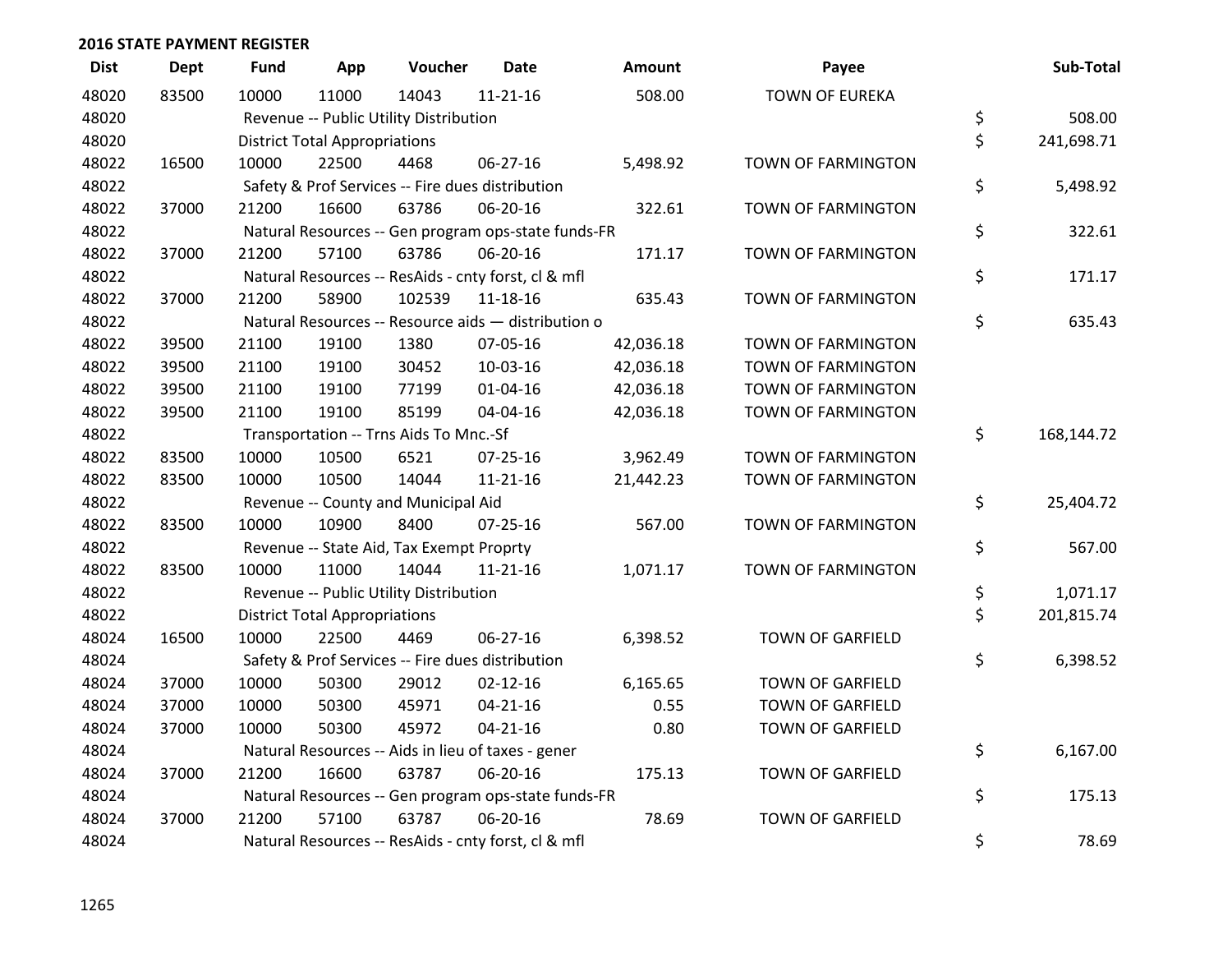## 2016 STATE PAYMENT REGISTER

| Dist | Dept | Fund | App | Voucher | Date | Amount | Payee | Sub-Total |
|---|---|---|---|---|---|---|---|---|
| 48020 | 83500 | 10000 | 11000 | 14043 | 11-21-16 | 508.00 | TOWN OF EUREKA | |
| 48020 | | Revenue -- Public Utility Distribution | | | | | | $ 508.00 |
| 48020 | | District Total Appropriations | | | | | | $ 241,698.71 |
| 48022 | 16500 | 10000 | 22500 | 4468 | 06-27-16 | 5,498.92 | TOWN OF FARMINGTON | |
| 48022 | | Safety & Prof Services -- Fire dues distribution | | | | | | $ 5,498.92 |
| 48022 | 37000 | 21200 | 16600 | 63786 | 06-20-16 | 322.61 | TOWN OF FARMINGTON | |
| 48022 | | Natural Resources -- Gen program ops-state funds-FR | | | | | | $ 322.61 |
| 48022 | 37000 | 21200 | 57100 | 63786 | 06-20-16 | 171.17 | TOWN OF FARMINGTON | |
| 48022 | | Natural Resources -- ResAids - cnty forst, cl & mfl | | | | | | $ 171.17 |
| 48022 | 37000 | 21200 | 58900 | 102539 | 11-18-16 | 635.43 | TOWN OF FARMINGTON | |
| 48022 | | Natural Resources -- Resource aids — distribution o | | | | | | $ 635.43 |
| 48022 | 39500 | 21100 | 19100 | 1380 | 07-05-16 | 42,036.18 | TOWN OF FARMINGTON | |
| 48022 | 39500 | 21100 | 19100 | 30452 | 10-03-16 | 42,036.18 | TOWN OF FARMINGTON | |
| 48022 | 39500 | 21100 | 19100 | 77199 | 01-04-16 | 42,036.18 | TOWN OF FARMINGTON | |
| 48022 | 39500 | 21100 | 19100 | 85199 | 04-04-16 | 42,036.18 | TOWN OF FARMINGTON | |
| 48022 | | Transportation -- Trns Aids To Mnc.-Sf | | | | | | $ 168,144.72 |
| 48022 | 83500 | 10000 | 10500 | 6521 | 07-25-16 | 3,962.49 | TOWN OF FARMINGTON | |
| 48022 | 83500 | 10000 | 10500 | 14044 | 11-21-16 | 21,442.23 | TOWN OF FARMINGTON | |
| 48022 | | Revenue -- County and Municipal Aid | | | | | | $ 25,404.72 |
| 48022 | 83500 | 10000 | 10900 | 8400 | 07-25-16 | 567.00 | TOWN OF FARMINGTON | |
| 48022 | | Revenue -- State Aid, Tax Exempt Proprty | | | | | | $ 567.00 |
| 48022 | 83500 | 10000 | 11000 | 14044 | 11-21-16 | 1,071.17 | TOWN OF FARMINGTON | |
| 48022 | | Revenue -- Public Utility Distribution | | | | | | $ 1,071.17 |
| 48022 | | District Total Appropriations | | | | | | $ 201,815.74 |
| 48024 | 16500 | 10000 | 22500 | 4469 | 06-27-16 | 6,398.52 | TOWN OF GARFIELD | |
| 48024 | | Safety & Prof Services -- Fire dues distribution | | | | | | $ 6,398.52 |
| 48024 | 37000 | 10000 | 50300 | 29012 | 02-12-16 | 6,165.65 | TOWN OF GARFIELD | |
| 48024 | 37000 | 10000 | 50300 | 45971 | 04-21-16 | 0.55 | TOWN OF GARFIELD | |
| 48024 | 37000 | 10000 | 50300 | 45972 | 04-21-16 | 0.80 | TOWN OF GARFIELD | |
| 48024 | | Natural Resources -- Aids in lieu of taxes - gener | | | | | | $ 6,167.00 |
| 48024 | 37000 | 21200 | 16600 | 63787 | 06-20-16 | 175.13 | TOWN OF GARFIELD | |
| 48024 | | Natural Resources -- Gen program ops-state funds-FR | | | | | | $ 175.13 |
| 48024 | 37000 | 21200 | 57100 | 63787 | 06-20-16 | 78.69 | TOWN OF GARFIELD | |
| 48024 | | Natural Resources -- ResAids - cnty forst, cl & mfl | | | | | | $ 78.69 |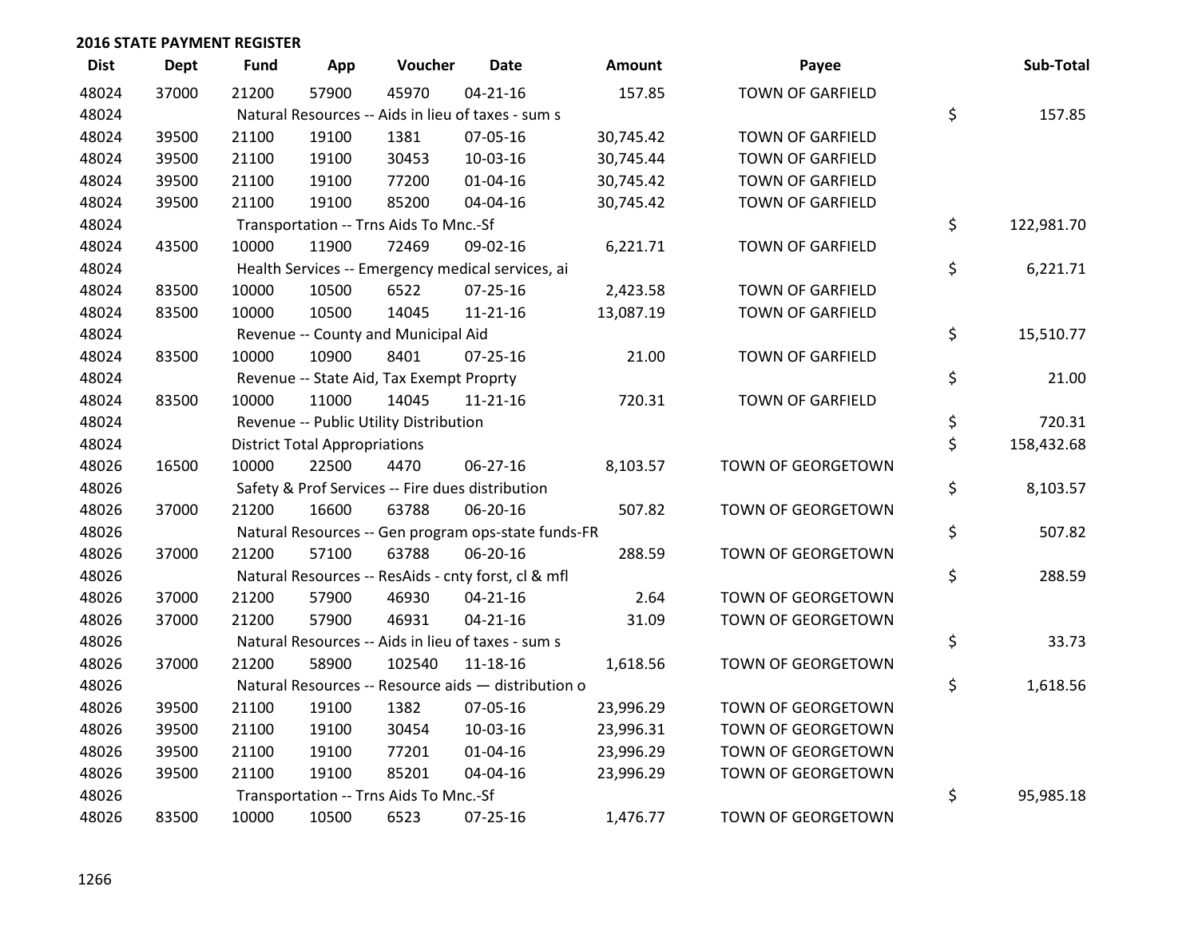**2016 STATE PAYMENT REGISTER**

| Dist | Dept | Fund | App | Voucher | Date | Amount | Payee | Sub-Total |
|---|---|---|---|---|---|---|---|---|
| 48024 | 37000 | 21200 | 57900 | 45970 | 04-21-16 | 157.85 | TOWN OF GARFIELD | |
| 48024 | | Natural Resources -- Aids in lieu of taxes - sum s | | | | | | $ 157.85 |
| 48024 | 39500 | 21100 | 19100 | 1381 | 07-05-16 | 30,745.42 | TOWN OF GARFIELD | |
| 48024 | 39500 | 21100 | 19100 | 30453 | 10-03-16 | 30,745.44 | TOWN OF GARFIELD | |
| 48024 | 39500 | 21100 | 19100 | 77200 | 01-04-16 | 30,745.42 | TOWN OF GARFIELD | |
| 48024 | 39500 | 21100 | 19100 | 85200 | 04-04-16 | 30,745.42 | TOWN OF GARFIELD | |
| 48024 | | Transportation -- Trns Aids To Mnc.-Sf | | | | | | $ 122,981.70 |
| 48024 | 43500 | 10000 | 11900 | 72469 | 09-02-16 | 6,221.71 | TOWN OF GARFIELD | |
| 48024 | | Health Services -- Emergency medical services, ai | | | | | | $ 6,221.71 |
| 48024 | 83500 | 10000 | 10500 | 6522 | 07-25-16 | 2,423.58 | TOWN OF GARFIELD | |
| 48024 | 83500 | 10000 | 10500 | 14045 | 11-21-16 | 13,087.19 | TOWN OF GARFIELD | |
| 48024 | | Revenue -- County and Municipal Aid | | | | | | $ 15,510.77 |
| 48024 | 83500 | 10000 | 10900 | 8401 | 07-25-16 | 21.00 | TOWN OF GARFIELD | |
| 48024 | | Revenue -- State Aid, Tax Exempt Proprty | | | | | | $ 21.00 |
| 48024 | 83500 | 10000 | 11000 | 14045 | 11-21-16 | 720.31 | TOWN OF GARFIELD | |
| 48024 | | Revenue -- Public Utility Distribution | | | | | | $ 720.31 |
| 48024 | | District Total Appropriations | | | | | | $ 158,432.68 |
| 48026 | 16500 | 10000 | 22500 | 4470 | 06-27-16 | 8,103.57 | TOWN OF GEORGETOWN | |
| 48026 | | Safety & Prof Services -- Fire dues distribution | | | | | | $ 8,103.57 |
| 48026 | 37000 | 21200 | 16600 | 63788 | 06-20-16 | 507.82 | TOWN OF GEORGETOWN | |
| 48026 | | Natural Resources -- Gen program ops-state funds-FR | | | | | | $ 507.82 |
| 48026 | 37000 | 21200 | 57100 | 63788 | 06-20-16 | 288.59 | TOWN OF GEORGETOWN | |
| 48026 | | Natural Resources -- ResAids - cnty forst, cl & mfl | | | | | | $ 288.59 |
| 48026 | 37000 | 21200 | 57900 | 46930 | 04-21-16 | 2.64 | TOWN OF GEORGETOWN | |
| 48026 | 37000 | 21200 | 57900 | 46931 | 04-21-16 | 31.09 | TOWN OF GEORGETOWN | |
| 48026 | | Natural Resources -- Aids in lieu of taxes - sum s | | | | | | $ 33.73 |
| 48026 | 37000 | 21200 | 58900 | 102540 | 11-18-16 | 1,618.56 | TOWN OF GEORGETOWN | |
| 48026 | | Natural Resources -- Resource aids — distribution o | | | | | | $ 1,618.56 |
| 48026 | 39500 | 21100 | 19100 | 1382 | 07-05-16 | 23,996.29 | TOWN OF GEORGETOWN | |
| 48026 | 39500 | 21100 | 19100 | 30454 | 10-03-16 | 23,996.31 | TOWN OF GEORGETOWN | |
| 48026 | 39500 | 21100 | 19100 | 77201 | 01-04-16 | 23,996.29 | TOWN OF GEORGETOWN | |
| 48026 | 39500 | 21100 | 19100 | 85201 | 04-04-16 | 23,996.29 | TOWN OF GEORGETOWN | |
| 48026 | | Transportation -- Trns Aids To Mnc.-Sf | | | | | | $ 95,985.18 |
| 48026 | 83500 | 10000 | 10500 | 6523 | 07-25-16 | 1,476.77 | TOWN OF GEORGETOWN | |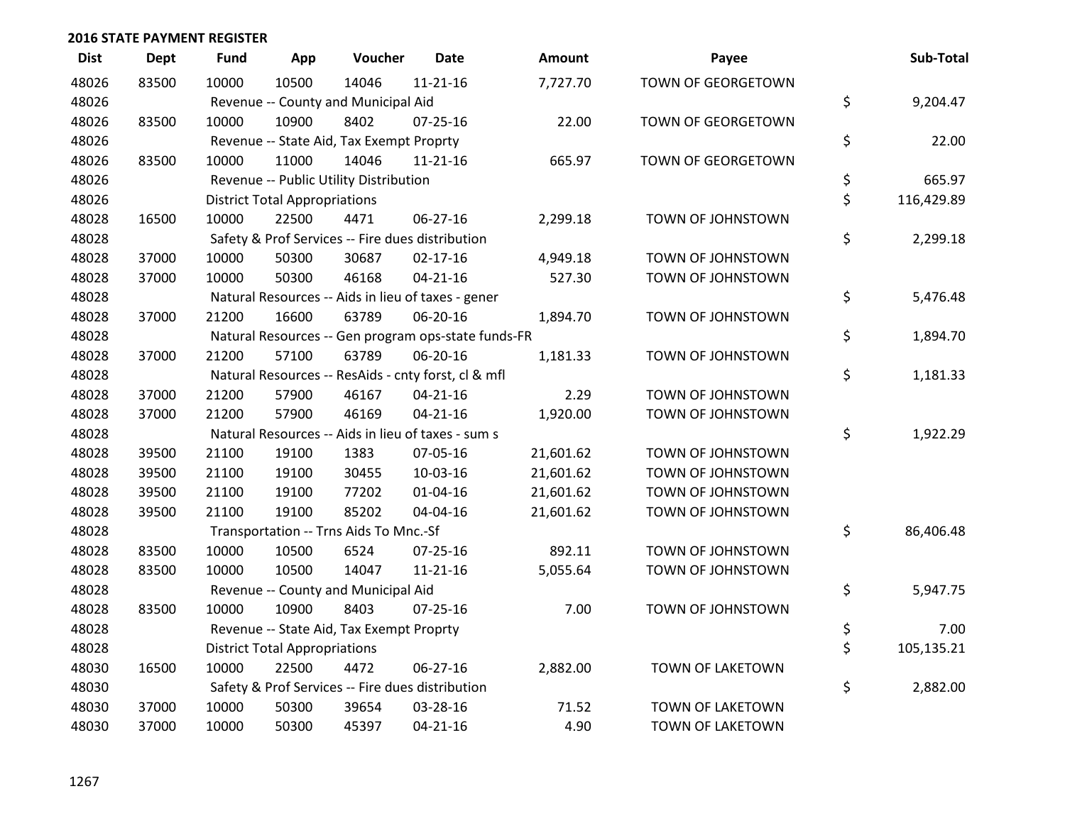## 2016 STATE PAYMENT REGISTER

| Dist | Dept | Fund | App | Voucher | Date | Amount | Payee | Sub-Total |
|---|---|---|---|---|---|---|---|---|
| 48026 | 83500 | 10000 | 10500 | 14046 | 11-21-16 | 7,727.70 | TOWN OF GEORGETOWN | |
| 48026 | | Revenue -- County and Municipal Aid | | | | | | $ 9,204.47 |
| 48026 | 83500 | 10000 | 10900 | 8402 | 07-25-16 | 22.00 | TOWN OF GEORGETOWN | |
| 48026 | | Revenue -- State Aid, Tax Exempt Proprty | | | | | | $ 22.00 |
| 48026 | 83500 | 10000 | 11000 | 14046 | 11-21-16 | 665.97 | TOWN OF GEORGETOWN | |
| 48026 | | Revenue -- Public Utility Distribution | | | | | | $ 665.97 |
| 48026 | | District Total Appropriations | | | | | | $ 116,429.89 |
| 48028 | 16500 | 10000 | 22500 | 4471 | 06-27-16 | 2,299.18 | TOWN OF JOHNSTOWN | |
| 48028 | | Safety & Prof Services -- Fire dues distribution | | | | | | $ 2,299.18 |
| 48028 | 37000 | 10000 | 50300 | 30687 | 02-17-16 | 4,949.18 | TOWN OF JOHNSTOWN | |
| 48028 | 37000 | 10000 | 50300 | 46168 | 04-21-16 | 527.30 | TOWN OF JOHNSTOWN | |
| 48028 | | Natural Resources -- Aids in lieu of taxes - gener | | | | | | $ 5,476.48 |
| 48028 | 37000 | 21200 | 16600 | 63789 | 06-20-16 | 1,894.70 | TOWN OF JOHNSTOWN | |
| 48028 | | Natural Resources -- Gen program ops-state funds-FR | | | | | | $ 1,894.70 |
| 48028 | 37000 | 21200 | 57100 | 63789 | 06-20-16 | 1,181.33 | TOWN OF JOHNSTOWN | |
| 48028 | | Natural Resources -- ResAids - cnty forst, cl & mfl | | | | | | $ 1,181.33 |
| 48028 | 37000 | 21200 | 57900 | 46167 | 04-21-16 | 2.29 | TOWN OF JOHNSTOWN | |
| 48028 | 37000 | 21200 | 57900 | 46169 | 04-21-16 | 1,920.00 | TOWN OF JOHNSTOWN | |
| 48028 | | Natural Resources -- Aids in lieu of taxes - sum s | | | | | | $ 1,922.29 |
| 48028 | 39500 | 21100 | 19100 | 1383 | 07-05-16 | 21,601.62 | TOWN OF JOHNSTOWN | |
| 48028 | 39500 | 21100 | 19100 | 30455 | 10-03-16 | 21,601.62 | TOWN OF JOHNSTOWN | |
| 48028 | 39500 | 21100 | 19100 | 77202 | 01-04-16 | 21,601.62 | TOWN OF JOHNSTOWN | |
| 48028 | 39500 | 21100 | 19100 | 85202 | 04-04-16 | 21,601.62 | TOWN OF JOHNSTOWN | |
| 48028 | | Transportation -- Trns Aids To Mnc.-Sf | | | | | | $ 86,406.48 |
| 48028 | 83500 | 10000 | 10500 | 6524 | 07-25-16 | 892.11 | TOWN OF JOHNSTOWN | |
| 48028 | 83500 | 10000 | 10500 | 14047 | 11-21-16 | 5,055.64 | TOWN OF JOHNSTOWN | |
| 48028 | | Revenue -- County and Municipal Aid | | | | | | $ 5,947.75 |
| 48028 | 83500 | 10000 | 10900 | 8403 | 07-25-16 | 7.00 | TOWN OF JOHNSTOWN | |
| 48028 | | Revenue -- State Aid, Tax Exempt Proprty | | | | | | $ 7.00 |
| 48028 | | District Total Appropriations | | | | | | $ 105,135.21 |
| 48030 | 16500 | 10000 | 22500 | 4472 | 06-27-16 | 2,882.00 | TOWN OF LAKETOWN | |
| 48030 | | Safety & Prof Services -- Fire dues distribution | | | | | | $ 2,882.00 |
| 48030 | 37000 | 10000 | 50300 | 39654 | 03-28-16 | 71.52 | TOWN OF LAKETOWN | |
| 48030 | 37000 | 10000 | 50300 | 45397 | 04-21-16 | 4.90 | TOWN OF LAKETOWN | |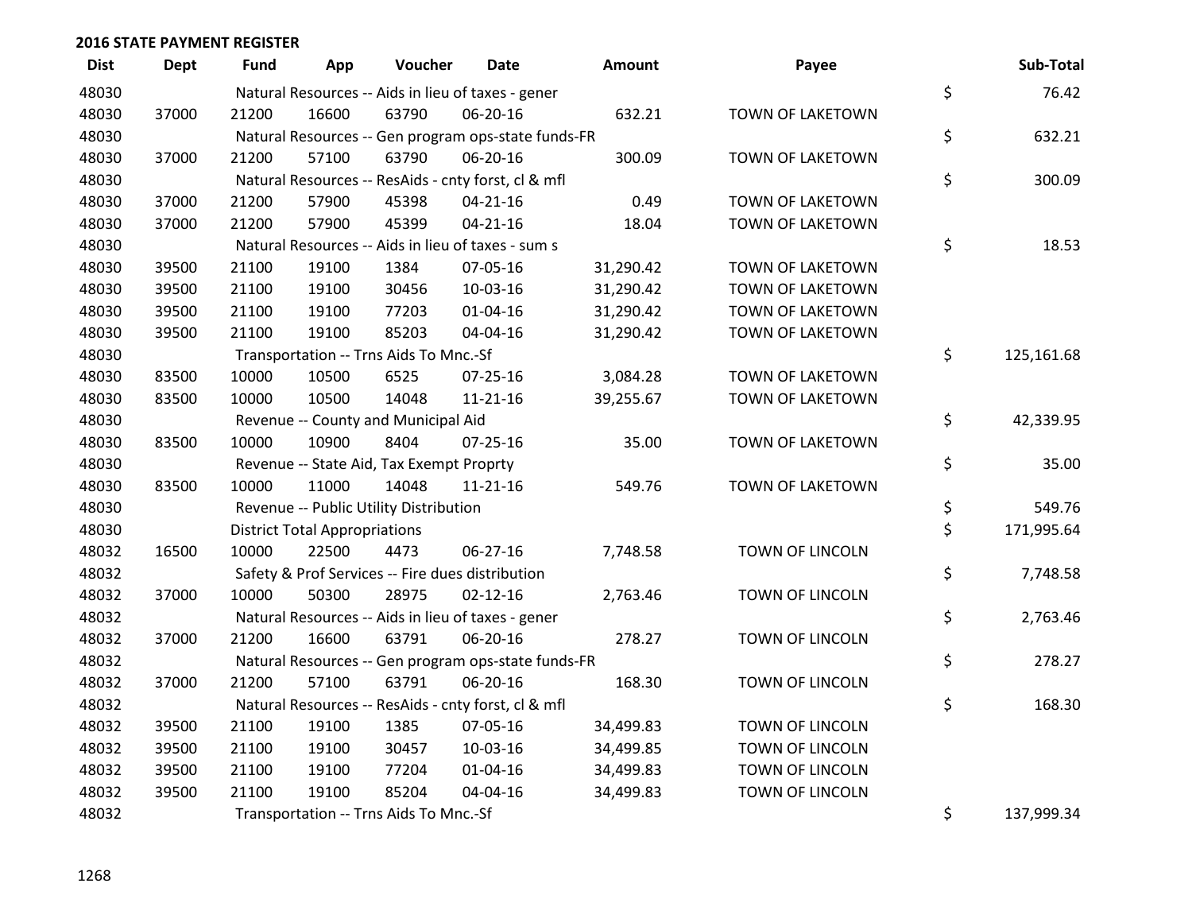## 2016 STATE PAYMENT REGISTER

| Dist | Dept | Fund | App | Voucher | Date | Amount | Payee | Sub-Total |
|---|---|---|---|---|---|---|---|---|
| 48030 | | Natural Resources -- Aids in lieu of taxes - gener | | | | | | $ 76.42 |
| 48030 | 37000 | 21200 | 16600 | 63790 | 06-20-16 | 632.21 | TOWN OF LAKETOWN | |
| 48030 | | Natural Resources -- Gen program ops-state funds-FR | | | | | | $ 632.21 |
| 48030 | 37000 | 21200 | 57100 | 63790 | 06-20-16 | 300.09 | TOWN OF LAKETOWN | |
| 48030 | | Natural Resources -- ResAids - cnty forst, cl & mfl | | | | | | $ 300.09 |
| 48030 | 37000 | 21200 | 57900 | 45398 | 04-21-16 | 0.49 | TOWN OF LAKETOWN | |
| 48030 | 37000 | 21200 | 57900 | 45399 | 04-21-16 | 18.04 | TOWN OF LAKETOWN | |
| 48030 | | Natural Resources -- Aids in lieu of taxes - sum s | | | | | | $ 18.53 |
| 48030 | 39500 | 21100 | 19100 | 1384 | 07-05-16 | 31,290.42 | TOWN OF LAKETOWN | |
| 48030 | 39500 | 21100 | 19100 | 30456 | 10-03-16 | 31,290.42 | TOWN OF LAKETOWN | |
| 48030 | 39500 | 21100 | 19100 | 77203 | 01-04-16 | 31,290.42 | TOWN OF LAKETOWN | |
| 48030 | 39500 | 21100 | 19100 | 85203 | 04-04-16 | 31,290.42 | TOWN OF LAKETOWN | |
| 48030 | | Transportation -- Trns Aids To Mnc.-Sf | | | | | | $ 125,161.68 |
| 48030 | 83500 | 10000 | 10500 | 6525 | 07-25-16 | 3,084.28 | TOWN OF LAKETOWN | |
| 48030 | 83500 | 10000 | 10500 | 14048 | 11-21-16 | 39,255.67 | TOWN OF LAKETOWN | |
| 48030 | | Revenue -- County and Municipal Aid | | | | | | $ 42,339.95 |
| 48030 | 83500 | 10000 | 10900 | 8404 | 07-25-16 | 35.00 | TOWN OF LAKETOWN | |
| 48030 | | Revenue -- State Aid, Tax Exempt Proprty | | | | | | $ 35.00 |
| 48030 | 83500 | 10000 | 11000 | 14048 | 11-21-16 | 549.76 | TOWN OF LAKETOWN | |
| 48030 | | Revenue -- Public Utility Distribution | | | | | | $ 549.76 |
| 48030 | | District Total Appropriations | | | | | | $ 171,995.64 |
| 48032 | 16500 | 10000 | 22500 | 4473 | 06-27-16 | 7,748.58 | TOWN OF LINCOLN | |
| 48032 | | Safety & Prof Services -- Fire dues distribution | | | | | | $ 7,748.58 |
| 48032 | 37000 | 10000 | 50300 | 28975 | 02-12-16 | 2,763.46 | TOWN OF LINCOLN | |
| 48032 | | Natural Resources -- Aids in lieu of taxes - gener | | | | | | $ 2,763.46 |
| 48032 | 37000 | 21200 | 16600 | 63791 | 06-20-16 | 278.27 | TOWN OF LINCOLN | |
| 48032 | | Natural Resources -- Gen program ops-state funds-FR | | | | | | $ 278.27 |
| 48032 | 37000 | 21200 | 57100 | 63791 | 06-20-16 | 168.30 | TOWN OF LINCOLN | |
| 48032 | | Natural Resources -- ResAids - cnty forst, cl & mfl | | | | | | $ 168.30 |
| 48032 | 39500 | 21100 | 19100 | 1385 | 07-05-16 | 34,499.83 | TOWN OF LINCOLN | |
| 48032 | 39500 | 21100 | 19100 | 30457 | 10-03-16 | 34,499.85 | TOWN OF LINCOLN | |
| 48032 | 39500 | 21100 | 19100 | 77204 | 01-04-16 | 34,499.83 | TOWN OF LINCOLN | |
| 48032 | 39500 | 21100 | 19100 | 85204 | 04-04-16 | 34,499.83 | TOWN OF LINCOLN | |
| 48032 | | Transportation -- Trns Aids To Mnc.-Sf | | | | | | $ 137,999.34 |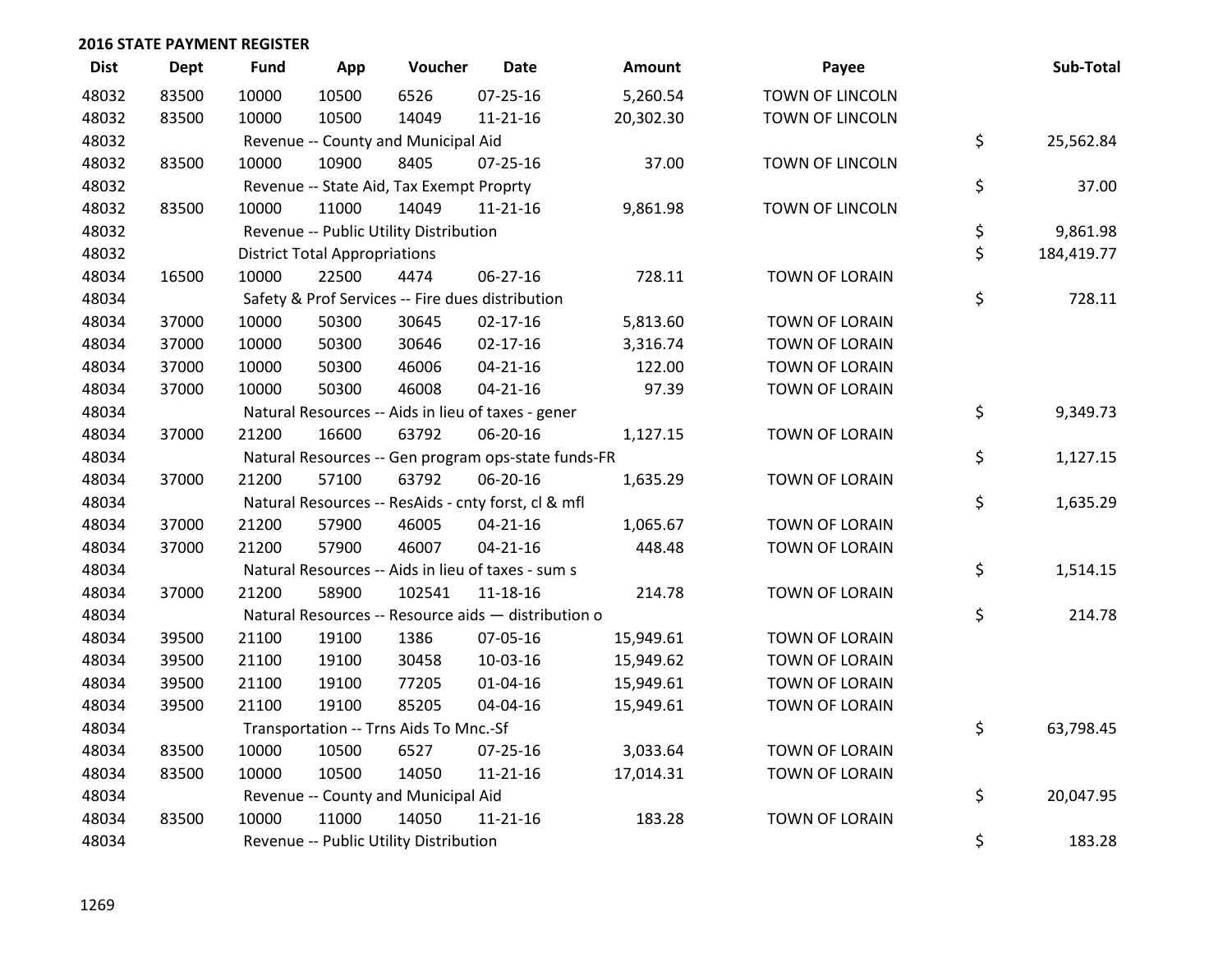## 2016 STATE PAYMENT REGISTER

| Dist | Dept | Fund | App | Voucher | Date | Amount | Payee | Sub-Total |
|---|---|---|---|---|---|---|---|---|
| 48032 | 83500 | 10000 | 10500 | 6526 | 07-25-16 | 5,260.54 | TOWN OF LINCOLN | |
| 48032 | 83500 | 10000 | 10500 | 14049 | 11-21-16 | 20,302.30 | TOWN OF LINCOLN | |
| 48032 | | Revenue -- County and Municipal Aid | | | | | | $ 25,562.84 |
| 48032 | 83500 | 10000 | 10900 | 8405 | 07-25-16 | 37.00 | TOWN OF LINCOLN | |
| 48032 | | Revenue -- State Aid, Tax Exempt Proprty | | | | | | $ 37.00 |
| 48032 | 83500 | 10000 | 11000 | 14049 | 11-21-16 | 9,861.98 | TOWN OF LINCOLN | |
| 48032 | | Revenue -- Public Utility Distribution | | | | | | $ 9,861.98 |
| 48032 | | District Total Appropriations | | | | | | $ 184,419.77 |
| 48034 | 16500 | 10000 | 22500 | 4474 | 06-27-16 | 728.11 | TOWN OF LORAIN | |
| 48034 | | Safety & Prof Services -- Fire dues distribution | | | | | | $ 728.11 |
| 48034 | 37000 | 10000 | 50300 | 30645 | 02-17-16 | 5,813.60 | TOWN OF LORAIN | |
| 48034 | 37000 | 10000 | 50300 | 30646 | 02-17-16 | 3,316.74 | TOWN OF LORAIN | |
| 48034 | 37000 | 10000 | 50300 | 46006 | 04-21-16 | 122.00 | TOWN OF LORAIN | |
| 48034 | 37000 | 10000 | 50300 | 46008 | 04-21-16 | 97.39 | TOWN OF LORAIN | |
| 48034 | | Natural Resources -- Aids in lieu of taxes - gener | | | | | | $ 9,349.73 |
| 48034 | 37000 | 21200 | 16600 | 63792 | 06-20-16 | 1,127.15 | TOWN OF LORAIN | |
| 48034 | | Natural Resources -- Gen program ops-state funds-FR | | | | | | $ 1,127.15 |
| 48034 | 37000 | 21200 | 57100 | 63792 | 06-20-16 | 1,635.29 | TOWN OF LORAIN | |
| 48034 | | Natural Resources -- ResAids - cnty forst, cl & mfl | | | | | | $ 1,635.29 |
| 48034 | 37000 | 21200 | 57900 | 46005 | 04-21-16 | 1,065.67 | TOWN OF LORAIN | |
| 48034 | 37000 | 21200 | 57900 | 46007 | 04-21-16 | 448.48 | TOWN OF LORAIN | |
| 48034 | | Natural Resources -- Aids in lieu of taxes - sum s | | | | | | $ 1,514.15 |
| 48034 | 37000 | 21200 | 58900 | 102541 | 11-18-16 | 214.78 | TOWN OF LORAIN | |
| 48034 | | Natural Resources -- Resource aids — distribution o | | | | | | $ 214.78 |
| 48034 | 39500 | 21100 | 19100 | 1386 | 07-05-16 | 15,949.61 | TOWN OF LORAIN | |
| 48034 | 39500 | 21100 | 19100 | 30458 | 10-03-16 | 15,949.62 | TOWN OF LORAIN | |
| 48034 | 39500 | 21100 | 19100 | 77205 | 01-04-16 | 15,949.61 | TOWN OF LORAIN | |
| 48034 | 39500 | 21100 | 19100 | 85205 | 04-04-16 | 15,949.61 | TOWN OF LORAIN | |
| 48034 | | Transportation -- Trns Aids To Mnc.-Sf | | | | | | $ 63,798.45 |
| 48034 | 83500 | 10000 | 10500 | 6527 | 07-25-16 | 3,033.64 | TOWN OF LORAIN | |
| 48034 | 83500 | 10000 | 10500 | 14050 | 11-21-16 | 17,014.31 | TOWN OF LORAIN | |
| 48034 | | Revenue -- County and Municipal Aid | | | | | | $ 20,047.95 |
| 48034 | 83500 | 10000 | 11000 | 14050 | 11-21-16 | 183.28 | TOWN OF LORAIN | |
| 48034 | | Revenue -- Public Utility Distribution | | | | | | $ 183.28 |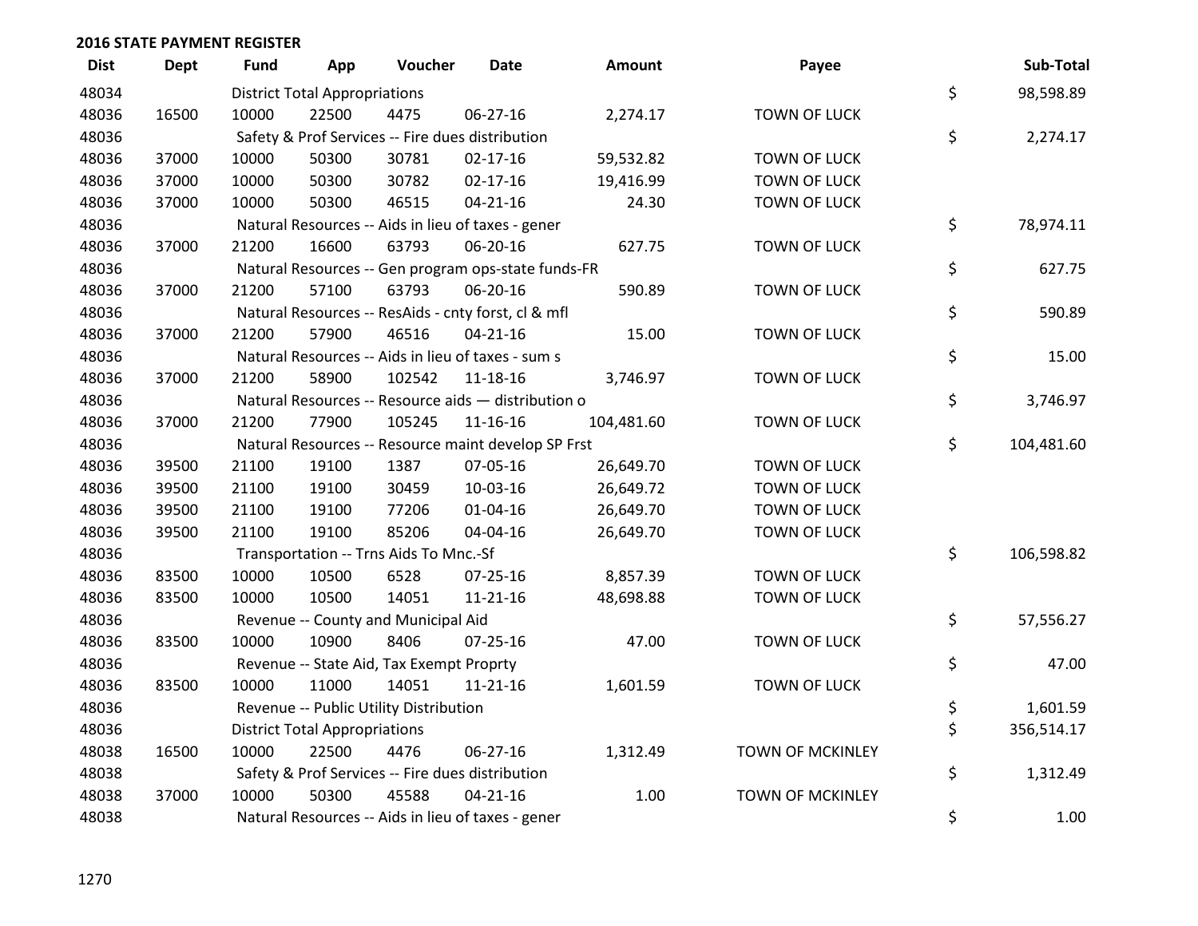## 2016 STATE PAYMENT REGISTER

| Dist | Dept | Fund | App | Voucher | Date | Amount | Payee | | Sub-Total |
|---|---|---|---|---|---|---|---|---|---|
| 48034 | | District Total Appropriations | | | | | | $ | 98,598.89 |
| 48036 | 16500 | 10000 | 22500 | 4475 | 06-27-16 | 2,274.17 | TOWN OF LUCK | | |
| 48036 | | Safety & Prof Services -- Fire dues distribution | | | | | | $ | 2,274.17 |
| 48036 | 37000 | 10000 | 50300 | 30781 | 02-17-16 | 59,532.82 | TOWN OF LUCK | | |
| 48036 | 37000 | 10000 | 50300 | 30782 | 02-17-16 | 19,416.99 | TOWN OF LUCK | | |
| 48036 | 37000 | 10000 | 50300 | 46515 | 04-21-16 | 24.30 | TOWN OF LUCK | | |
| 48036 | | Natural Resources -- Aids in lieu of taxes - gener | | | | | | $ | 78,974.11 |
| 48036 | 37000 | 21200 | 16600 | 63793 | 06-20-16 | 627.75 | TOWN OF LUCK | | |
| 48036 | | Natural Resources -- Gen program ops-state funds-FR | | | | | | $ | 627.75 |
| 48036 | 37000 | 21200 | 57100 | 63793 | 06-20-16 | 590.89 | TOWN OF LUCK | | |
| 48036 | | Natural Resources -- ResAids - cnty forst, cl & mfl | | | | | | $ | 590.89 |
| 48036 | 37000 | 21200 | 57900 | 46516 | 04-21-16 | 15.00 | TOWN OF LUCK | | |
| 48036 | | Natural Resources -- Aids in lieu of taxes - sum s | | | | | | $ | 15.00 |
| 48036 | 37000 | 21200 | 58900 | 102542 | 11-18-16 | 3,746.97 | TOWN OF LUCK | | |
| 48036 | | Natural Resources -- Resource aids — distribution o | | | | | | $ | 3,746.97 |
| 48036 | 37000 | 21200 | 77900 | 105245 | 11-16-16 | 104,481.60 | TOWN OF LUCK | | |
| 48036 | | Natural Resources -- Resource maint develop SP Frst | | | | | | $ | 104,481.60 |
| 48036 | 39500 | 21100 | 19100 | 1387 | 07-05-16 | 26,649.70 | TOWN OF LUCK | | |
| 48036 | 39500 | 21100 | 19100 | 30459 | 10-03-16 | 26,649.72 | TOWN OF LUCK | | |
| 48036 | 39500 | 21100 | 19100 | 77206 | 01-04-16 | 26,649.70 | TOWN OF LUCK | | |
| 48036 | 39500 | 21100 | 19100 | 85206 | 04-04-16 | 26,649.70 | TOWN OF LUCK | | |
| 48036 | | Transportation -- Trns Aids To Mnc.-Sf | | | | | | $ | 106,598.82 |
| 48036 | 83500 | 10000 | 10500 | 6528 | 07-25-16 | 8,857.39 | TOWN OF LUCK | | |
| 48036 | 83500 | 10000 | 10500 | 14051 | 11-21-16 | 48,698.88 | TOWN OF LUCK | | |
| 48036 | | Revenue -- County and Municipal Aid | | | | | | $ | 57,556.27 |
| 48036 | 83500 | 10000 | 10900 | 8406 | 07-25-16 | 47.00 | TOWN OF LUCK | | |
| 48036 | | Revenue -- State Aid, Tax Exempt Proprty | | | | | | $ | 47.00 |
| 48036 | 83500 | 10000 | 11000 | 14051 | 11-21-16 | 1,601.59 | TOWN OF LUCK | | |
| 48036 | | Revenue -- Public Utility Distribution | | | | | | $ | 1,601.59 |
| 48036 | | District Total Appropriations | | | | | | $ | 356,514.17 |
| 48038 | 16500 | 10000 | 22500 | 4476 | 06-27-16 | 1,312.49 | TOWN OF MCKINLEY | | |
| 48038 | | Safety & Prof Services -- Fire dues distribution | | | | | | $ | 1,312.49 |
| 48038 | 37000 | 10000 | 50300 | 45588 | 04-21-16 | 1.00 | TOWN OF MCKINLEY | | |
| 48038 | | Natural Resources -- Aids in lieu of taxes - gener | | | | | | $ | 1.00 |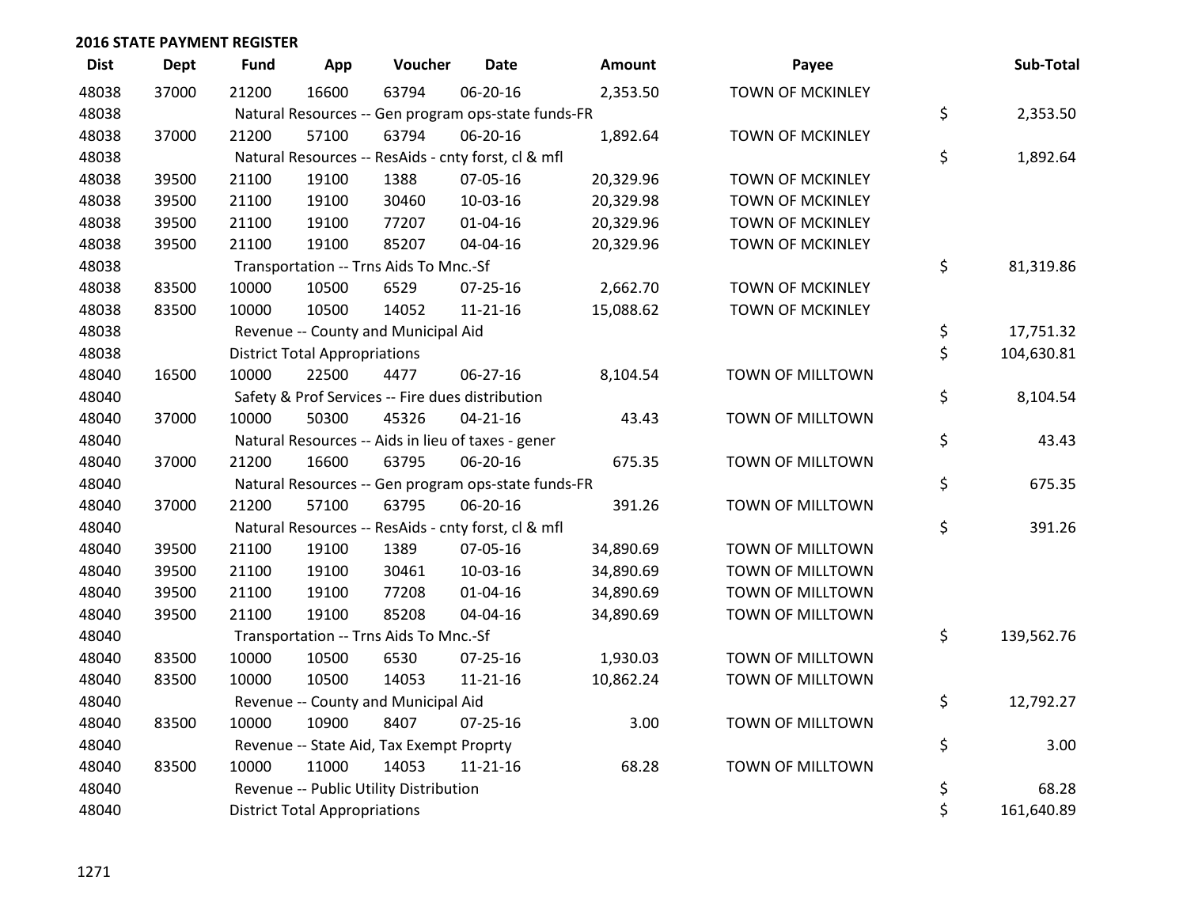## 2016 STATE PAYMENT REGISTER

| Dist | Dept | Fund | App | Voucher | Date | Amount | Payee | Sub-Total |
|---|---|---|---|---|---|---|---|---|
| 48038 | 37000 | 21200 | 16600 | 63794 | 06-20-16 | 2,353.50 | TOWN OF MCKINLEY | |
| 48038 | | Natural Resources -- Gen program ops-state funds-FR | | | | | | $ 2,353.50 |
| 48038 | 37000 | 21200 | 57100 | 63794 | 06-20-16 | 1,892.64 | TOWN OF MCKINLEY | |
| 48038 | | Natural Resources -- ResAids - cnty forst, cl & mfl | | | | | | $ 1,892.64 |
| 48038 | 39500 | 21100 | 19100 | 1388 | 07-05-16 | 20,329.96 | TOWN OF MCKINLEY | |
| 48038 | 39500 | 21100 | 19100 | 30460 | 10-03-16 | 20,329.98 | TOWN OF MCKINLEY | |
| 48038 | 39500 | 21100 | 19100 | 77207 | 01-04-16 | 20,329.96 | TOWN OF MCKINLEY | |
| 48038 | 39500 | 21100 | 19100 | 85207 | 04-04-16 | 20,329.96 | TOWN OF MCKINLEY | |
| 48038 | | Transportation -- Trns Aids To Mnc.-Sf | | | | | | $ 81,319.86 |
| 48038 | 83500 | 10000 | 10500 | 6529 | 07-25-16 | 2,662.70 | TOWN OF MCKINLEY | |
| 48038 | 83500 | 10000 | 10500 | 14052 | 11-21-16 | 15,088.62 | TOWN OF MCKINLEY | |
| 48038 | | Revenue -- County and Municipal Aid | | | | | | $ 17,751.32 |
| 48038 | | District Total Appropriations | | | | | | $ 104,630.81 |
| 48040 | 16500 | 10000 | 22500 | 4477 | 06-27-16 | 8,104.54 | TOWN OF MILLTOWN | |
| 48040 | | Safety & Prof Services -- Fire dues distribution | | | | | | $ 8,104.54 |
| 48040 | 37000 | 10000 | 50300 | 45326 | 04-21-16 | 43.43 | TOWN OF MILLTOWN | |
| 48040 | | Natural Resources -- Aids in lieu of taxes - gener | | | | | | $ 43.43 |
| 48040 | 37000 | 21200 | 16600 | 63795 | 06-20-16 | 675.35 | TOWN OF MILLTOWN | |
| 48040 | | Natural Resources -- Gen program ops-state funds-FR | | | | | | $ 675.35 |
| 48040 | 37000 | 21200 | 57100 | 63795 | 06-20-16 | 391.26 | TOWN OF MILLTOWN | |
| 48040 | | Natural Resources -- ResAids - cnty forst, cl & mfl | | | | | | $ 391.26 |
| 48040 | 39500 | 21100 | 19100 | 1389 | 07-05-16 | 34,890.69 | TOWN OF MILLTOWN | |
| 48040 | 39500 | 21100 | 19100 | 30461 | 10-03-16 | 34,890.69 | TOWN OF MILLTOWN | |
| 48040 | 39500 | 21100 | 19100 | 77208 | 01-04-16 | 34,890.69 | TOWN OF MILLTOWN | |
| 48040 | 39500 | 21100 | 19100 | 85208 | 04-04-16 | 34,890.69 | TOWN OF MILLTOWN | |
| 48040 | | Transportation -- Trns Aids To Mnc.-Sf | | | | | | $ 139,562.76 |
| 48040 | 83500 | 10000 | 10500 | 6530 | 07-25-16 | 1,930.03 | TOWN OF MILLTOWN | |
| 48040 | 83500 | 10000 | 10500 | 14053 | 11-21-16 | 10,862.24 | TOWN OF MILLTOWN | |
| 48040 | | Revenue -- County and Municipal Aid | | | | | | $ 12,792.27 |
| 48040 | 83500 | 10000 | 10900 | 8407 | 07-25-16 | 3.00 | TOWN OF MILLTOWN | |
| 48040 | | Revenue -- State Aid, Tax Exempt Proprty | | | | | | $ 3.00 |
| 48040 | 83500 | 10000 | 11000 | 14053 | 11-21-16 | 68.28 | TOWN OF MILLTOWN | |
| 48040 | | Revenue -- Public Utility Distribution | | | | | | $ 68.28 |
| 48040 | | District Total Appropriations | | | | | | $ 161,640.89 |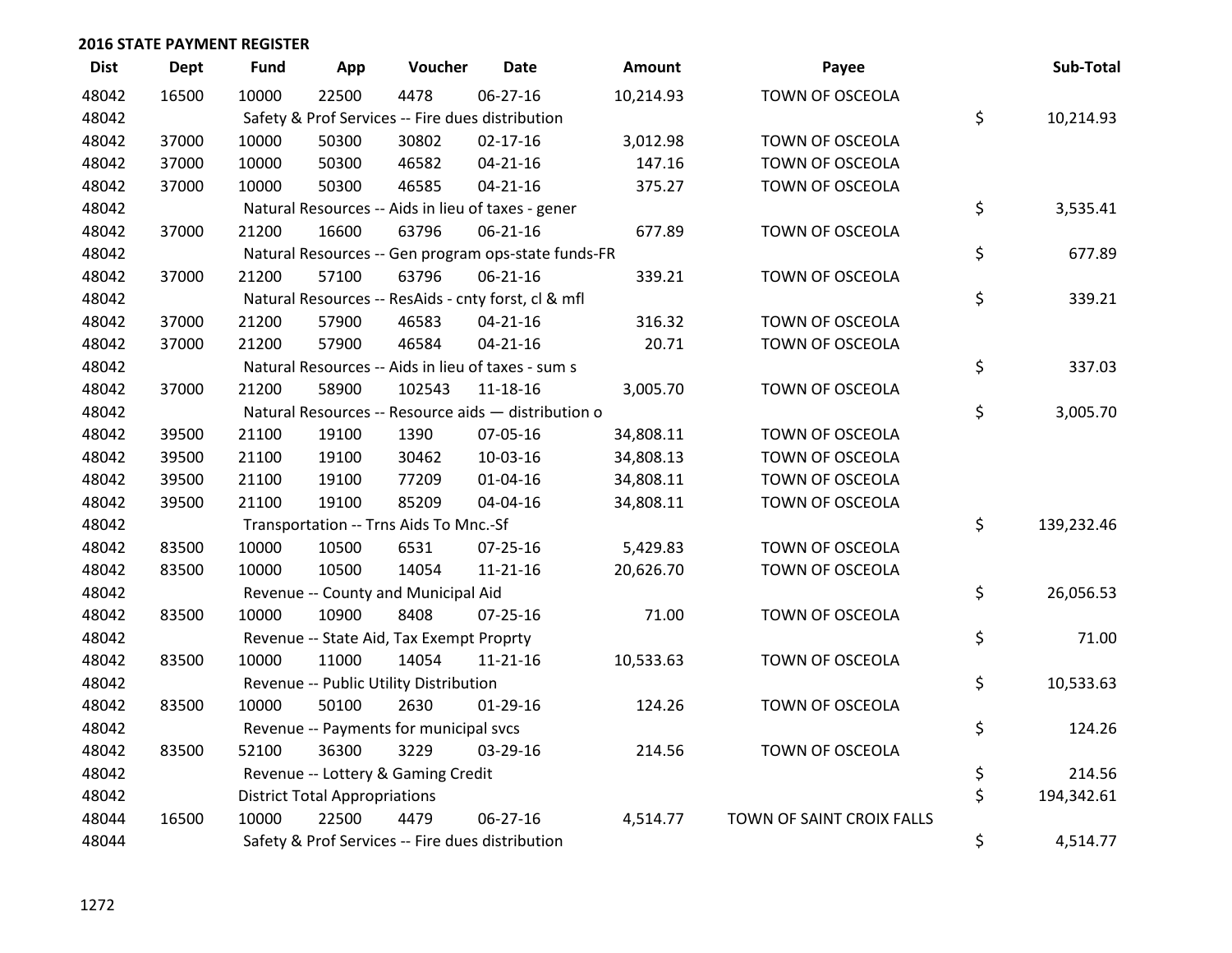## 2016 STATE PAYMENT REGISTER

| Dist | Dept | Fund | App | Voucher | Date | Amount | Payee | Sub-Total |
|---|---|---|---|---|---|---|---|---|
| 48042 | 16500 | 10000 | 22500 | 4478 | 06-27-16 | 10,214.93 | TOWN OF OSCEOLA | |
| 48042 | | Safety & Prof Services -- Fire dues distribution | | | | | | $ 10,214.93 |
| 48042 | 37000 | 10000 | 50300 | 30802 | 02-17-16 | 3,012.98 | TOWN OF OSCEOLA | |
| 48042 | 37000 | 10000 | 50300 | 46582 | 04-21-16 | 147.16 | TOWN OF OSCEOLA | |
| 48042 | 37000 | 10000 | 50300 | 46585 | 04-21-16 | 375.27 | TOWN OF OSCEOLA | |
| 48042 | | Natural Resources -- Aids in lieu of taxes - gener | | | | | | $ 3,535.41 |
| 48042 | 37000 | 21200 | 16600 | 63796 | 06-21-16 | 677.89 | TOWN OF OSCEOLA | |
| 48042 | | Natural Resources -- Gen program ops-state funds-FR | | | | | | $ 677.89 |
| 48042 | 37000 | 21200 | 57100 | 63796 | 06-21-16 | 339.21 | TOWN OF OSCEOLA | |
| 48042 | | Natural Resources -- ResAids - cnty forst, cl & mfl | | | | | | $ 339.21 |
| 48042 | 37000 | 21200 | 57900 | 46583 | 04-21-16 | 316.32 | TOWN OF OSCEOLA | |
| 48042 | 37000 | 21200 | 57900 | 46584 | 04-21-16 | 20.71 | TOWN OF OSCEOLA | |
| 48042 | | Natural Resources -- Aids in lieu of taxes - sum s | | | | | | $ 337.03 |
| 48042 | 37000 | 21200 | 58900 | 102543 | 11-18-16 | 3,005.70 | TOWN OF OSCEOLA | |
| 48042 | | Natural Resources -- Resource aids — distribution o | | | | | | $ 3,005.70 |
| 48042 | 39500 | 21100 | 19100 | 1390 | 07-05-16 | 34,808.11 | TOWN OF OSCEOLA | |
| 48042 | 39500 | 21100 | 19100 | 30462 | 10-03-16 | 34,808.13 | TOWN OF OSCEOLA | |
| 48042 | 39500 | 21100 | 19100 | 77209 | 01-04-16 | 34,808.11 | TOWN OF OSCEOLA | |
| 48042 | 39500 | 21100 | 19100 | 85209 | 04-04-16 | 34,808.11 | TOWN OF OSCEOLA | |
| 48042 | | Transportation -- Trns Aids To Mnc.-Sf | | | | | | $ 139,232.46 |
| 48042 | 83500 | 10000 | 10500 | 6531 | 07-25-16 | 5,429.83 | TOWN OF OSCEOLA | |
| 48042 | 83500 | 10000 | 10500 | 14054 | 11-21-16 | 20,626.70 | TOWN OF OSCEOLA | |
| 48042 | | Revenue -- County and Municipal Aid | | | | | | $ 26,056.53 |
| 48042 | 83500 | 10000 | 10900 | 8408 | 07-25-16 | 71.00 | TOWN OF OSCEOLA | |
| 48042 | | Revenue -- State Aid, Tax Exempt Proprty | | | | | | $ 71.00 |
| 48042 | 83500 | 10000 | 11000 | 14054 | 11-21-16 | 10,533.63 | TOWN OF OSCEOLA | |
| 48042 | | Revenue -- Public Utility Distribution | | | | | | $ 10,533.63 |
| 48042 | 83500 | 10000 | 50100 | 2630 | 01-29-16 | 124.26 | TOWN OF OSCEOLA | |
| 48042 | | Revenue -- Payments for municipal svcs | | | | | | $ 124.26 |
| 48042 | 83500 | 52100 | 36300 | 3229 | 03-29-16 | 214.56 | TOWN OF OSCEOLA | |
| 48042 | | Revenue -- Lottery & Gaming Credit | | | | | | $ 214.56 |
| 48042 | | District Total Appropriations | | | | | | $ 194,342.61 |
| 48044 | 16500 | 10000 | 22500 | 4479 | 06-27-16 | 4,514.77 | TOWN OF SAINT CROIX FALLS | |
| 48044 | | Safety & Prof Services -- Fire dues distribution | | | | | | $ 4,514.77 |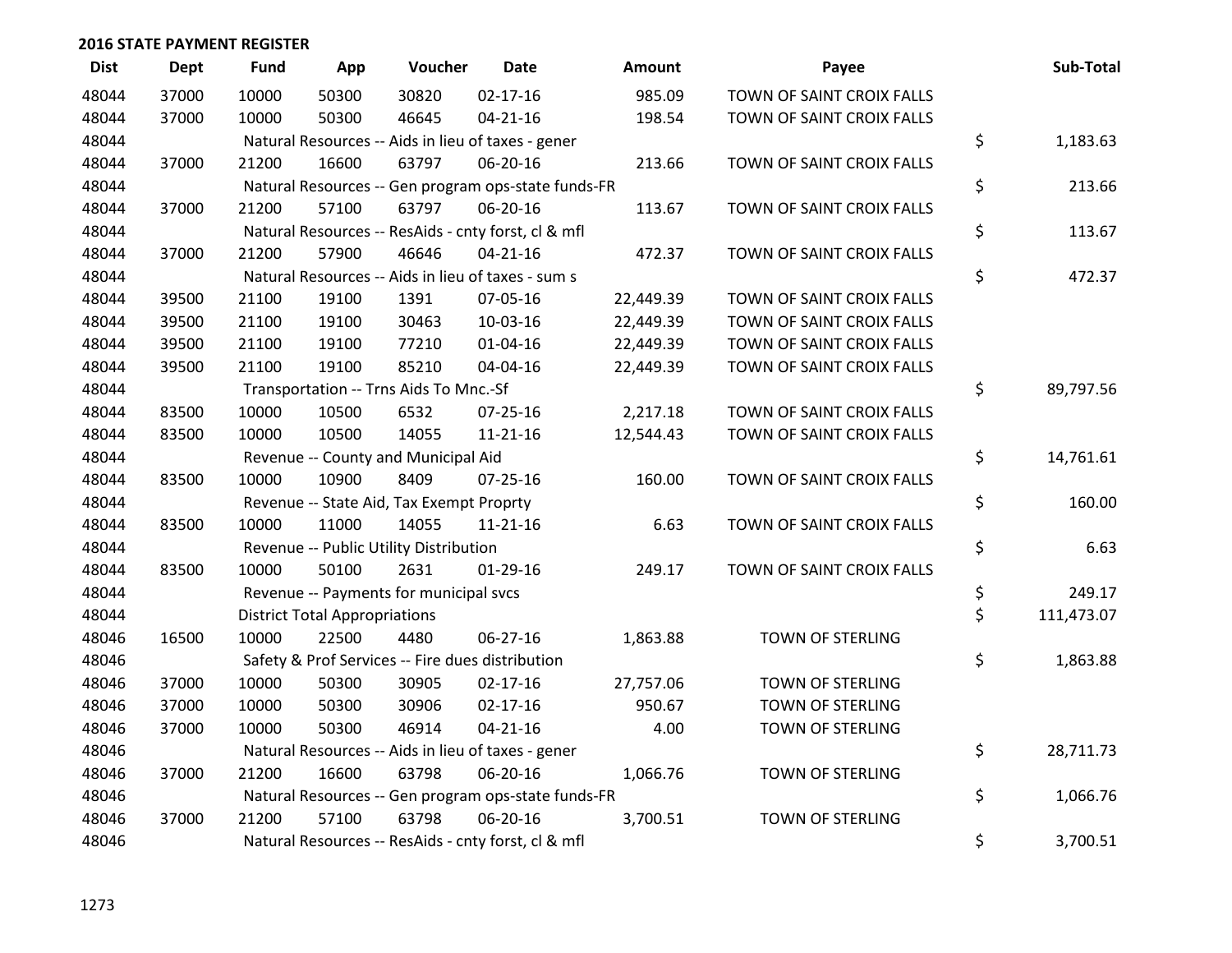## 2016 STATE PAYMENT REGISTER

| Dist | Dept | Fund | App | Voucher | Date | Amount | Payee | Sub-Total |
|---|---|---|---|---|---|---|---|---|
| 48044 | 37000 | 10000 | 50300 | 30820 | 02-17-16 | 985.09 | TOWN OF SAINT CROIX FALLS | |
| 48044 | 37000 | 10000 | 50300 | 46645 | 04-21-16 | 198.54 | TOWN OF SAINT CROIX FALLS | |
| 48044 | | Natural Resources -- Aids in lieu of taxes - gener | | | | | | $ 1,183.63 |
| 48044 | 37000 | 21200 | 16600 | 63797 | 06-20-16 | 213.66 | TOWN OF SAINT CROIX FALLS | |
| 48044 | | Natural Resources -- Gen program ops-state funds-FR | | | | | | $ 213.66 |
| 48044 | 37000 | 21200 | 57100 | 63797 | 06-20-16 | 113.67 | TOWN OF SAINT CROIX FALLS | |
| 48044 | | Natural Resources -- ResAids - cnty forst, cl & mfl | | | | | | $ 113.67 |
| 48044 | 37000 | 21200 | 57900 | 46646 | 04-21-16 | 472.37 | TOWN OF SAINT CROIX FALLS | |
| 48044 | | Natural Resources -- Aids in lieu of taxes - sum s | | | | | | $ 472.37 |
| 48044 | 39500 | 21100 | 19100 | 1391 | 07-05-16 | 22,449.39 | TOWN OF SAINT CROIX FALLS | |
| 48044 | 39500 | 21100 | 19100 | 30463 | 10-03-16 | 22,449.39 | TOWN OF SAINT CROIX FALLS | |
| 48044 | 39500 | 21100 | 19100 | 77210 | 01-04-16 | 22,449.39 | TOWN OF SAINT CROIX FALLS | |
| 48044 | 39500 | 21100 | 19100 | 85210 | 04-04-16 | 22,449.39 | TOWN OF SAINT CROIX FALLS | |
| 48044 | | Transportation -- Trns Aids To Mnc.-Sf | | | | | | $ 89,797.56 |
| 48044 | 83500 | 10000 | 10500 | 6532 | 07-25-16 | 2,217.18 | TOWN OF SAINT CROIX FALLS | |
| 48044 | 83500 | 10000 | 10500 | 14055 | 11-21-16 | 12,544.43 | TOWN OF SAINT CROIX FALLS | |
| 48044 | | Revenue -- County and Municipal Aid | | | | | | $ 14,761.61 |
| 48044 | 83500 | 10000 | 10900 | 8409 | 07-25-16 | 160.00 | TOWN OF SAINT CROIX FALLS | |
| 48044 | | Revenue -- State Aid, Tax Exempt Proprty | | | | | | $ 160.00 |
| 48044 | 83500 | 10000 | 11000 | 14055 | 11-21-16 | 6.63 | TOWN OF SAINT CROIX FALLS | |
| 48044 | | Revenue -- Public Utility Distribution | | | | | | $ 6.63 |
| 48044 | 83500 | 10000 | 50100 | 2631 | 01-29-16 | 249.17 | TOWN OF SAINT CROIX FALLS | |
| 48044 | | Revenue -- Payments for municipal svcs | | | | | | $ 249.17 |
| 48044 | | District Total Appropriations | | | | | | $ 111,473.07 |
| 48046 | 16500 | 10000 | 22500 | 4480 | 06-27-16 | 1,863.88 | TOWN OF STERLING | |
| 48046 | | Safety & Prof Services -- Fire dues distribution | | | | | | $ 1,863.88 |
| 48046 | 37000 | 10000 | 50300 | 30905 | 02-17-16 | 27,757.06 | TOWN OF STERLING | |
| 48046 | 37000 | 10000 | 50300 | 30906 | 02-17-16 | 950.67 | TOWN OF STERLING | |
| 48046 | 37000 | 10000 | 50300 | 46914 | 04-21-16 | 4.00 | TOWN OF STERLING | |
| 48046 | | Natural Resources -- Aids in lieu of taxes - gener | | | | | | $ 28,711.73 |
| 48046 | 37000 | 21200 | 16600 | 63798 | 06-20-16 | 1,066.76 | TOWN OF STERLING | |
| 48046 | | Natural Resources -- Gen program ops-state funds-FR | | | | | | $ 1,066.76 |
| 48046 | 37000 | 21200 | 57100 | 63798 | 06-20-16 | 3,700.51 | TOWN OF STERLING | |
| 48046 | | Natural Resources -- ResAids - cnty forst, cl & mfl | | | | | | $ 3,700.51 |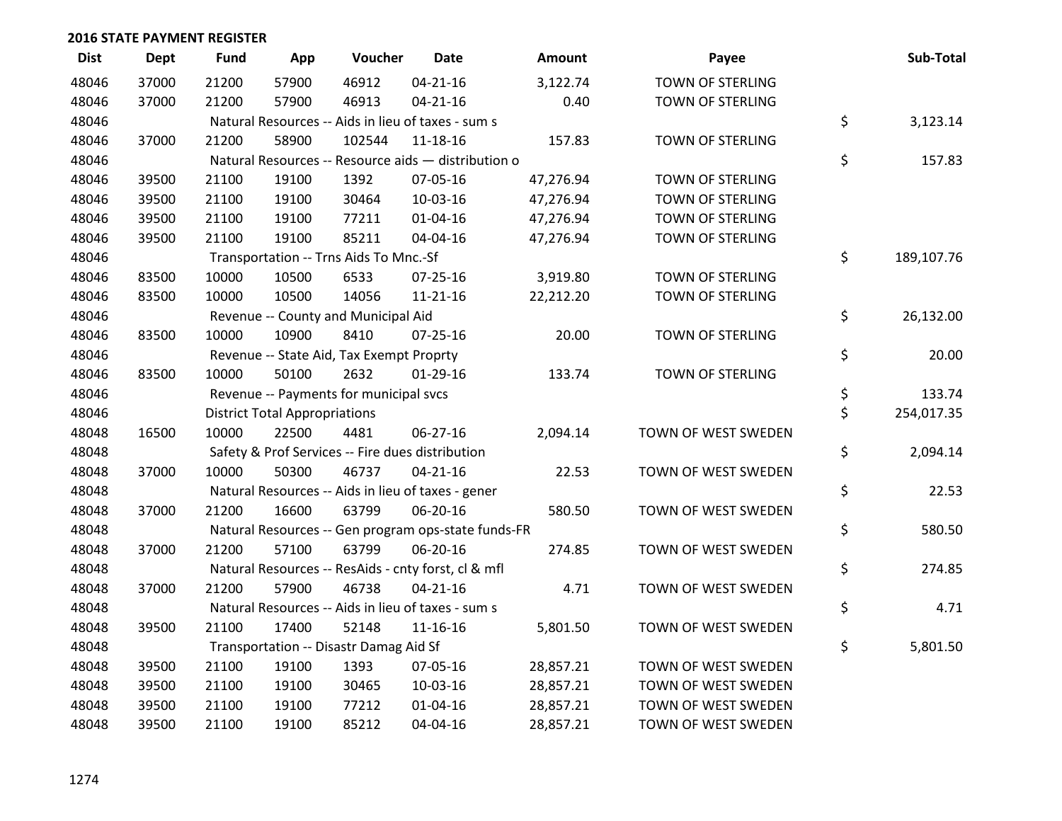## 2016 STATE PAYMENT REGISTER

| Dist | Dept | Fund | App | Voucher | Date | Amount | Payee | Sub-Total |
|---|---|---|---|---|---|---|---|---|
| 48046 | 37000 | 21200 | 57900 | 46912 | 04-21-16 | 3,122.74 | TOWN OF STERLING | |
| 48046 | 37000 | 21200 | 57900 | 46913 | 04-21-16 | 0.40 | TOWN OF STERLING | |
| 48046 | | Natural Resources -- Aids in lieu of taxes - sum s | | | | | | $ 3,123.14 |
| 48046 | 37000 | 21200 | 58900 | 102544 | 11-18-16 | 157.83 | TOWN OF STERLING | |
| 48046 | | Natural Resources -- Resource aids — distribution o | | | | | | $ 157.83 |
| 48046 | 39500 | 21100 | 19100 | 1392 | 07-05-16 | 47,276.94 | TOWN OF STERLING | |
| 48046 | 39500 | 21100 | 19100 | 30464 | 10-03-16 | 47,276.94 | TOWN OF STERLING | |
| 48046 | 39500 | 21100 | 19100 | 77211 | 01-04-16 | 47,276.94 | TOWN OF STERLING | |
| 48046 | 39500 | 21100 | 19100 | 85211 | 04-04-16 | 47,276.94 | TOWN OF STERLING | |
| 48046 | | Transportation -- Trns Aids To Mnc.-Sf | | | | | | $ 189,107.76 |
| 48046 | 83500 | 10000 | 10500 | 6533 | 07-25-16 | 3,919.80 | TOWN OF STERLING | |
| 48046 | 83500 | 10000 | 10500 | 14056 | 11-21-16 | 22,212.20 | TOWN OF STERLING | |
| 48046 | | Revenue -- County and Municipal Aid | | | | | | $ 26,132.00 |
| 48046 | 83500 | 10000 | 10900 | 8410 | 07-25-16 | 20.00 | TOWN OF STERLING | |
| 48046 | | Revenue -- State Aid, Tax Exempt Proprty | | | | | | $ 20.00 |
| 48046 | 83500 | 10000 | 50100 | 2632 | 01-29-16 | 133.74 | TOWN OF STERLING | |
| 48046 | | Revenue -- Payments for municipal svcs | | | | | | $ 133.74 |
| 48046 | | District Total Appropriations | | | | | | $ 254,017.35 |
| 48048 | 16500 | 10000 | 22500 | 4481 | 06-27-16 | 2,094.14 | TOWN OF WEST SWEDEN | |
| 48048 | | Safety & Prof Services -- Fire dues distribution | | | | | | $ 2,094.14 |
| 48048 | 37000 | 10000 | 50300 | 46737 | 04-21-16 | 22.53 | TOWN OF WEST SWEDEN | |
| 48048 | | Natural Resources -- Aids in lieu of taxes - gener | | | | | | $ 22.53 |
| 48048 | 37000 | 21200 | 16600 | 63799 | 06-20-16 | 580.50 | TOWN OF WEST SWEDEN | |
| 48048 | | Natural Resources -- Gen program ops-state funds-FR | | | | | | $ 580.50 |
| 48048 | 37000 | 21200 | 57100 | 63799 | 06-20-16 | 274.85 | TOWN OF WEST SWEDEN | |
| 48048 | | Natural Resources -- ResAids - cnty forst, cl & mfl | | | | | | $ 274.85 |
| 48048 | 37000 | 21200 | 57900 | 46738 | 04-21-16 | 4.71 | TOWN OF WEST SWEDEN | |
| 48048 | | Natural Resources -- Aids in lieu of taxes - sum s | | | | | | $ 4.71 |
| 48048 | 39500 | 21100 | 17400 | 52148 | 11-16-16 | 5,801.50 | TOWN OF WEST SWEDEN | |
| 48048 | | Transportation -- Disastr Damag Aid Sf | | | | | | $ 5,801.50 |
| 48048 | 39500 | 21100 | 19100 | 1393 | 07-05-16 | 28,857.21 | TOWN OF WEST SWEDEN | |
| 48048 | 39500 | 21100 | 19100 | 30465 | 10-03-16 | 28,857.21 | TOWN OF WEST SWEDEN | |
| 48048 | 39500 | 21100 | 19100 | 77212 | 01-04-16 | 28,857.21 | TOWN OF WEST SWEDEN | |
| 48048 | 39500 | 21100 | 19100 | 85212 | 04-04-16 | 28,857.21 | TOWN OF WEST SWEDEN | |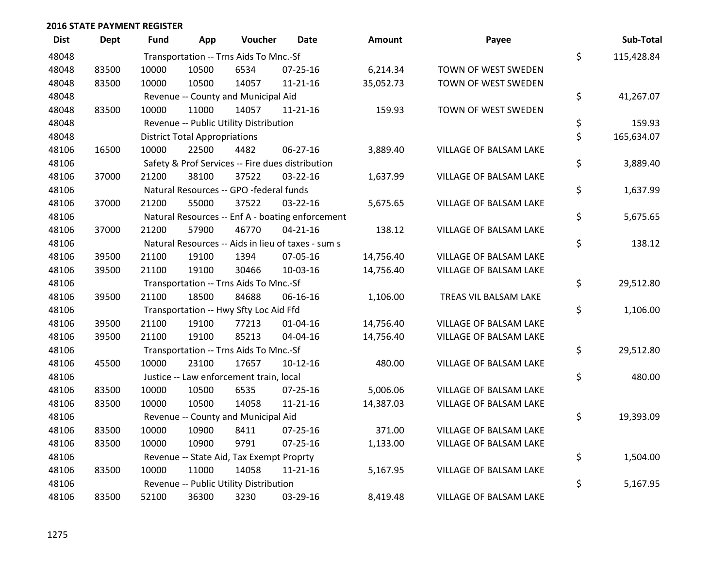## 2016 STATE PAYMENT REGISTER

| Dist | Dept | Fund | App | Voucher | Date | Amount | Payee | Sub-Total |
|---|---|---|---|---|---|---|---|---|
| 48048 | | Transportation -- Trns Aids To Mnc.-Sf | | | | | | $ 115,428.84 |
| 48048 | 83500 | 10000 | 10500 | 6534 | 07-25-16 | 6,214.34 | TOWN OF WEST SWEDEN | |
| 48048 | 83500 | 10000 | 10500 | 14057 | 11-21-16 | 35,052.73 | TOWN OF WEST SWEDEN | |
| 48048 | | Revenue -- County and Municipal Aid | | | | | | $ 41,267.07 |
| 48048 | 83500 | 10000 | 11000 | 14057 | 11-21-16 | 159.93 | TOWN OF WEST SWEDEN | |
| 48048 | | Revenue -- Public Utility Distribution | | | | | | $ 159.93 |
| 48048 | | District Total Appropriations | | | | | | $ 165,634.07 |
| 48106 | 16500 | 10000 | 22500 | 4482 | 06-27-16 | 3,889.40 | VILLAGE OF BALSAM LAKE | |
| 48106 | | Safety & Prof Services -- Fire dues distribution | | | | | | $ 3,889.40 |
| 48106 | 37000 | 21200 | 38100 | 37522 | 03-22-16 | 1,637.99 | VILLAGE OF BALSAM LAKE | |
| 48106 | | Natural Resources -- GPO -federal funds | | | | | | $ 1,637.99 |
| 48106 | 37000 | 21200 | 55000 | 37522 | 03-22-16 | 5,675.65 | VILLAGE OF BALSAM LAKE | |
| 48106 | | Natural Resources -- Enf A - boating enforcement | | | | | | $ 5,675.65 |
| 48106 | 37000 | 21200 | 57900 | 46770 | 04-21-16 | 138.12 | VILLAGE OF BALSAM LAKE | |
| 48106 | | Natural Resources -- Aids in lieu of taxes - sum s | | | | | | $ 138.12 |
| 48106 | 39500 | 21100 | 19100 | 1394 | 07-05-16 | 14,756.40 | VILLAGE OF BALSAM LAKE | |
| 48106 | 39500 | 21100 | 19100 | 30466 | 10-03-16 | 14,756.40 | VILLAGE OF BALSAM LAKE | |
| 48106 | | Transportation -- Trns Aids To Mnc.-Sf | | | | | | $ 29,512.80 |
| 48106 | 39500 | 21100 | 18500 | 84688 | 06-16-16 | 1,106.00 | TREAS VIL BALSAM LAKE | |
| 48106 | | Transportation -- Hwy Sfty Loc Aid Ffd | | | | | | $ 1,106.00 |
| 48106 | 39500 | 21100 | 19100 | 77213 | 01-04-16 | 14,756.40 | VILLAGE OF BALSAM LAKE | |
| 48106 | 39500 | 21100 | 19100 | 85213 | 04-04-16 | 14,756.40 | VILLAGE OF BALSAM LAKE | |
| 48106 | | Transportation -- Trns Aids To Mnc.-Sf | | | | | | $ 29,512.80 |
| 48106 | 45500 | 10000 | 23100 | 17657 | 10-12-16 | 480.00 | VILLAGE OF BALSAM LAKE | |
| 48106 | | Justice -- Law enforcement train, local | | | | | | $ 480.00 |
| 48106 | 83500 | 10000 | 10500 | 6535 | 07-25-16 | 5,006.06 | VILLAGE OF BALSAM LAKE | |
| 48106 | 83500 | 10000 | 10500 | 14058 | 11-21-16 | 14,387.03 | VILLAGE OF BALSAM LAKE | |
| 48106 | | Revenue -- County and Municipal Aid | | | | | | $ 19,393.09 |
| 48106 | 83500 | 10000 | 10900 | 8411 | 07-25-16 | 371.00 | VILLAGE OF BALSAM LAKE | |
| 48106 | 83500 | 10000 | 10900 | 9791 | 07-25-16 | 1,133.00 | VILLAGE OF BALSAM LAKE | |
| 48106 | | Revenue -- State Aid, Tax Exempt Proprty | | | | | | $ 1,504.00 |
| 48106 | 83500 | 10000 | 11000 | 14058 | 11-21-16 | 5,167.95 | VILLAGE OF BALSAM LAKE | |
| 48106 | | Revenue -- Public Utility Distribution | | | | | | $ 5,167.95 |
| 48106 | 83500 | 52100 | 36300 | 3230 | 03-29-16 | 8,419.48 | VILLAGE OF BALSAM LAKE | |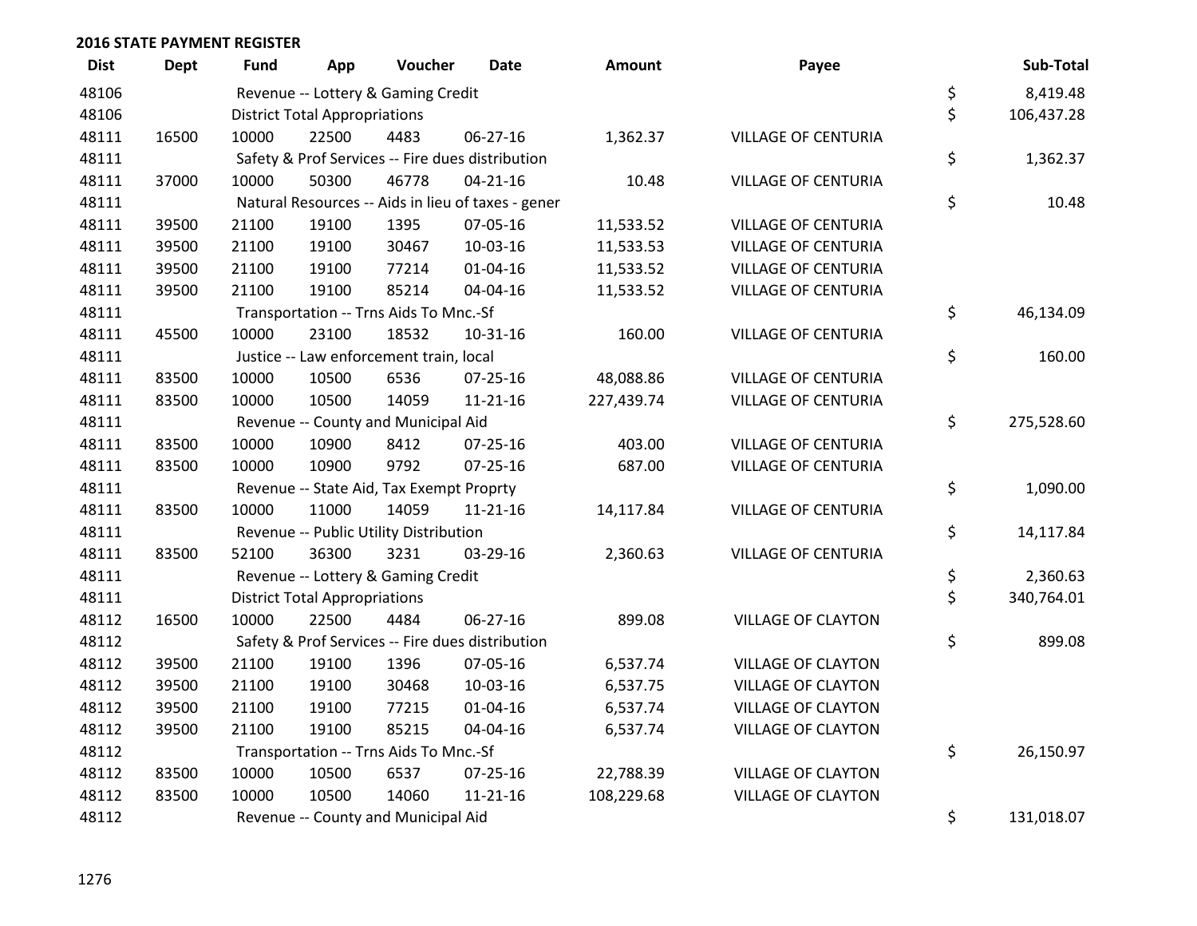**2016 STATE PAYMENT REGISTER**

| Dist | Dept | Fund | App | Voucher | Date | Amount | Payee | | Sub-Total |
|---|---|---|---|---|---|---|---|---|---|
| 48106 | | Revenue -- Lottery & Gaming Credit | | | | | | $ | 8,419.48 |
| 48106 | | District Total Appropriations | | | | | | $ | 106,437.28 |
| 48111 | 16500 | 10000 | 22500 | 4483 | 06-27-16 | 1,362.37 | VILLAGE OF CENTURIA | | |
| 48111 | | Safety & Prof Services -- Fire dues distribution | | | | | | $ | 1,362.37 |
| 48111 | 37000 | 10000 | 50300 | 46778 | 04-21-16 | 10.48 | VILLAGE OF CENTURIA | | |
| 48111 | | Natural Resources -- Aids in lieu of taxes - gener | | | | | | $ | 10.48 |
| 48111 | 39500 | 21100 | 19100 | 1395 | 07-05-16 | 11,533.52 | VILLAGE OF CENTURIA | | |
| 48111 | 39500 | 21100 | 19100 | 30467 | 10-03-16 | 11,533.53 | VILLAGE OF CENTURIA | | |
| 48111 | 39500 | 21100 | 19100 | 77214 | 01-04-16 | 11,533.52 | VILLAGE OF CENTURIA | | |
| 48111 | 39500 | 21100 | 19100 | 85214 | 04-04-16 | 11,533.52 | VILLAGE OF CENTURIA | | |
| 48111 | | Transportation -- Trns Aids To Mnc.-Sf | | | | | | $ | 46,134.09 |
| 48111 | 45500 | 10000 | 23100 | 18532 | 10-31-16 | 160.00 | VILLAGE OF CENTURIA | | |
| 48111 | | Justice -- Law enforcement train, local | | | | | | $ | 160.00 |
| 48111 | 83500 | 10000 | 10500 | 6536 | 07-25-16 | 48,088.86 | VILLAGE OF CENTURIA | | |
| 48111 | 83500 | 10000 | 10500 | 14059 | 11-21-16 | 227,439.74 | VILLAGE OF CENTURIA | | |
| 48111 | | Revenue -- County and Municipal Aid | | | | | | $ | 275,528.60 |
| 48111 | 83500 | 10000 | 10900 | 8412 | 07-25-16 | 403.00 | VILLAGE OF CENTURIA | | |
| 48111 | 83500 | 10000 | 10900 | 9792 | 07-25-16 | 687.00 | VILLAGE OF CENTURIA | | |
| 48111 | | Revenue -- State Aid, Tax Exempt Proprty | | | | | | $ | 1,090.00 |
| 48111 | 83500 | 10000 | 11000 | 14059 | 11-21-16 | 14,117.84 | VILLAGE OF CENTURIA | | |
| 48111 | | Revenue -- Public Utility Distribution | | | | | | $ | 14,117.84 |
| 48111 | 83500 | 52100 | 36300 | 3231 | 03-29-16 | 2,360.63 | VILLAGE OF CENTURIA | | |
| 48111 | | Revenue -- Lottery & Gaming Credit | | | | | | $ | 2,360.63 |
| 48111 | | District Total Appropriations | | | | | | $ | 340,764.01 |
| 48112 | 16500 | 10000 | 22500 | 4484 | 06-27-16 | 899.08 | VILLAGE OF CLAYTON | | |
| 48112 | | Safety & Prof Services -- Fire dues distribution | | | | | | $ | 899.08 |
| 48112 | 39500 | 21100 | 19100 | 1396 | 07-05-16 | 6,537.74 | VILLAGE OF CLAYTON | | |
| 48112 | 39500 | 21100 | 19100 | 30468 | 10-03-16 | 6,537.75 | VILLAGE OF CLAYTON | | |
| 48112 | 39500 | 21100 | 19100 | 77215 | 01-04-16 | 6,537.74 | VILLAGE OF CLAYTON | | |
| 48112 | 39500 | 21100 | 19100 | 85215 | 04-04-16 | 6,537.74 | VILLAGE OF CLAYTON | | |
| 48112 | | Transportation -- Trns Aids To Mnc.-Sf | | | | | | $ | 26,150.97 |
| 48112 | 83500 | 10000 | 10500 | 6537 | 07-25-16 | 22,788.39 | VILLAGE OF CLAYTON | | |
| 48112 | 83500 | 10000 | 10500 | 14060 | 11-21-16 | 108,229.68 | VILLAGE OF CLAYTON | | |
| 48112 | | Revenue -- County and Municipal Aid | | | | | | $ | 131,018.07 |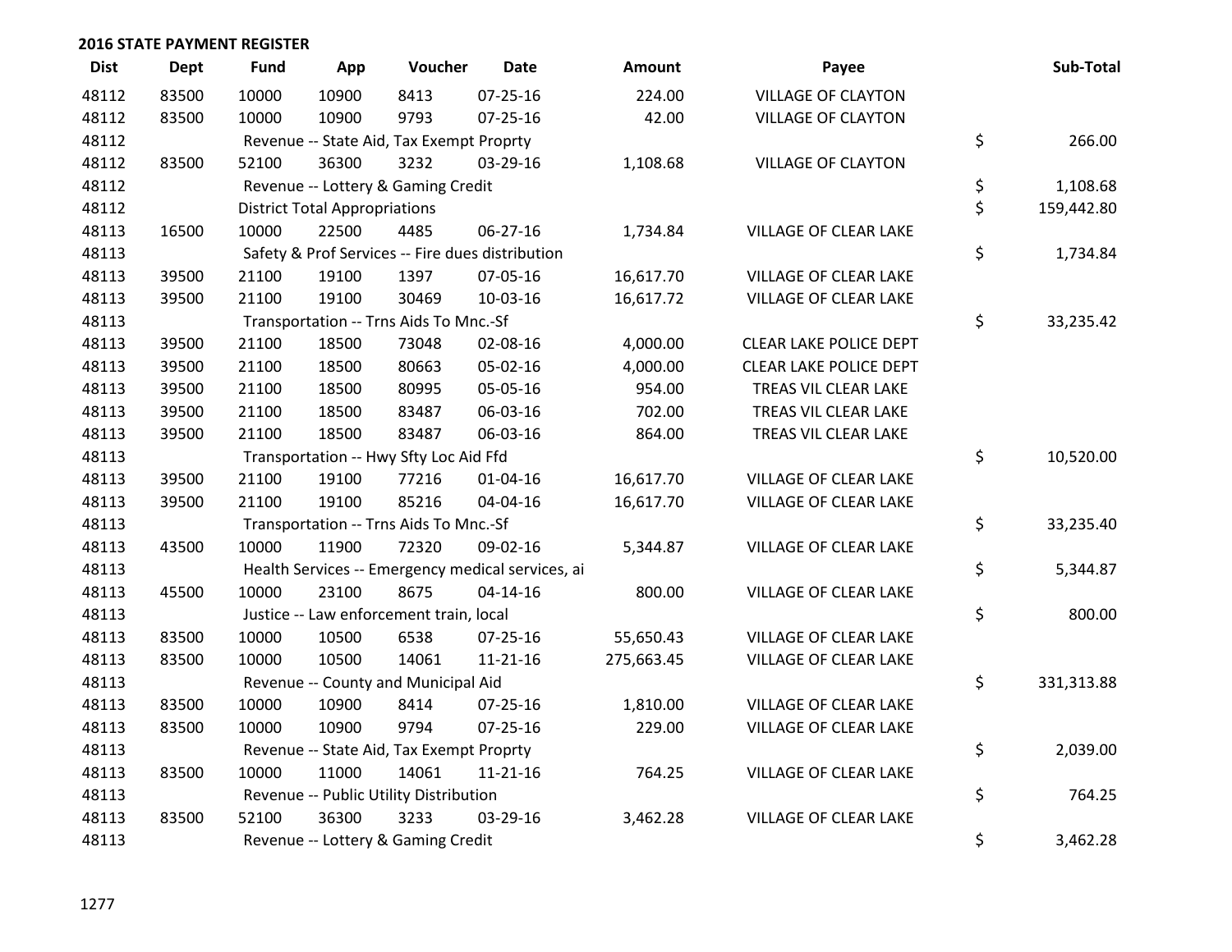## 2016 STATE PAYMENT REGISTER

| Dist | Dept | Fund | App | Voucher | Date | Amount | Payee | Sub-Total |
|---|---|---|---|---|---|---|---|---|
| 48112 | 83500 | 10000 | 10900 | 8413 | 07-25-16 | 224.00 | VILLAGE OF CLAYTON | |
| 48112 | 83500 | 10000 | 10900 | 9793 | 07-25-16 | 42.00 | VILLAGE OF CLAYTON | |
| 48112 | | Revenue -- State Aid, Tax Exempt Proprty | | | | | | $ 266.00 |
| 48112 | 83500 | 52100 | 36300 | 3232 | 03-29-16 | 1,108.68 | VILLAGE OF CLAYTON | |
| 48112 | | Revenue -- Lottery & Gaming Credit | | | | | | $ 1,108.68 |
| 48112 | | District Total Appropriations | | | | | | $ 159,442.80 |
| 48113 | 16500 | 10000 | 22500 | 4485 | 06-27-16 | 1,734.84 | VILLAGE OF CLEAR LAKE | |
| 48113 | | Safety & Prof Services -- Fire dues distribution | | | | | | $ 1,734.84 |
| 48113 | 39500 | 21100 | 19100 | 1397 | 07-05-16 | 16,617.70 | VILLAGE OF CLEAR LAKE | |
| 48113 | 39500 | 21100 | 19100 | 30469 | 10-03-16 | 16,617.72 | VILLAGE OF CLEAR LAKE | |
| 48113 | | Transportation -- Trns Aids To Mnc.-Sf | | | | | | $ 33,235.42 |
| 48113 | 39500 | 21100 | 18500 | 73048 | 02-08-16 | 4,000.00 | CLEAR LAKE POLICE DEPT | |
| 48113 | 39500 | 21100 | 18500 | 80663 | 05-02-16 | 4,000.00 | CLEAR LAKE POLICE DEPT | |
| 48113 | 39500 | 21100 | 18500 | 80995 | 05-05-16 | 954.00 | TREAS VIL CLEAR LAKE | |
| 48113 | 39500 | 21100 | 18500 | 83487 | 06-03-16 | 702.00 | TREAS VIL CLEAR LAKE | |
| 48113 | 39500 | 21100 | 18500 | 83487 | 06-03-16 | 864.00 | TREAS VIL CLEAR LAKE | |
| 48113 | | Transportation -- Hwy Sfty Loc Aid Ffd | | | | | | $ 10,520.00 |
| 48113 | 39500 | 21100 | 19100 | 77216 | 01-04-16 | 16,617.70 | VILLAGE OF CLEAR LAKE | |
| 48113 | 39500 | 21100 | 19100 | 85216 | 04-04-16 | 16,617.70 | VILLAGE OF CLEAR LAKE | |
| 48113 | | Transportation -- Trns Aids To Mnc.-Sf | | | | | | $ 33,235.40 |
| 48113 | 43500 | 10000 | 11900 | 72320 | 09-02-16 | 5,344.87 | VILLAGE OF CLEAR LAKE | |
| 48113 | | Health Services -- Emergency medical services, ai | | | | | | $ 5,344.87 |
| 48113 | 45500 | 10000 | 23100 | 8675 | 04-14-16 | 800.00 | VILLAGE OF CLEAR LAKE | |
| 48113 | | Justice -- Law enforcement train, local | | | | | | $ 800.00 |
| 48113 | 83500 | 10000 | 10500 | 6538 | 07-25-16 | 55,650.43 | VILLAGE OF CLEAR LAKE | |
| 48113 | 83500 | 10000 | 10500 | 14061 | 11-21-16 | 275,663.45 | VILLAGE OF CLEAR LAKE | |
| 48113 | | Revenue -- County and Municipal Aid | | | | | | $ 331,313.88 |
| 48113 | 83500 | 10000 | 10900 | 8414 | 07-25-16 | 1,810.00 | VILLAGE OF CLEAR LAKE | |
| 48113 | 83500 | 10000 | 10900 | 9794 | 07-25-16 | 229.00 | VILLAGE OF CLEAR LAKE | |
| 48113 | | Revenue -- State Aid, Tax Exempt Proprty | | | | | | $ 2,039.00 |
| 48113 | 83500 | 10000 | 11000 | 14061 | 11-21-16 | 764.25 | VILLAGE OF CLEAR LAKE | |
| 48113 | | Revenue -- Public Utility Distribution | | | | | | $ 764.25 |
| 48113 | 83500 | 52100 | 36300 | 3233 | 03-29-16 | 3,462.28 | VILLAGE OF CLEAR LAKE | |
| 48113 | | Revenue -- Lottery & Gaming Credit | | | | | | $ 3,462.28 |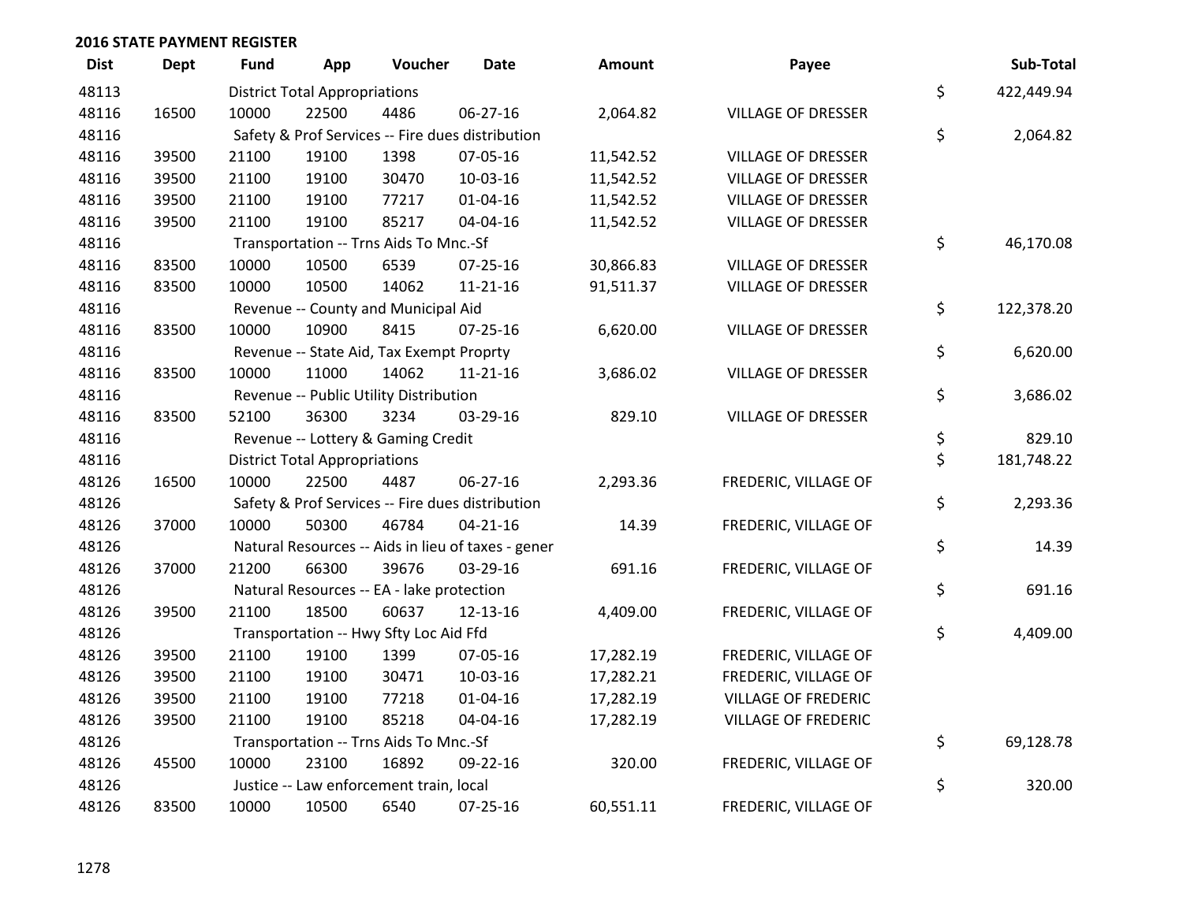**2016 STATE PAYMENT REGISTER**

| Dist | Dept | Fund | App | Voucher | Date | Amount | Payee | Sub-Total |
|---|---|---|---|---|---|---|---|---|
| 48113 | | District Total Appropriations | | | | | | $ 422,449.94 |
| 48116 | 16500 | 10000 | 22500 | 4486 | 06-27-16 | 2,064.82 | VILLAGE OF DRESSER | |
| 48116 | | Safety & Prof Services -- Fire dues distribution | | | | | | $ 2,064.82 |
| 48116 | 39500 | 21100 | 19100 | 1398 | 07-05-16 | 11,542.52 | VILLAGE OF DRESSER | |
| 48116 | 39500 | 21100 | 19100 | 30470 | 10-03-16 | 11,542.52 | VILLAGE OF DRESSER | |
| 48116 | 39500 | 21100 | 19100 | 77217 | 01-04-16 | 11,542.52 | VILLAGE OF DRESSER | |
| 48116 | 39500 | 21100 | 19100 | 85217 | 04-04-16 | 11,542.52 | VILLAGE OF DRESSER | |
| 48116 | | Transportation -- Trns Aids To Mnc.-Sf | | | | | | $ 46,170.08 |
| 48116 | 83500 | 10000 | 10500 | 6539 | 07-25-16 | 30,866.83 | VILLAGE OF DRESSER | |
| 48116 | 83500 | 10000 | 10500 | 14062 | 11-21-16 | 91,511.37 | VILLAGE OF DRESSER | |
| 48116 | | Revenue -- County and Municipal Aid | | | | | | $ 122,378.20 |
| 48116 | 83500 | 10000 | 10900 | 8415 | 07-25-16 | 6,620.00 | VILLAGE OF DRESSER | |
| 48116 | | Revenue -- State Aid, Tax Exempt Proprty | | | | | | $ 6,620.00 |
| 48116 | 83500 | 10000 | 11000 | 14062 | 11-21-16 | 3,686.02 | VILLAGE OF DRESSER | |
| 48116 | | Revenue -- Public Utility Distribution | | | | | | $ 3,686.02 |
| 48116 | 83500 | 52100 | 36300 | 3234 | 03-29-16 | 829.10 | VILLAGE OF DRESSER | |
| 48116 | | Revenue -- Lottery & Gaming Credit | | | | | | $ 829.10 |
| 48116 | | District Total Appropriations | | | | | | $ 181,748.22 |
| 48126 | 16500 | 10000 | 22500 | 4487 | 06-27-16 | 2,293.36 | FREDERIC, VILLAGE OF | |
| 48126 | | Safety & Prof Services -- Fire dues distribution | | | | | | $ 2,293.36 |
| 48126 | 37000 | 10000 | 50300 | 46784 | 04-21-16 | 14.39 | FREDERIC, VILLAGE OF | |
| 48126 | | Natural Resources -- Aids in lieu of taxes - gener | | | | | | $ 14.39 |
| 48126 | 37000 | 21200 | 66300 | 39676 | 03-29-16 | 691.16 | FREDERIC, VILLAGE OF | |
| 48126 | | Natural Resources -- EA - lake protection | | | | | | $ 691.16 |
| 48126 | 39500 | 21100 | 18500 | 60637 | 12-13-16 | 4,409.00 | FREDERIC, VILLAGE OF | |
| 48126 | | Transportation -- Hwy Sfty Loc Aid Ffd | | | | | | $ 4,409.00 |
| 48126 | 39500 | 21100 | 19100 | 1399 | 07-05-16 | 17,282.19 | FREDERIC, VILLAGE OF | |
| 48126 | 39500 | 21100 | 19100 | 30471 | 10-03-16 | 17,282.21 | FREDERIC, VILLAGE OF | |
| 48126 | 39500 | 21100 | 19100 | 77218 | 01-04-16 | 17,282.19 | VILLAGE OF FREDERIC | |
| 48126 | 39500 | 21100 | 19100 | 85218 | 04-04-16 | 17,282.19 | VILLAGE OF FREDERIC | |
| 48126 | | Transportation -- Trns Aids To Mnc.-Sf | | | | | | $ 69,128.78 |
| 48126 | 45500 | 10000 | 23100 | 16892 | 09-22-16 | 320.00 | FREDERIC, VILLAGE OF | |
| 48126 | | Justice -- Law enforcement train, local | | | | | | $ 320.00 |
| 48126 | 83500 | 10000 | 10500 | 6540 | 07-25-16 | 60,551.11 | FREDERIC, VILLAGE OF | |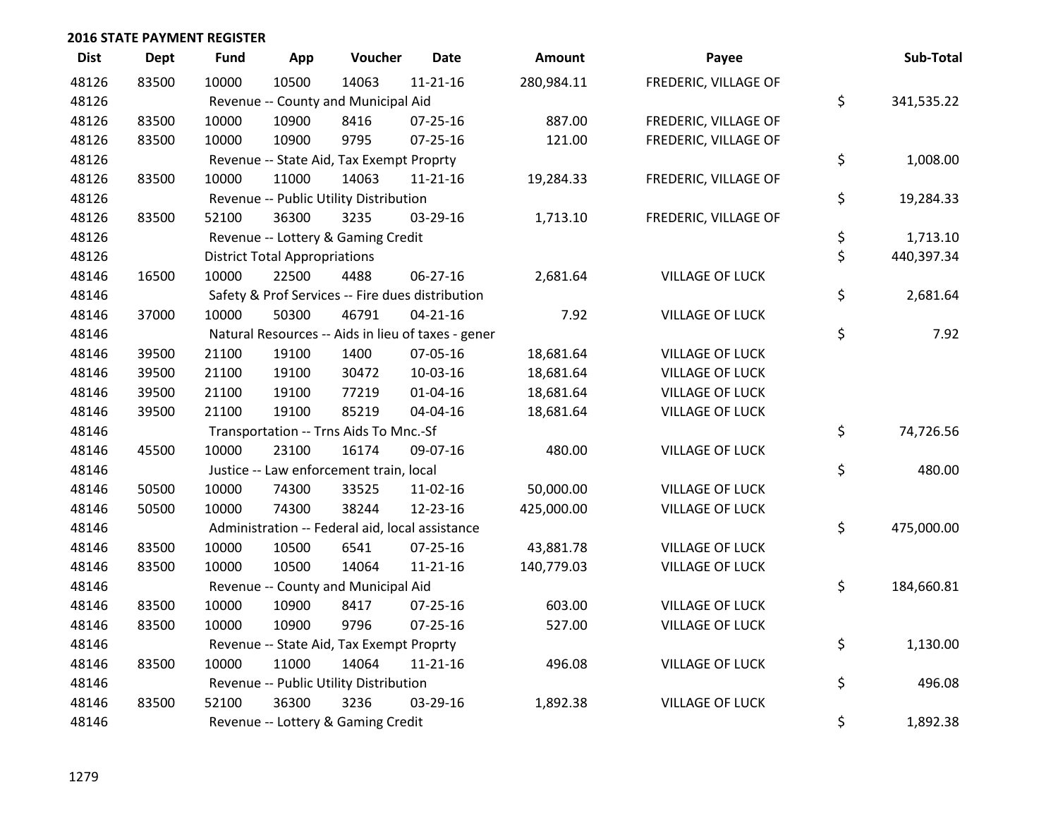## 2016 STATE PAYMENT REGISTER

| Dist | Dept | Fund | App | Voucher | Date | Amount | Payee | | Sub-Total |
|---|---|---|---|---|---|---|---|---|---|
| 48126 | 83500 | 10000 | 10500 | 14063 | 11-21-16 | 280,984.11 | FREDERIC, VILLAGE OF | | |
| 48126 | | Revenue -- County and Municipal Aid | | | | | | $ | 341,535.22 |
| 48126 | 83500 | 10000 | 10900 | 8416 | 07-25-16 | 887.00 | FREDERIC, VILLAGE OF | | |
| 48126 | 83500 | 10000 | 10900 | 9795 | 07-25-16 | 121.00 | FREDERIC, VILLAGE OF | | |
| 48126 | | Revenue -- State Aid, Tax Exempt Proprty | | | | | | $ | 1,008.00 |
| 48126 | 83500 | 10000 | 11000 | 14063 | 11-21-16 | 19,284.33 | FREDERIC, VILLAGE OF | | |
| 48126 | | Revenue -- Public Utility Distribution | | | | | | $ | 19,284.33 |
| 48126 | 83500 | 52100 | 36300 | 3235 | 03-29-16 | 1,713.10 | FREDERIC, VILLAGE OF | | |
| 48126 | | Revenue -- Lottery & Gaming Credit | | | | | | $ | 1,713.10 |
| 48126 | | District Total Appropriations | | | | | | $ | 440,397.34 |
| 48146 | 16500 | 10000 | 22500 | 4488 | 06-27-16 | 2,681.64 | VILLAGE OF LUCK | | |
| 48146 | | Safety & Prof Services -- Fire dues distribution | | | | | | $ | 2,681.64 |
| 48146 | 37000 | 10000 | 50300 | 46791 | 04-21-16 | 7.92 | VILLAGE OF LUCK | | |
| 48146 | | Natural Resources -- Aids in lieu of taxes - gener | | | | | | $ | 7.92 |
| 48146 | 39500 | 21100 | 19100 | 1400 | 07-05-16 | 18,681.64 | VILLAGE OF LUCK | | |
| 48146 | 39500 | 21100 | 19100 | 30472 | 10-03-16 | 18,681.64 | VILLAGE OF LUCK | | |
| 48146 | 39500 | 21100 | 19100 | 77219 | 01-04-16 | 18,681.64 | VILLAGE OF LUCK | | |
| 48146 | 39500 | 21100 | 19100 | 85219 | 04-04-16 | 18,681.64 | VILLAGE OF LUCK | | |
| 48146 | | Transportation -- Trns Aids To Mnc.-Sf | | | | | | $ | 74,726.56 |
| 48146 | 45500 | 10000 | 23100 | 16174 | 09-07-16 | 480.00 | VILLAGE OF LUCK | | |
| 48146 | | Justice -- Law enforcement train, local | | | | | | $ | 480.00 |
| 48146 | 50500 | 10000 | 74300 | 33525 | 11-02-16 | 50,000.00 | VILLAGE OF LUCK | | |
| 48146 | 50500 | 10000 | 74300 | 38244 | 12-23-16 | 425,000.00 | VILLAGE OF LUCK | | |
| 48146 | | Administration -- Federal aid, local assistance | | | | | | $ | 475,000.00 |
| 48146 | 83500 | 10000 | 10500 | 6541 | 07-25-16 | 43,881.78 | VILLAGE OF LUCK | | |
| 48146 | 83500 | 10000 | 10500 | 14064 | 11-21-16 | 140,779.03 | VILLAGE OF LUCK | | |
| 48146 | | Revenue -- County and Municipal Aid | | | | | | $ | 184,660.81 |
| 48146 | 83500 | 10000 | 10900 | 8417 | 07-25-16 | 603.00 | VILLAGE OF LUCK | | |
| 48146 | 83500 | 10000 | 10900 | 9796 | 07-25-16 | 527.00 | VILLAGE OF LUCK | | |
| 48146 | | Revenue -- State Aid, Tax Exempt Proprty | | | | | | $ | 1,130.00 |
| 48146 | 83500 | 10000 | 11000 | 14064 | 11-21-16 | 496.08 | VILLAGE OF LUCK | | |
| 48146 | | Revenue -- Public Utility Distribution | | | | | | $ | 496.08 |
| 48146 | 83500 | 52100 | 36300 | 3236 | 03-29-16 | 1,892.38 | VILLAGE OF LUCK | | |
| 48146 | | Revenue -- Lottery & Gaming Credit | | | | | | $ | 1,892.38 |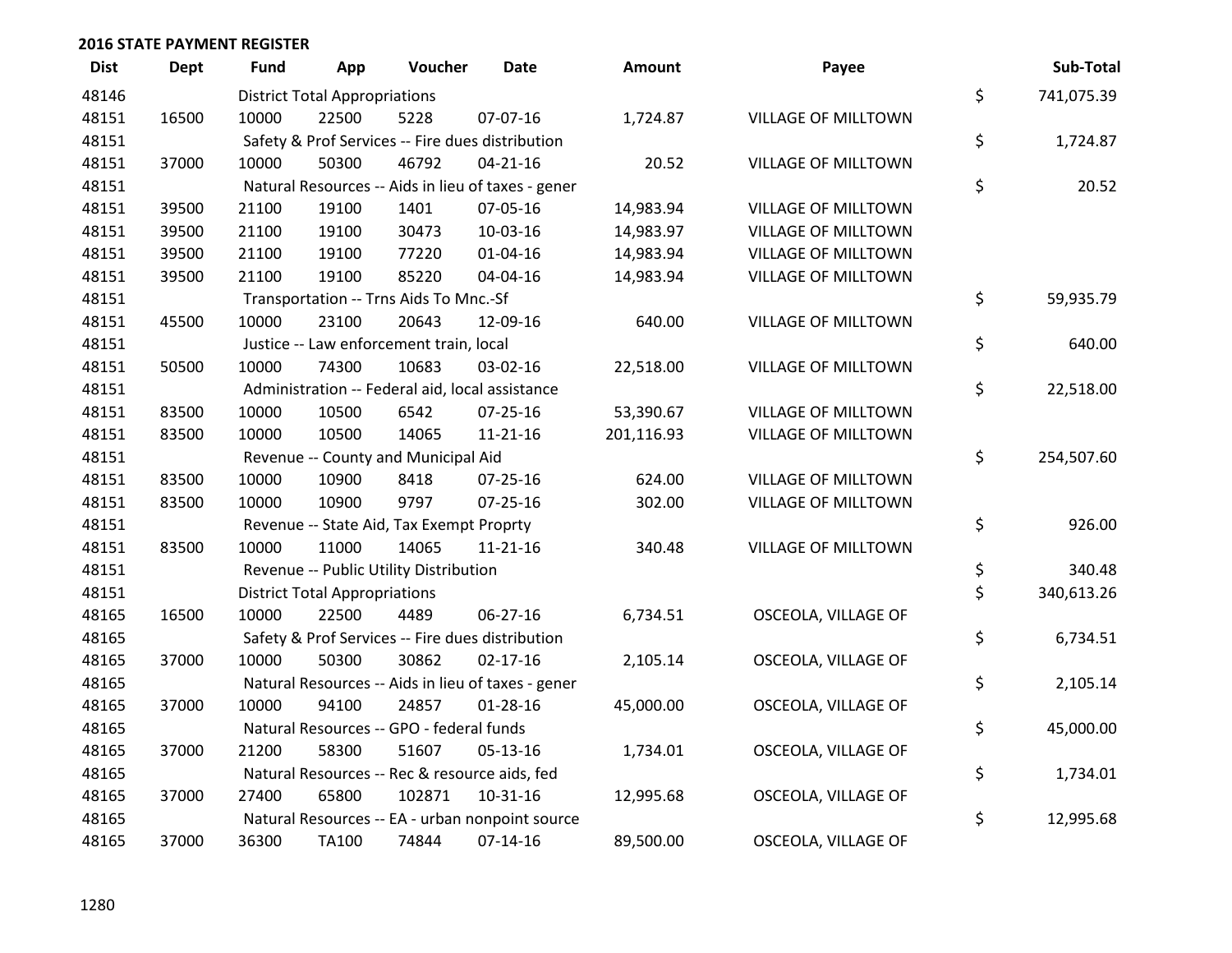**2016 STATE PAYMENT REGISTER**

| Dist | Dept | Fund | App | Voucher | Date | Amount | Payee | Sub-Total |
|---|---|---|---|---|---|---|---|---|
| 48146 | | District Total Appropriations | | | | | | $ 741,075.39 |
| 48151 | 16500 | 10000 | 22500 | 5228 | 07-07-16 | 1,724.87 | VILLAGE OF MILLTOWN | |
| 48151 | | Safety & Prof Services -- Fire dues distribution | | | | | | $ 1,724.87 |
| 48151 | 37000 | 10000 | 50300 | 46792 | 04-21-16 | 20.52 | VILLAGE OF MILLTOWN | |
| 48151 | | Natural Resources -- Aids in lieu of taxes - gener | | | | | | $ 20.52 |
| 48151 | 39500 | 21100 | 19100 | 1401 | 07-05-16 | 14,983.94 | VILLAGE OF MILLTOWN | |
| 48151 | 39500 | 21100 | 19100 | 30473 | 10-03-16 | 14,983.97 | VILLAGE OF MILLTOWN | |
| 48151 | 39500 | 21100 | 19100 | 77220 | 01-04-16 | 14,983.94 | VILLAGE OF MILLTOWN | |
| 48151 | 39500 | 21100 | 19100 | 85220 | 04-04-16 | 14,983.94 | VILLAGE OF MILLTOWN | |
| 48151 | | Transportation -- Trns Aids To Mnc.-Sf | | | | | | $ 59,935.79 |
| 48151 | 45500 | 10000 | 23100 | 20643 | 12-09-16 | 640.00 | VILLAGE OF MILLTOWN | |
| 48151 | | Justice -- Law enforcement train, local | | | | | | $ 640.00 |
| 48151 | 50500 | 10000 | 74300 | 10683 | 03-02-16 | 22,518.00 | VILLAGE OF MILLTOWN | |
| 48151 | | Administration -- Federal aid, local assistance | | | | | | $ 22,518.00 |
| 48151 | 83500 | 10000 | 10500 | 6542 | 07-25-16 | 53,390.67 | VILLAGE OF MILLTOWN | |
| 48151 | 83500 | 10000 | 10500 | 14065 | 11-21-16 | 201,116.93 | VILLAGE OF MILLTOWN | |
| 48151 | | Revenue -- County and Municipal Aid | | | | | | $ 254,507.60 |
| 48151 | 83500 | 10000 | 10900 | 8418 | 07-25-16 | 624.00 | VILLAGE OF MILLTOWN | |
| 48151 | 83500 | 10000 | 10900 | 9797 | 07-25-16 | 302.00 | VILLAGE OF MILLTOWN | |
| 48151 | | Revenue -- State Aid, Tax Exempt Proprty | | | | | | $ 926.00 |
| 48151 | 83500 | 10000 | 11000 | 14065 | 11-21-16 | 340.48 | VILLAGE OF MILLTOWN | |
| 48151 | | Revenue -- Public Utility Distribution | | | | | | $ 340.48 |
| 48151 | | District Total Appropriations | | | | | | $ 340,613.26 |
| 48165 | 16500 | 10000 | 22500 | 4489 | 06-27-16 | 6,734.51 | OSCEOLA, VILLAGE OF | |
| 48165 | | Safety & Prof Services -- Fire dues distribution | | | | | | $ 6,734.51 |
| 48165 | 37000 | 10000 | 50300 | 30862 | 02-17-16 | 2,105.14 | OSCEOLA, VILLAGE OF | |
| 48165 | | Natural Resources -- Aids in lieu of taxes - gener | | | | | | $ 2,105.14 |
| 48165 | 37000 | 10000 | 94100 | 24857 | 01-28-16 | 45,000.00 | OSCEOLA, VILLAGE OF | |
| 48165 | | Natural Resources -- GPO - federal funds | | | | | | $ 45,000.00 |
| 48165 | 37000 | 21200 | 58300 | 51607 | 05-13-16 | 1,734.01 | OSCEOLA, VILLAGE OF | |
| 48165 | | Natural Resources -- Rec & resource aids, fed | | | | | | $ 1,734.01 |
| 48165 | 37000 | 27400 | 65800 | 102871 | 10-31-16 | 12,995.68 | OSCEOLA, VILLAGE OF | |
| 48165 | | Natural Resources -- EA - urban nonpoint source | | | | | | $ 12,995.68 |
| 48165 | 37000 | 36300 | TA100 | 74844 | 07-14-16 | 89,500.00 | OSCEOLA, VILLAGE OF | |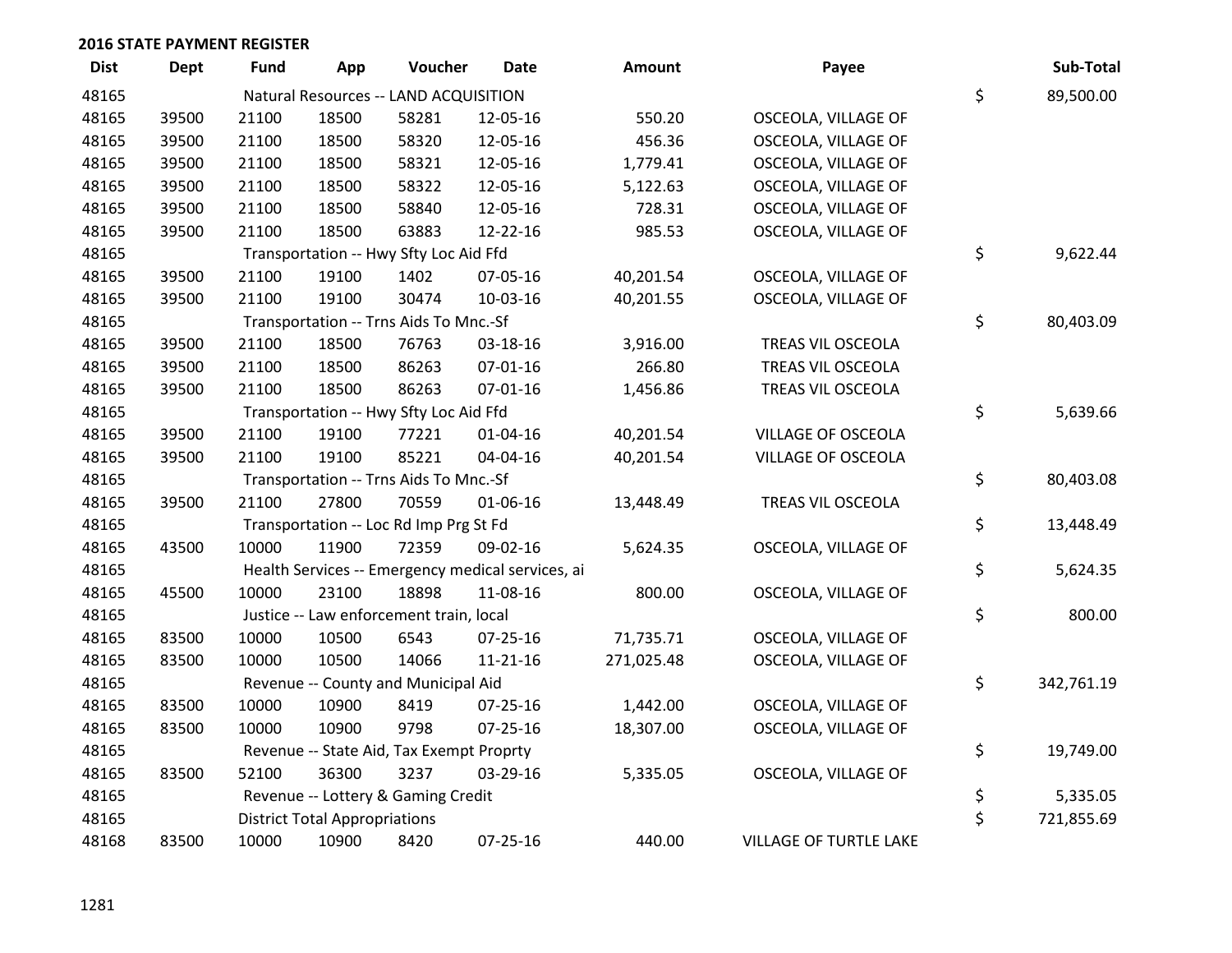## 2016 STATE PAYMENT REGISTER

| Dist | Dept | Fund | App | Voucher | Date | Amount | Payee | | Sub-Total |
|---|---|---|---|---|---|---|---|---|---|
| 48165 | | Natural Resources -- LAND ACQUISITION | | | | | | $ | 89,500.00 |
| 48165 | 39500 | 21100 | 18500 | 58281 | 12-05-16 | 550.20 | OSCEOLA, VILLAGE OF | | |
| 48165 | 39500 | 21100 | 18500 | 58320 | 12-05-16 | 456.36 | OSCEOLA, VILLAGE OF | | |
| 48165 | 39500 | 21100 | 18500 | 58321 | 12-05-16 | 1,779.41 | OSCEOLA, VILLAGE OF | | |
| 48165 | 39500 | 21100 | 18500 | 58322 | 12-05-16 | 5,122.63 | OSCEOLA, VILLAGE OF | | |
| 48165 | 39500 | 21100 | 18500 | 58840 | 12-05-16 | 728.31 | OSCEOLA, VILLAGE OF | | |
| 48165 | 39500 | 21100 | 18500 | 63883 | 12-22-16 | 985.53 | OSCEOLA, VILLAGE OF | | |
| 48165 | | Transportation -- Hwy Sfty Loc Aid Ffd | | | | | | $ | 9,622.44 |
| 48165 | 39500 | 21100 | 19100 | 1402 | 07-05-16 | 40,201.54 | OSCEOLA, VILLAGE OF | | |
| 48165 | 39500 | 21100 | 19100 | 30474 | 10-03-16 | 40,201.55 | OSCEOLA, VILLAGE OF | | |
| 48165 | | Transportation -- Trns Aids To Mnc.-Sf | | | | | | $ | 80,403.09 |
| 48165 | 39500 | 21100 | 18500 | 76763 | 03-18-16 | 3,916.00 | TREAS VIL OSCEOLA | | |
| 48165 | 39500 | 21100 | 18500 | 86263 | 07-01-16 | 266.80 | TREAS VIL OSCEOLA | | |
| 48165 | 39500 | 21100 | 18500 | 86263 | 07-01-16 | 1,456.86 | TREAS VIL OSCEOLA | | |
| 48165 | | Transportation -- Hwy Sfty Loc Aid Ffd | | | | | | $ | 5,639.66 |
| 48165 | 39500 | 21100 | 19100 | 77221 | 01-04-16 | 40,201.54 | VILLAGE OF OSCEOLA | | |
| 48165 | 39500 | 21100 | 19100 | 85221 | 04-04-16 | 40,201.54 | VILLAGE OF OSCEOLA | | |
| 48165 | | Transportation -- Trns Aids To Mnc.-Sf | | | | | | $ | 80,403.08 |
| 48165 | 39500 | 21100 | 27800 | 70559 | 01-06-16 | 13,448.49 | TREAS VIL OSCEOLA | | |
| 48165 | | Transportation -- Loc Rd Imp Prg St Fd | | | | | | $ | 13,448.49 |
| 48165 | 43500 | 10000 | 11900 | 72359 | 09-02-16 | 5,624.35 | OSCEOLA, VILLAGE OF | | |
| 48165 | | Health Services -- Emergency medical services, ai | | | | | | $ | 5,624.35 |
| 48165 | 45500 | 10000 | 23100 | 18898 | 11-08-16 | 800.00 | OSCEOLA, VILLAGE OF | | |
| 48165 | | Justice -- Law enforcement train, local | | | | | | $ | 800.00 |
| 48165 | 83500 | 10000 | 10500 | 6543 | 07-25-16 | 71,735.71 | OSCEOLA, VILLAGE OF | | |
| 48165 | 83500 | 10000 | 10500 | 14066 | 11-21-16 | 271,025.48 | OSCEOLA, VILLAGE OF | | |
| 48165 | | Revenue -- County and Municipal Aid | | | | | | $ | 342,761.19 |
| 48165 | 83500 | 10000 | 10900 | 8419 | 07-25-16 | 1,442.00 | OSCEOLA, VILLAGE OF | | |
| 48165 | 83500 | 10000 | 10900 | 9798 | 07-25-16 | 18,307.00 | OSCEOLA, VILLAGE OF | | |
| 48165 | | Revenue -- State Aid, Tax Exempt Proprty | | | | | | $ | 19,749.00 |
| 48165 | 83500 | 52100 | 36300 | 3237 | 03-29-16 | 5,335.05 | OSCEOLA, VILLAGE OF | | |
| 48165 | | Revenue -- Lottery & Gaming Credit | | | | | | $ | 5,335.05 |
| 48165 | | District Total Appropriations | | | | | | $ | 721,855.69 |
| 48168 | 83500 | 10000 | 10900 | 8420 | 07-25-16 | 440.00 | VILLAGE OF TURTLE LAKE | | |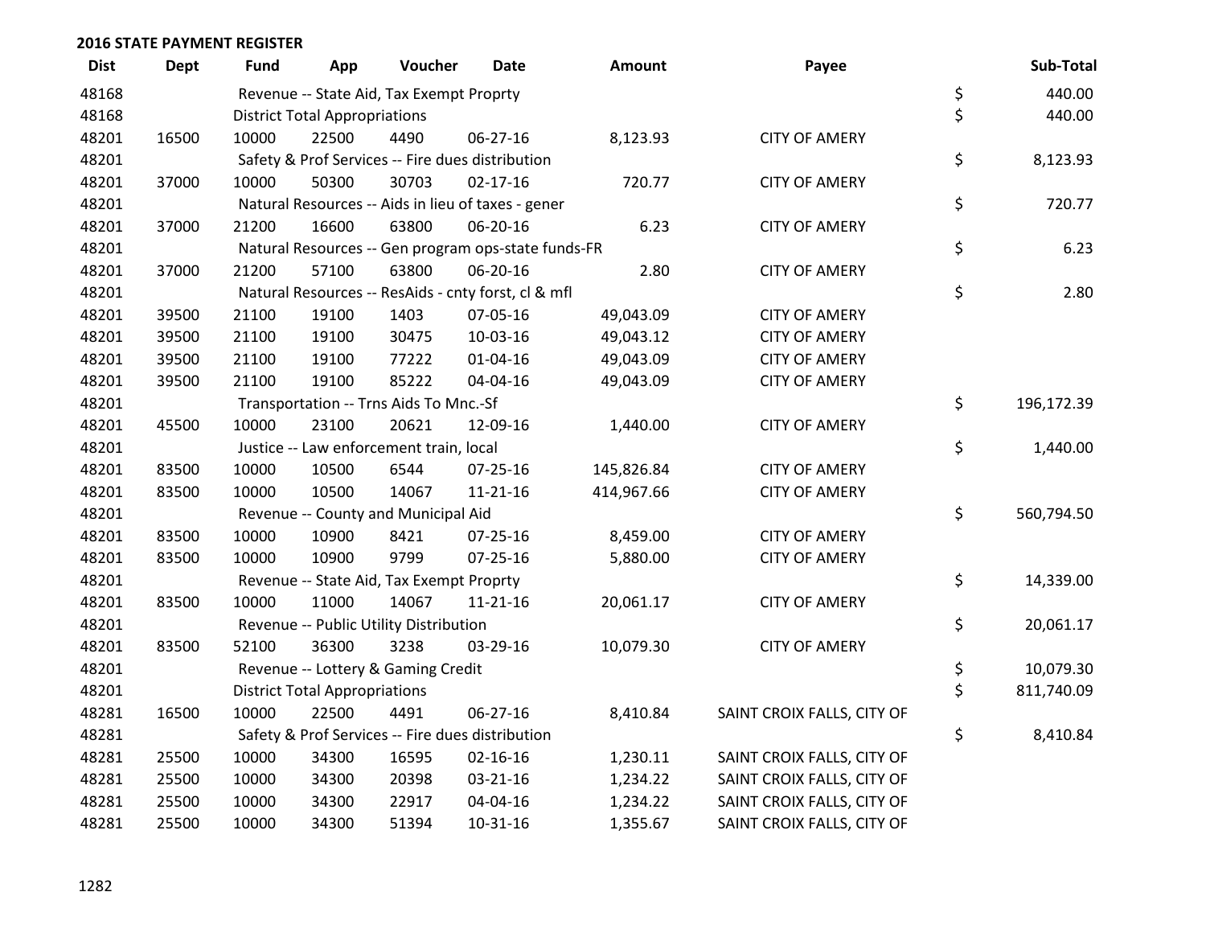**2016 STATE PAYMENT REGISTER**

| Dist | Dept | Fund | App | Voucher | Date | Amount | Payee | Sub-Total |
|---|---|---|---|---|---|---|---|---|
| 48168 | | Revenue -- State Aid, Tax Exempt Proprty | | | | | | $ 440.00 |
| 48168 | | District Total Appropriations | | | | | | $ 440.00 |
| 48201 | 16500 | 10000 | 22500 | 4490 | 06-27-16 | 8,123.93 | CITY OF AMERY | |
| 48201 | | Safety & Prof Services -- Fire dues distribution | | | | | | $ 8,123.93 |
| 48201 | 37000 | 10000 | 50300 | 30703 | 02-17-16 | 720.77 | CITY OF AMERY | |
| 48201 | | Natural Resources -- Aids in lieu of taxes - gener | | | | | | $ 720.77 |
| 48201 | 37000 | 21200 | 16600 | 63800 | 06-20-16 | 6.23 | CITY OF AMERY | |
| 48201 | | Natural Resources -- Gen program ops-state funds-FR | | | | | | $ 6.23 |
| 48201 | 37000 | 21200 | 57100 | 63800 | 06-20-16 | 2.80 | CITY OF AMERY | |
| 48201 | | Natural Resources -- ResAids - cnty forst, cl & mfl | | | | | | $ 2.80 |
| 48201 | 39500 | 21100 | 19100 | 1403 | 07-05-16 | 49,043.09 | CITY OF AMERY | |
| 48201 | 39500 | 21100 | 19100 | 30475 | 10-03-16 | 49,043.12 | CITY OF AMERY | |
| 48201 | 39500 | 21100 | 19100 | 77222 | 01-04-16 | 49,043.09 | CITY OF AMERY | |
| 48201 | 39500 | 21100 | 19100 | 85222 | 04-04-16 | 49,043.09 | CITY OF AMERY | |
| 48201 | | Transportation -- Trns Aids To Mnc.-Sf | | | | | | $ 196,172.39 |
| 48201 | 45500 | 10000 | 23100 | 20621 | 12-09-16 | 1,440.00 | CITY OF AMERY | |
| 48201 | | Justice -- Law enforcement train, local | | | | | | $ 1,440.00 |
| 48201 | 83500 | 10000 | 10500 | 6544 | 07-25-16 | 145,826.84 | CITY OF AMERY | |
| 48201 | 83500 | 10000 | 10500 | 14067 | 11-21-16 | 414,967.66 | CITY OF AMERY | |
| 48201 | | Revenue -- County and Municipal Aid | | | | | | $ 560,794.50 |
| 48201 | 83500 | 10000 | 10900 | 8421 | 07-25-16 | 8,459.00 | CITY OF AMERY | |
| 48201 | 83500 | 10000 | 10900 | 9799 | 07-25-16 | 5,880.00 | CITY OF AMERY | |
| 48201 | | Revenue -- State Aid, Tax Exempt Proprty | | | | | | $ 14,339.00 |
| 48201 | 83500 | 10000 | 11000 | 14067 | 11-21-16 | 20,061.17 | CITY OF AMERY | |
| 48201 | | Revenue -- Public Utility Distribution | | | | | | $ 20,061.17 |
| 48201 | 83500 | 52100 | 36300 | 3238 | 03-29-16 | 10,079.30 | CITY OF AMERY | |
| 48201 | | Revenue -- Lottery & Gaming Credit | | | | | | $ 10,079.30 |
| 48201 | | District Total Appropriations | | | | | | $ 811,740.09 |
| 48281 | 16500 | 10000 | 22500 | 4491 | 06-27-16 | 8,410.84 | SAINT CROIX FALLS, CITY OF | |
| 48281 | | Safety & Prof Services -- Fire dues distribution | | | | | | $ 8,410.84 |
| 48281 | 25500 | 10000 | 34300 | 16595 | 02-16-16 | 1,230.11 | SAINT CROIX FALLS, CITY OF | |
| 48281 | 25500 | 10000 | 34300 | 20398 | 03-21-16 | 1,234.22 | SAINT CROIX FALLS, CITY OF | |
| 48281 | 25500 | 10000 | 34300 | 22917 | 04-04-16 | 1,234.22 | SAINT CROIX FALLS, CITY OF | |
| 48281 | 25500 | 10000 | 34300 | 51394 | 10-31-16 | 1,355.67 | SAINT CROIX FALLS, CITY OF | |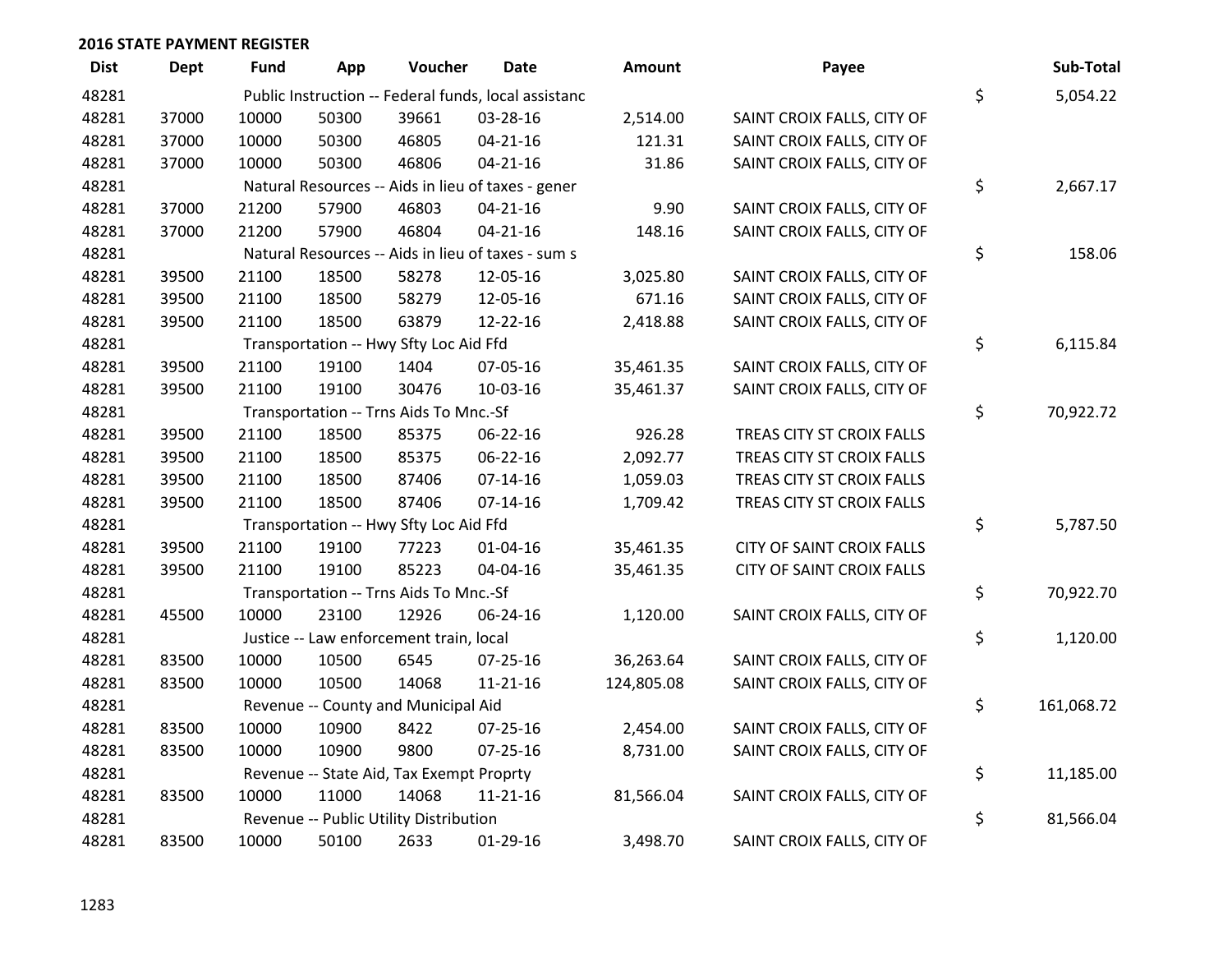## 2016 STATE PAYMENT REGISTER

| Dist | Dept | Fund | App | Voucher | Date | Amount | Payee | | Sub-Total |
|---|---|---|---|---|---|---|---|---|---|
| 48281 | | Public Instruction -- Federal funds, local assistanc | | | | | | $ | 5,054.22 |
| 48281 | 37000 | 10000 | 50300 | 39661 | 03-28-16 | 2,514.00 | SAINT CROIX FALLS, CITY OF | | |
| 48281 | 37000 | 10000 | 50300 | 46805 | 04-21-16 | 121.31 | SAINT CROIX FALLS, CITY OF | | |
| 48281 | 37000 | 10000 | 50300 | 46806 | 04-21-16 | 31.86 | SAINT CROIX FALLS, CITY OF | | |
| 48281 | | Natural Resources -- Aids in lieu of taxes - gener | | | | | | $ | 2,667.17 |
| 48281 | 37000 | 21200 | 57900 | 46803 | 04-21-16 | 9.90 | SAINT CROIX FALLS, CITY OF | | |
| 48281 | 37000 | 21200 | 57900 | 46804 | 04-21-16 | 148.16 | SAINT CROIX FALLS, CITY OF | | |
| 48281 | | Natural Resources -- Aids in lieu of taxes - sum s | | | | | | $ | 158.06 |
| 48281 | 39500 | 21100 | 18500 | 58278 | 12-05-16 | 3,025.80 | SAINT CROIX FALLS, CITY OF | | |
| 48281 | 39500 | 21100 | 18500 | 58279 | 12-05-16 | 671.16 | SAINT CROIX FALLS, CITY OF | | |
| 48281 | 39500 | 21100 | 18500 | 63879 | 12-22-16 | 2,418.88 | SAINT CROIX FALLS, CITY OF | | |
| 48281 | | Transportation -- Hwy Sfty Loc Aid Ffd | | | | | | $ | 6,115.84 |
| 48281 | 39500 | 21100 | 19100 | 1404 | 07-05-16 | 35,461.35 | SAINT CROIX FALLS, CITY OF | | |
| 48281 | 39500 | 21100 | 19100 | 30476 | 10-03-16 | 35,461.37 | SAINT CROIX FALLS, CITY OF | | |
| 48281 | | Transportation -- Trns Aids To Mnc.-Sf | | | | | | $ | 70,922.72 |
| 48281 | 39500 | 21100 | 18500 | 85375 | 06-22-16 | 926.28 | TREAS CITY ST CROIX FALLS | | |
| 48281 | 39500 | 21100 | 18500 | 85375 | 06-22-16 | 2,092.77 | TREAS CITY ST CROIX FALLS | | |
| 48281 | 39500 | 21100 | 18500 | 87406 | 07-14-16 | 1,059.03 | TREAS CITY ST CROIX FALLS | | |
| 48281 | 39500 | 21100 | 18500 | 87406 | 07-14-16 | 1,709.42 | TREAS CITY ST CROIX FALLS | | |
| 48281 | | Transportation -- Hwy Sfty Loc Aid Ffd | | | | | | $ | 5,787.50 |
| 48281 | 39500 | 21100 | 19100 | 77223 | 01-04-16 | 35,461.35 | CITY OF SAINT CROIX FALLS | | |
| 48281 | 39500 | 21100 | 19100 | 85223 | 04-04-16 | 35,461.35 | CITY OF SAINT CROIX FALLS | | |
| 48281 | | Transportation -- Trns Aids To Mnc.-Sf | | | | | | $ | 70,922.70 |
| 48281 | 45500 | 10000 | 23100 | 12926 | 06-24-16 | 1,120.00 | SAINT CROIX FALLS, CITY OF | | |
| 48281 | | Justice -- Law enforcement train, local | | | | | | $ | 1,120.00 |
| 48281 | 83500 | 10000 | 10500 | 6545 | 07-25-16 | 36,263.64 | SAINT CROIX FALLS, CITY OF | | |
| 48281 | 83500 | 10000 | 10500 | 14068 | 11-21-16 | 124,805.08 | SAINT CROIX FALLS, CITY OF | | |
| 48281 | | Revenue -- County and Municipal Aid | | | | | | $ | 161,068.72 |
| 48281 | 83500 | 10000 | 10900 | 8422 | 07-25-16 | 2,454.00 | SAINT CROIX FALLS, CITY OF | | |
| 48281 | 83500 | 10000 | 10900 | 9800 | 07-25-16 | 8,731.00 | SAINT CROIX FALLS, CITY OF | | |
| 48281 | | Revenue -- State Aid, Tax Exempt Proprty | | | | | | $ | 11,185.00 |
| 48281 | 83500 | 10000 | 11000 | 14068 | 11-21-16 | 81,566.04 | SAINT CROIX FALLS, CITY OF | | |
| 48281 | | Revenue -- Public Utility Distribution | | | | | | $ | 81,566.04 |
| 48281 | 83500 | 10000 | 50100 | 2633 | 01-29-16 | 3,498.70 | SAINT CROIX FALLS, CITY OF | | |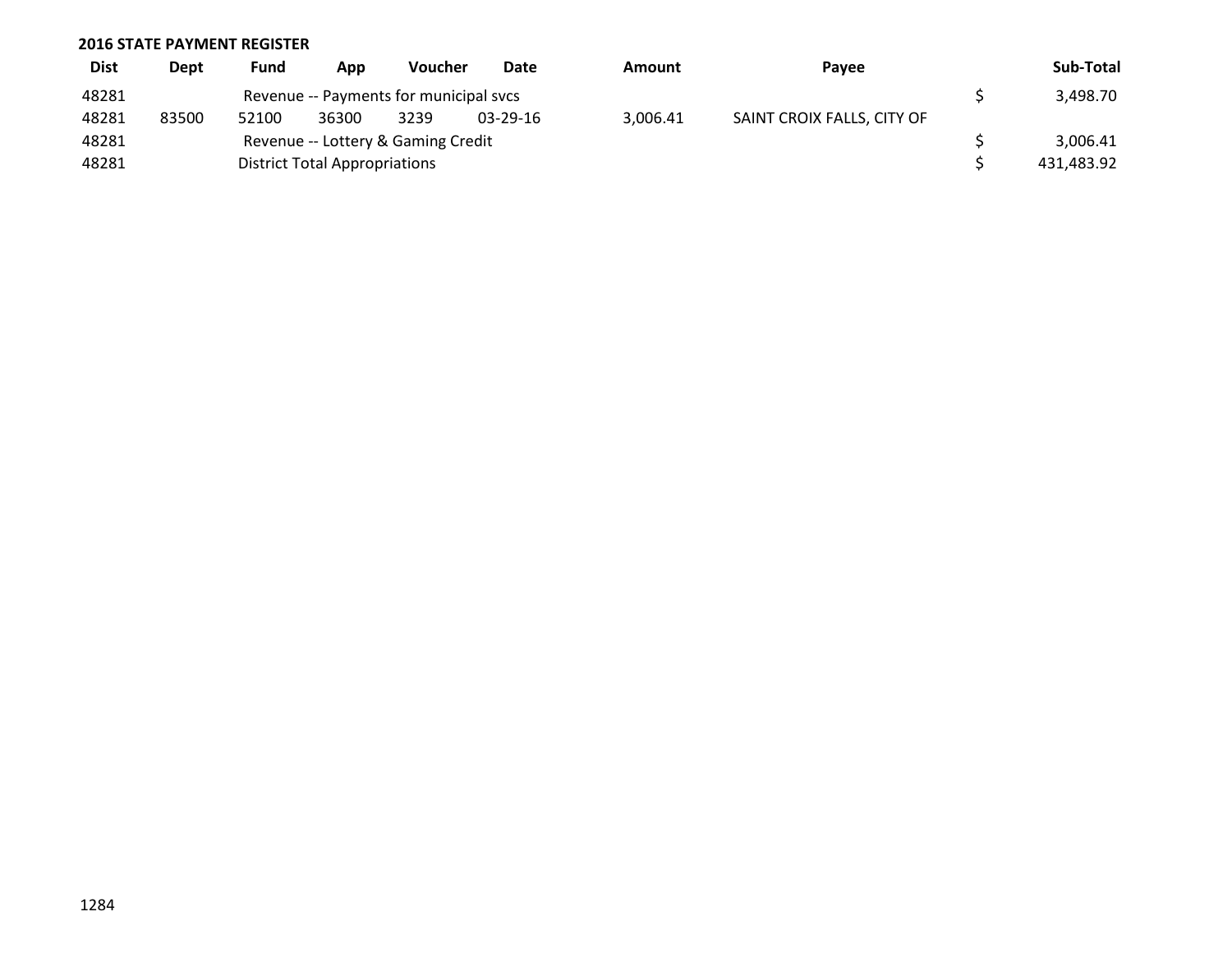**2016 STATE PAYMENT REGISTER**

| Dist | Dept | Fund | App | Voucher | Date | Amount | Payee | Sub-Total |
|---|---|---|---|---|---|---|---|---|
| 48281 | | Revenue -- Payments for municipal svcs | | | | | | $ 3,498.70 |
| 48281 | 83500 | 52100 | 36300 | 3239 | 03-29-16 | 3,006.41 | SAINT CROIX FALLS, CITY OF | |
| 48281 | | Revenue -- Lottery & Gaming Credit | | | | | | $ 3,006.41 |
| 48281 | | District Total Appropriations | | | | | | $ 431,483.92 |